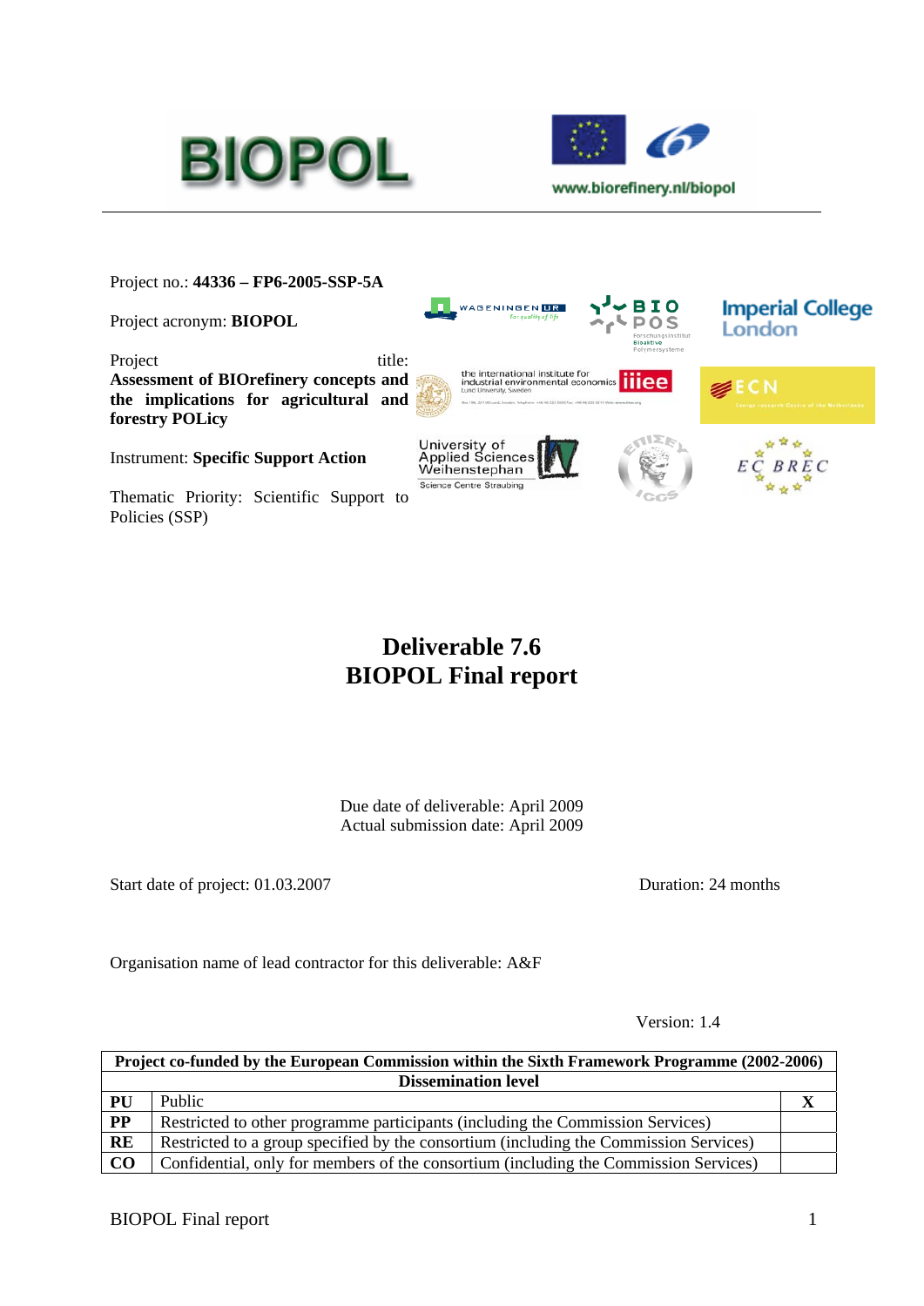BIOPOL

www.biorefinery.nl/biopol

Project no.: **44336 – FP6-2005-SSP-5A**

Project acronym: **BIOPOL**

Project title: **Assessment of BIOrefinery concepts and the implications for agricultural and forestry POLicy**

Instrument: **Specific Support Action**

Thematic Priority: Scientific Support to Policies (SSP)

# Deliverable 7.6
# BIOPOL Final report

Due date of deliverable: April 2009
Actual submission date: April 2009

Start date of project: 01.03.2007

Duration: 24 months

Organisation name of lead contractor for this deliverable: A&F

Version: 1.4

| Project co-funded by the European Commission within the Sixth Framework Programme (2002-2006) | | |
|---|---|---|
| **Dissemination level** | | |
| **PU** | Public | **X** |
| **PP** | Restricted to other programme participants (including the Commission Services) | |
| **RE** | Restricted to a group specified by the consortium (including the Commission Services) | |
| **CO** | Confidential, only for members of the consortium (including the Commission Services) | |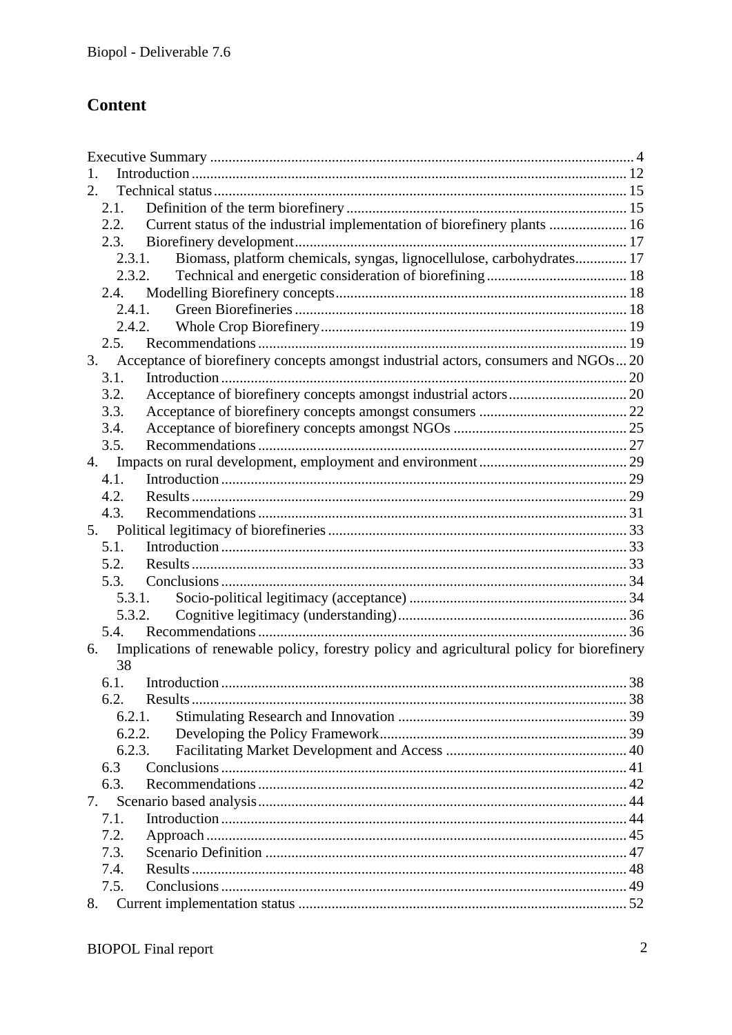# Content

Executive Summary ... 4
1. Introduction ... 12
2. Technical status ... 15
   2.1. Definition of the term biorefinery ... 15
   2.2. Current status of the industrial implementation of biorefinery plants ... 16
   2.3. Biorefinery development ... 17
      2.3.1. Biomass, platform chemicals, syngas, lignocellulose, carbohydrates ... 17
      2.3.2. Technical and energetic consideration of biorefining ... 18
   2.4. Modelling Biorefinery concepts ... 18
      2.4.1. Green Biorefineries ... 18
      2.4.2. Whole Crop Biorefinery ... 19
   2.5. Recommendations ... 19
3. Acceptance of biorefinery concepts amongst industrial actors, consumers and NGOs ... 20
   3.1. Introduction ... 20
   3.2. Acceptance of biorefinery concepts amongst industrial actors ... 20
   3.3. Acceptance of biorefinery concepts amongst consumers ... 22
   3.4. Acceptance of biorefinery concepts amongst NGOs ... 25
   3.5. Recommendations ... 27
4. Impacts on rural development, employment and environment ... 29
   4.1. Introduction ... 29
   4.2. Results ... 29
   4.3. Recommendations ... 31
5. Political legitimacy of biorefineries ... 33
   5.1. Introduction ... 33
   5.2. Results ... 33
   5.3. Conclusions ... 34
      5.3.1. Socio-political legitimacy (acceptance) ... 34
      5.3.2. Cognitive legitimacy (understanding) ... 36
   5.4. Recommendations ... 36
6. Implications of renewable policy, forestry policy and agricultural policy for biorefinery 38
   6.1. Introduction ... 38
   6.2. Results ... 38
      6.2.1. Stimulating Research and Innovation ... 39
      6.2.2. Developing the Policy Framework ... 39
      6.2.3. Facilitating Market Development and Access ... 40
   6.3 Conclusions ... 41
   6.3. Recommendations ... 42
7. Scenario based analysis ... 44
   7.1. Introduction ... 44
   7.2. Approach ... 45
   7.3. Scenario Definition ... 47
   7.4. Results ... 48
   7.5. Conclusions ... 49
8. Current implementation status ... 52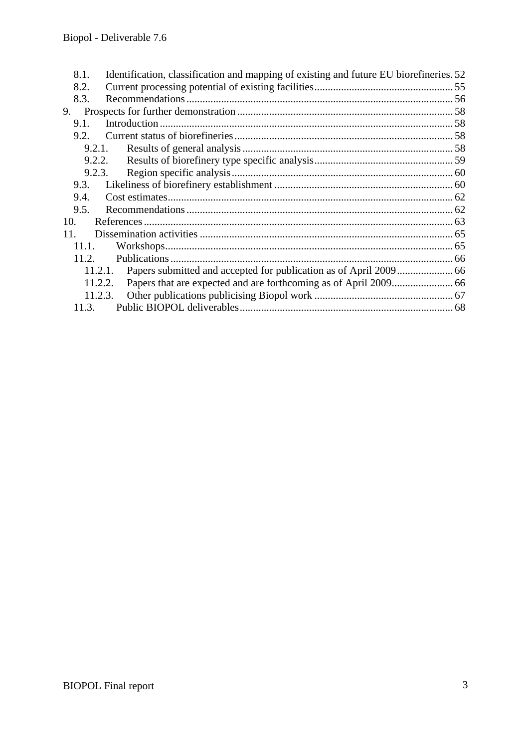8.1. Identification, classification and mapping of existing and future EU biorefineries. 52
8.2. Current processing potential of existing facilities .................................................... 55
8.3. Recommendations ................................................................................................... 56
9. Prospects for further demonstration ............................................................................. 58
9.1. Introduction ............................................................................................................. 58
9.2. Current status of biorefineries ................................................................................. 58
9.2.1. Results of general analysis ............................................................................... 58
9.2.2. Results of biorefinery type specific analysis .................................................... 59
9.2.3. Region specific analysis ................................................................................... 60
9.3. Likeliness of biorefinery establishment ................................................................... 60
9.4. Cost estimates .......................................................................................................... 62
9.5. Recommendations ................................................................................................... 62
10. References ................................................................................................................... 63
11. Dissemination activities .............................................................................................. 65
11.1. Workshops ........................................................................................................... 65
11.2. Publications ......................................................................................................... 66
11.2.1. Papers submitted and accepted for publication as of April 2009 ..................... 66
11.2.2. Papers that are expected and are forthcoming as of April 2009 ....................... 66
11.2.3. Other publications publicising Biopol work .................................................... 67
11.3. Public BIOPOL deliverables ................................................................................ 68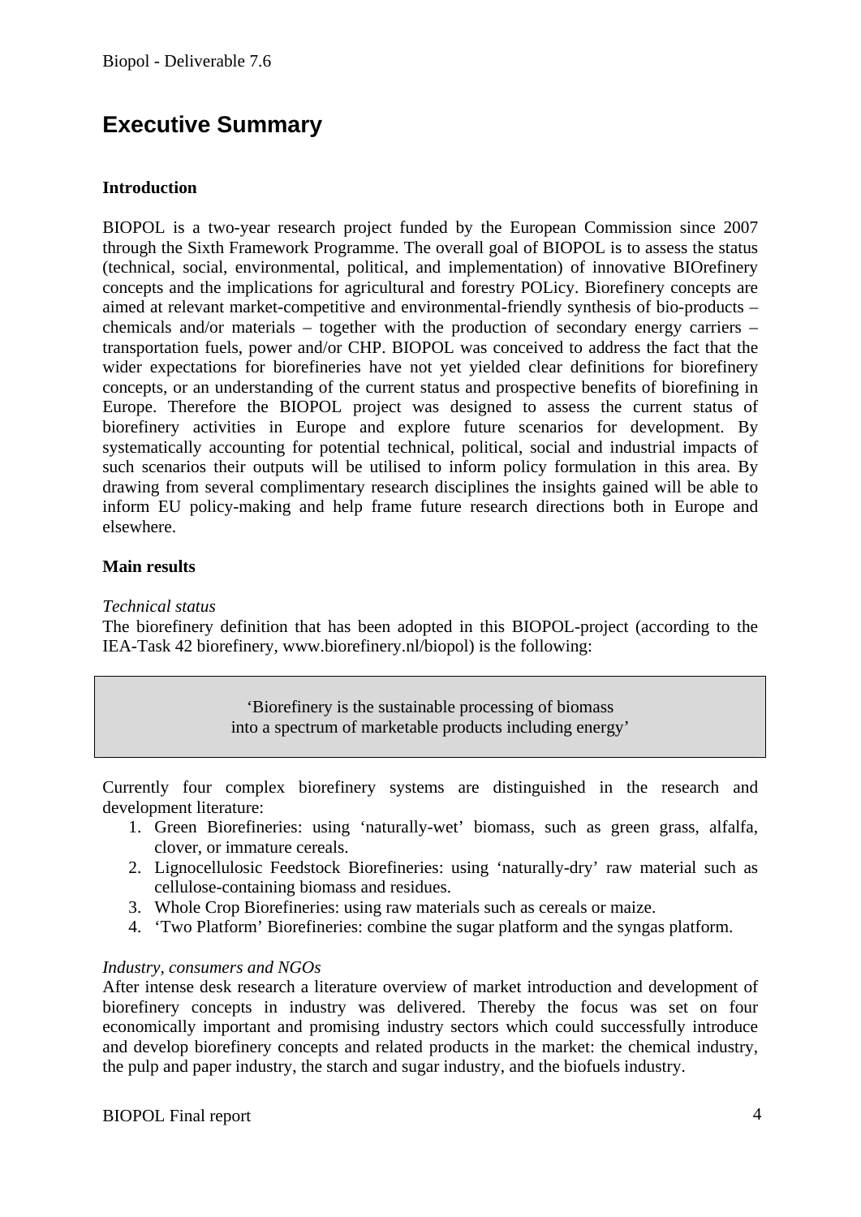# Executive Summary

**Introduction**

BIOPOL is a two-year research project funded by the European Commission since 2007 through the Sixth Framework Programme. The overall goal of BIOPOL is to assess the status (technical, social, environmental, political, and implementation) of innovative BIOrefinery concepts and the implications for agricultural and forestry POLicy. Biorefinery concepts are aimed at relevant market-competitive and environmental-friendly synthesis of bio-products – chemicals and/or materials – together with the production of secondary energy carriers – transportation fuels, power and/or CHP. BIOPOL was conceived to address the fact that the wider expectations for biorefineries have not yet yielded clear definitions for biorefinery concepts, or an understanding of the current status and prospective benefits of biorefining in Europe. Therefore the BIOPOL project was designed to assess the current status of biorefinery activities in Europe and explore future scenarios for development. By systematically accounting for potential technical, political, social and industrial impacts of such scenarios their outputs will be utilised to inform policy formulation in this area. By drawing from several complimentary research disciplines the insights gained will be able to inform EU policy-making and help frame future research directions both in Europe and elsewhere.

**Main results**

*Technical status*

The biorefinery definition that has been adopted in this BIOPOL-project (according to the IEA-Task 42 biorefinery, www.biorefinery.nl/biopol) is the following:

> 'Biorefinery is the sustainable processing of biomass into a spectrum of marketable products including energy'

Currently four complex biorefinery systems are distinguished in the research and development literature:

1. Green Biorefineries: using 'naturally-wet' biomass, such as green grass, alfalfa, clover, or immature cereals.
2. Lignocellulosic Feedstock Biorefineries: using 'naturally-dry' raw material such as cellulose-containing biomass and residues.
3. Whole Crop Biorefineries: using raw materials such as cereals or maize.
4. 'Two Platform' Biorefineries: combine the sugar platform and the syngas platform.

*Industry, consumers and NGOs*

After intense desk research a literature overview of market introduction and development of biorefinery concepts in industry was delivered. Thereby the focus was set on four economically important and promising industry sectors which could successfully introduce and develop biorefinery concepts and related products in the market: the chemical industry, the pulp and paper industry, the starch and sugar industry, and the biofuels industry.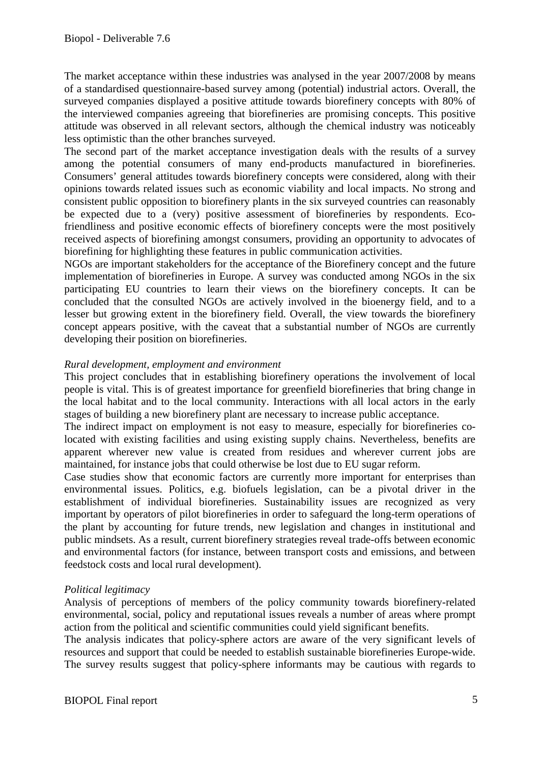The market acceptance within these industries was analysed in the year 2007/2008 by means of a standardised questionnaire-based survey among (potential) industrial actors. Overall, the surveyed companies displayed a positive attitude towards biorefinery concepts with 80% of the interviewed companies agreeing that biorefineries are promising concepts. This positive attitude was observed in all relevant sectors, although the chemical industry was noticeably less optimistic than the other branches surveyed.

The second part of the market acceptance investigation deals with the results of a survey among the potential consumers of many end-products manufactured in biorefineries. Consumers' general attitudes towards biorefinery concepts were considered, along with their opinions towards related issues such as economic viability and local impacts. No strong and consistent public opposition to biorefinery plants in the six surveyed countries can reasonably be expected due to a (very) positive assessment of biorefineries by respondents. Eco-friendliness and positive economic effects of biorefinery concepts were the most positively received aspects of biorefining amongst consumers, providing an opportunity to advocates of biorefining for highlighting these features in public communication activities.

NGOs are important stakeholders for the acceptance of the Biorefinery concept and the future implementation of biorefineries in Europe. A survey was conducted among NGOs in the six participating EU countries to learn their views on the biorefinery concepts. It can be concluded that the consulted NGOs are actively involved in the bioenergy field, and to a lesser but growing extent in the biorefinery field. Overall, the view towards the biorefinery concept appears positive, with the caveat that a substantial number of NGOs are currently developing their position on biorefineries.

*Rural development, employment and environment*

This project concludes that in establishing biorefinery operations the involvement of local people is vital. This is of greatest importance for greenfield biorefineries that bring change in the local habitat and to the local community. Interactions with all local actors in the early stages of building a new biorefinery plant are necessary to increase public acceptance.

The indirect impact on employment is not easy to measure, especially for biorefineries co-located with existing facilities and using existing supply chains. Nevertheless, benefits are apparent wherever new value is created from residues and wherever current jobs are maintained, for instance jobs that could otherwise be lost due to EU sugar reform.

Case studies show that economic factors are currently more important for enterprises than environmental issues. Politics, e.g. biofuels legislation, can be a pivotal driver in the establishment of individual biorefineries. Sustainability issues are recognized as very important by operators of pilot biorefineries in order to safeguard the long-term operations of the plant by accounting for future trends, new legislation and changes in institutional and public mindsets. As a result, current biorefinery strategies reveal trade-offs between economic and environmental factors (for instance, between transport costs and emissions, and between feedstock costs and local rural development).

*Political legitimacy*

Analysis of perceptions of members of the policy community towards biorefinery-related environmental, social, policy and reputational issues reveals a number of areas where prompt action from the political and scientific communities could yield significant benefits.

The analysis indicates that policy-sphere actors are aware of the very significant levels of resources and support that could be needed to establish sustainable biorefineries Europe-wide. The survey results suggest that policy-sphere informants may be cautious with regards to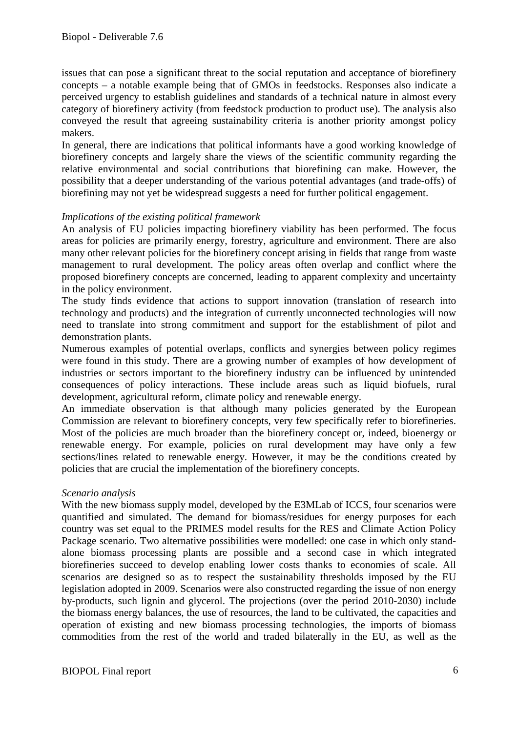issues that can pose a significant threat to the social reputation and acceptance of biorefinery concepts – a notable example being that of GMOs in feedstocks. Responses also indicate a perceived urgency to establish guidelines and standards of a technical nature in almost every category of biorefinery activity (from feedstock production to product use). The analysis also conveyed the result that agreeing sustainability criteria is another priority amongst policy makers.

In general, there are indications that political informants have a good working knowledge of biorefinery concepts and largely share the views of the scientific community regarding the relative environmental and social contributions that biorefining can make. However, the possibility that a deeper understanding of the various potential advantages (and trade-offs) of biorefining may not yet be widespread suggests a need for further political engagement.

*Implications of the existing political framework*

An analysis of EU policies impacting biorefinery viability has been performed. The focus areas for policies are primarily energy, forestry, agriculture and environment. There are also many other relevant policies for the biorefinery concept arising in fields that range from waste management to rural development. The policy areas often overlap and conflict where the proposed biorefinery concepts are concerned, leading to apparent complexity and uncertainty in the policy environment.

The study finds evidence that actions to support innovation (translation of research into technology and products) and the integration of currently unconnected technologies will now need to translate into strong commitment and support for the establishment of pilot and demonstration plants.

Numerous examples of potential overlaps, conflicts and synergies between policy regimes were found in this study. There are a growing number of examples of how development of industries or sectors important to the biorefinery industry can be influenced by unintended consequences of policy interactions. These include areas such as liquid biofuels, rural development, agricultural reform, climate policy and renewable energy.

An immediate observation is that although many policies generated by the European Commission are relevant to biorefinery concepts, very few specifically refer to biorefineries. Most of the policies are much broader than the biorefinery concept or, indeed, bioenergy or renewable energy. For example, policies on rural development may have only a few sections/lines related to renewable energy. However, it may be the conditions created by policies that are crucial the implementation of the biorefinery concepts.

*Scenario analysis*

With the new biomass supply model, developed by the E3MLab of ICCS, four scenarios were quantified and simulated. The demand for biomass/residues for energy purposes for each country was set equal to the PRIMES model results for the RES and Climate Action Policy Package scenario. Two alternative possibilities were modelled: one case in which only stand-alone biomass processing plants are possible and a second case in which integrated biorefineries succeed to develop enabling lower costs thanks to economies of scale. All scenarios are designed so as to respect the sustainability thresholds imposed by the EU legislation adopted in 2009. Scenarios were also constructed regarding the issue of non energy by-products, such lignin and glycerol. The projections (over the period 2010-2030) include the biomass energy balances, the use of resources, the land to be cultivated, the capacities and operation of existing and new biomass processing technologies, the imports of biomass commodities from the rest of the world and traded bilaterally in the EU, as well as the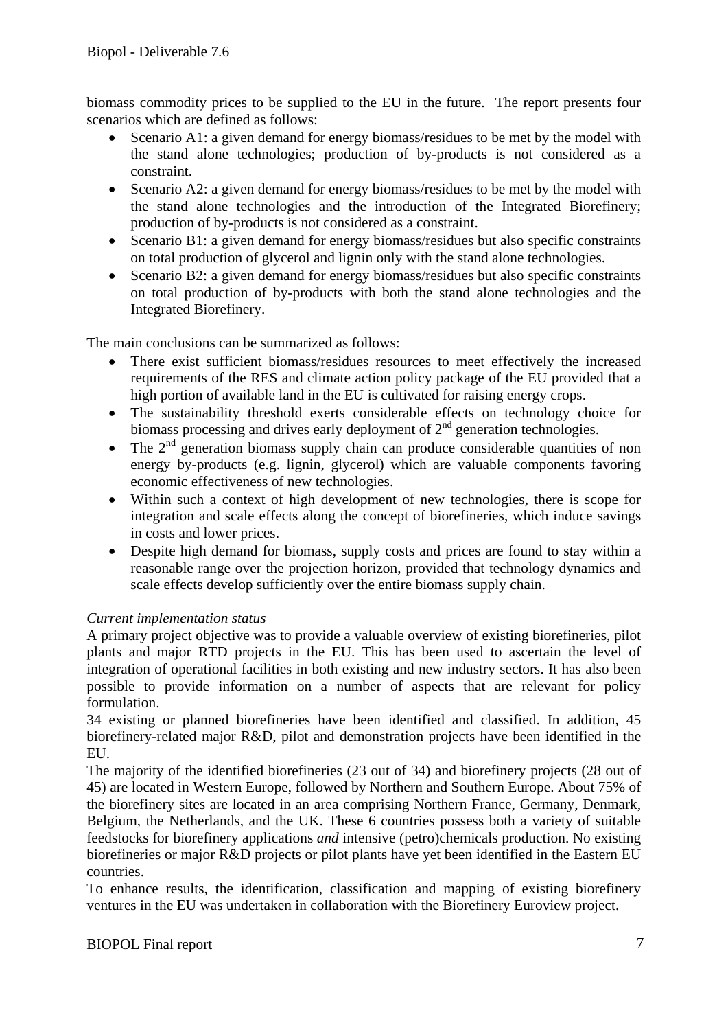biomass commodity prices to be supplied to the EU in the future. The report presents four scenarios which are defined as follows:

- Scenario A1: a given demand for energy biomass/residues to be met by the model with the stand alone technologies; production of by-products is not considered as a constraint.
- Scenario A2: a given demand for energy biomass/residues to be met by the model with the stand alone technologies and the introduction of the Integrated Biorefinery; production of by-products is not considered as a constraint.
- Scenario B1: a given demand for energy biomass/residues but also specific constraints on total production of glycerol and lignin only with the stand alone technologies.
- Scenario B2: a given demand for energy biomass/residues but also specific constraints on total production of by-products with both the stand alone technologies and the Integrated Biorefinery.

The main conclusions can be summarized as follows:

- There exist sufficient biomass/residues resources to meet effectively the increased requirements of the RES and climate action policy package of the EU provided that a high portion of available land in the EU is cultivated for raising energy crops.
- The sustainability threshold exerts considerable effects on technology choice for biomass processing and drives early deployment of 2nd generation technologies.
- The 2nd generation biomass supply chain can produce considerable quantities of non energy by-products (e.g. lignin, glycerol) which are valuable components favoring economic effectiveness of new technologies.
- Within such a context of high development of new technologies, there is scope for integration and scale effects along the concept of biorefineries, which induce savings in costs and lower prices.
- Despite high demand for biomass, supply costs and prices are found to stay within a reasonable range over the projection horizon, provided that technology dynamics and scale effects develop sufficiently over the entire biomass supply chain.

*Current implementation status*

A primary project objective was to provide a valuable overview of existing biorefineries, pilot plants and major RTD projects in the EU. This has been used to ascertain the level of integration of operational facilities in both existing and new industry sectors. It has also been possible to provide information on a number of aspects that are relevant for policy formulation.

34 existing or planned biorefineries have been identified and classified. In addition, 45 biorefinery-related major R&D, pilot and demonstration projects have been identified in the EU.

The majority of the identified biorefineries (23 out of 34) and biorefinery projects (28 out of 45) are located in Western Europe, followed by Northern and Southern Europe. About 75% of the biorefinery sites are located in an area comprising Northern France, Germany, Denmark, Belgium, the Netherlands, and the UK. These 6 countries possess both a variety of suitable feedstocks for biorefinery applications *and* intensive (petro)chemicals production. No existing biorefineries or major R&D projects or pilot plants have yet been identified in the Eastern EU countries.

To enhance results, the identification, classification and mapping of existing biorefinery ventures in the EU was undertaken in collaboration with the Biorefinery Euroview project.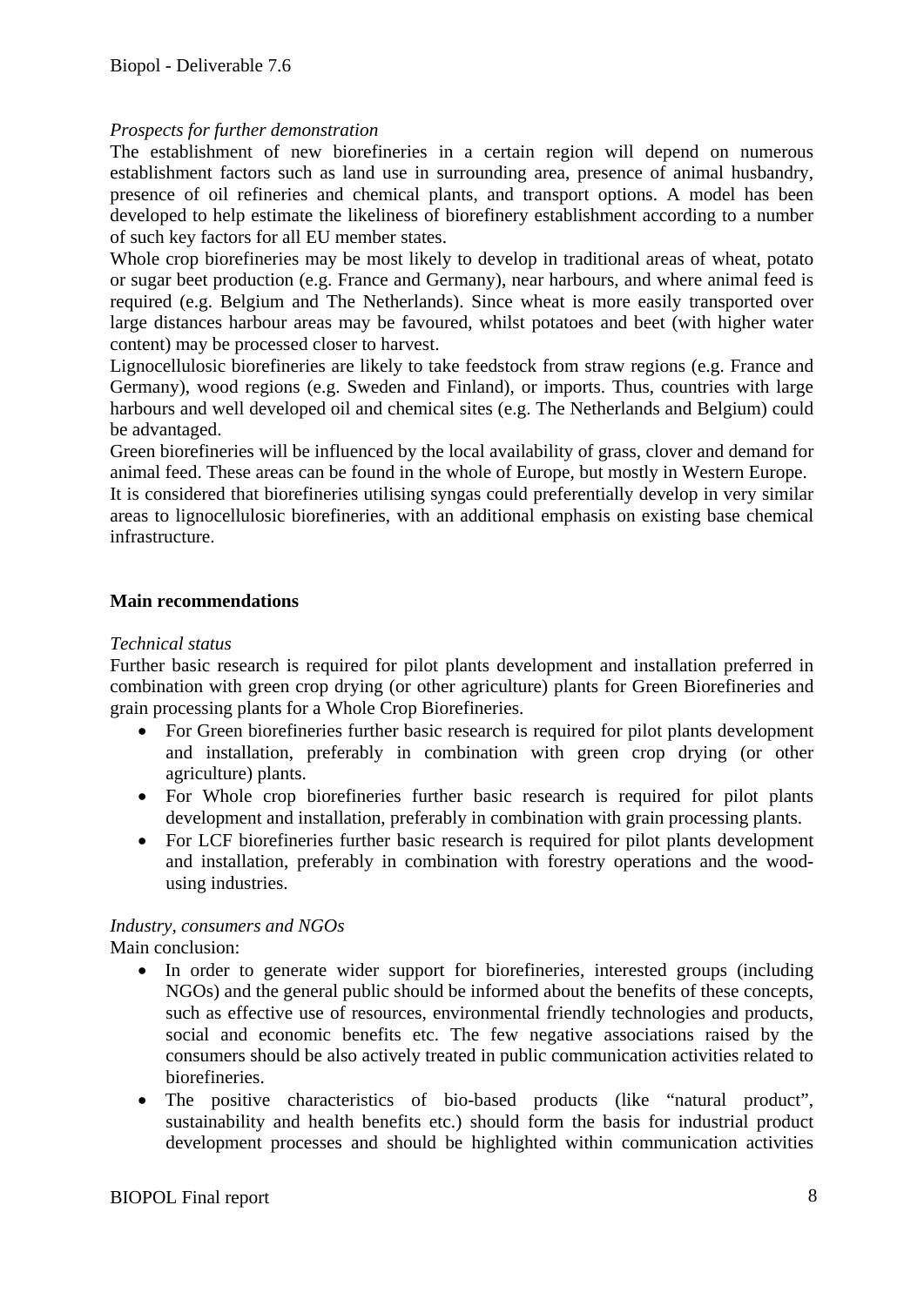*Prospects for further demonstration*

The establishment of new biorefineries in a certain region will depend on numerous establishment factors such as land use in surrounding area, presence of animal husbandry, presence of oil refineries and chemical plants, and transport options. A model has been developed to help estimate the likeliness of biorefinery establishment according to a number of such key factors for all EU member states.

Whole crop biorefineries may be most likely to develop in traditional areas of wheat, potato or sugar beet production (e.g. France and Germany), near harbours, and where animal feed is required (e.g. Belgium and The Netherlands). Since wheat is more easily transported over large distances harbour areas may be favoured, whilst potatoes and beet (with higher water content) may be processed closer to harvest.

Lignocellulosic biorefineries are likely to take feedstock from straw regions (e.g. France and Germany), wood regions (e.g. Sweden and Finland), or imports. Thus, countries with large harbours and well developed oil and chemical sites (e.g. The Netherlands and Belgium) could be advantaged.

Green biorefineries will be influenced by the local availability of grass, clover and demand for animal feed. These areas can be found in the whole of Europe, but mostly in Western Europe.

It is considered that biorefineries utilising syngas could preferentially develop in very similar areas to lignocellulosic biorefineries, with an additional emphasis on existing base chemical infrastructure.

**Main recommendations**

*Technical status*

Further basic research is required for pilot plants development and installation preferred in combination with green crop drying (or other agriculture) plants for Green Biorefineries and grain processing plants for a Whole Crop Biorefineries.

- For Green biorefineries further basic research is required for pilot plants development and installation, preferably in combination with green crop drying (or other agriculture) plants.
- For Whole crop biorefineries further basic research is required for pilot plants development and installation, preferably in combination with grain processing plants.
- For LCF biorefineries further basic research is required for pilot plants development and installation, preferably in combination with forestry operations and the wood-using industries.

*Industry, consumers and NGOs*

Main conclusion:

- In order to generate wider support for biorefineries, interested groups (including NGOs) and the general public should be informed about the benefits of these concepts, such as effective use of resources, environmental friendly technologies and products, social and economic benefits etc. The few negative associations raised by the consumers should be also actively treated in public communication activities related to biorefineries.
- The positive characteristics of bio-based products (like "natural product", sustainability and health benefits etc.) should form the basis for industrial product development processes and should be highlighted within communication activities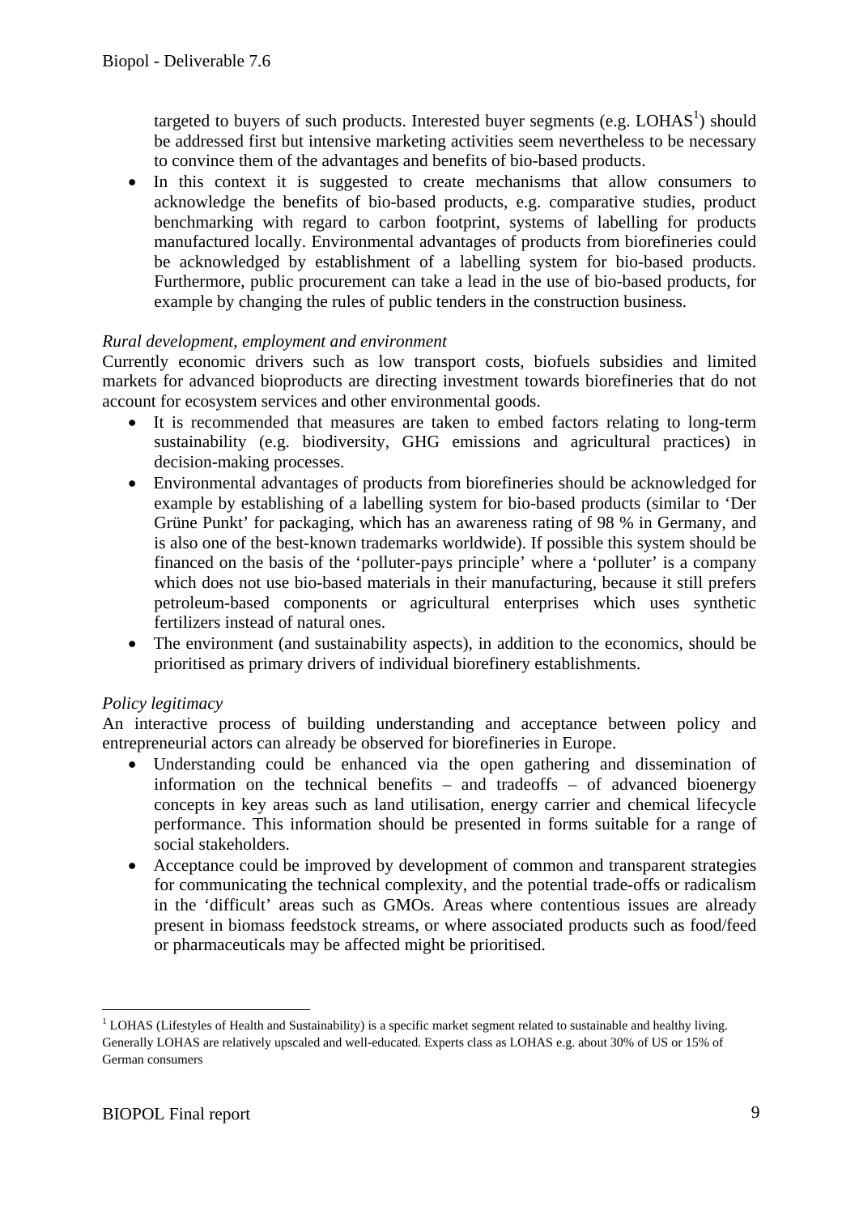targeted to buyers of such products. Interested buyer segments (e.g. LOHAS[1]) should be addressed first but intensive marketing activities seem nevertheless to be necessary to convince them of the advantages and benefits of bio-based products.
- In this context it is suggested to create mechanisms that allow consumers to acknowledge the benefits of bio-based products, e.g. comparative studies, product benchmarking with regard to carbon footprint, systems of labelling for products manufactured locally. Environmental advantages of products from biorefineries could be acknowledged by establishment of a labelling system for bio-based products. Furthermore, public procurement can take a lead in the use of bio-based products, for example by changing the rules of public tenders in the construction business.

*Rural development, employment and environment*

Currently economic drivers such as low transport costs, biofuels subsidies and limited markets for advanced bioproducts are directing investment towards biorefineries that do not account for ecosystem services and other environmental goods.

- It is recommended that measures are taken to embed factors relating to long-term sustainability (e.g. biodiversity, GHG emissions and agricultural practices) in decision-making processes.
- Environmental advantages of products from biorefineries should be acknowledged for example by establishing of a labelling system for bio-based products (similar to 'Der Grüne Punkt' for packaging, which has an awareness rating of 98 % in Germany, and is also one of the best-known trademarks worldwide). If possible this system should be financed on the basis of the 'polluter-pays principle' where a 'polluter' is a company which does not use bio-based materials in their manufacturing, because it still prefers petroleum-based components or agricultural enterprises which uses synthetic fertilizers instead of natural ones.
- The environment (and sustainability aspects), in addition to the economics, should be prioritised as primary drivers of individual biorefinery establishments.

*Policy legitimacy*

An interactive process of building understanding and acceptance between policy and entrepreneurial actors can already be observed for biorefineries in Europe.

- Understanding could be enhanced via the open gathering and dissemination of information on the technical benefits – and tradeoffs – of advanced bioenergy concepts in key areas such as land utilisation, energy carrier and chemical lifecycle performance. This information should be presented in forms suitable for a range of social stakeholders.
- Acceptance could be improved by development of common and transparent strategies for communicating the technical complexity, and the potential trade-offs or radicalism in the 'difficult' areas such as GMOs. Areas where contentious issues are already present in biomass feedstock streams, or where associated products such as food/feed or pharmaceuticals may be affected might be prioritised.

---

[1] LOHAS (Lifestyles of Health and Sustainability) is a specific market segment related to sustainable and healthy living. Generally LOHAS are relatively upscaled and well-educated. Experts class as LOHAS e.g. about 30% of US or 15% of German consumers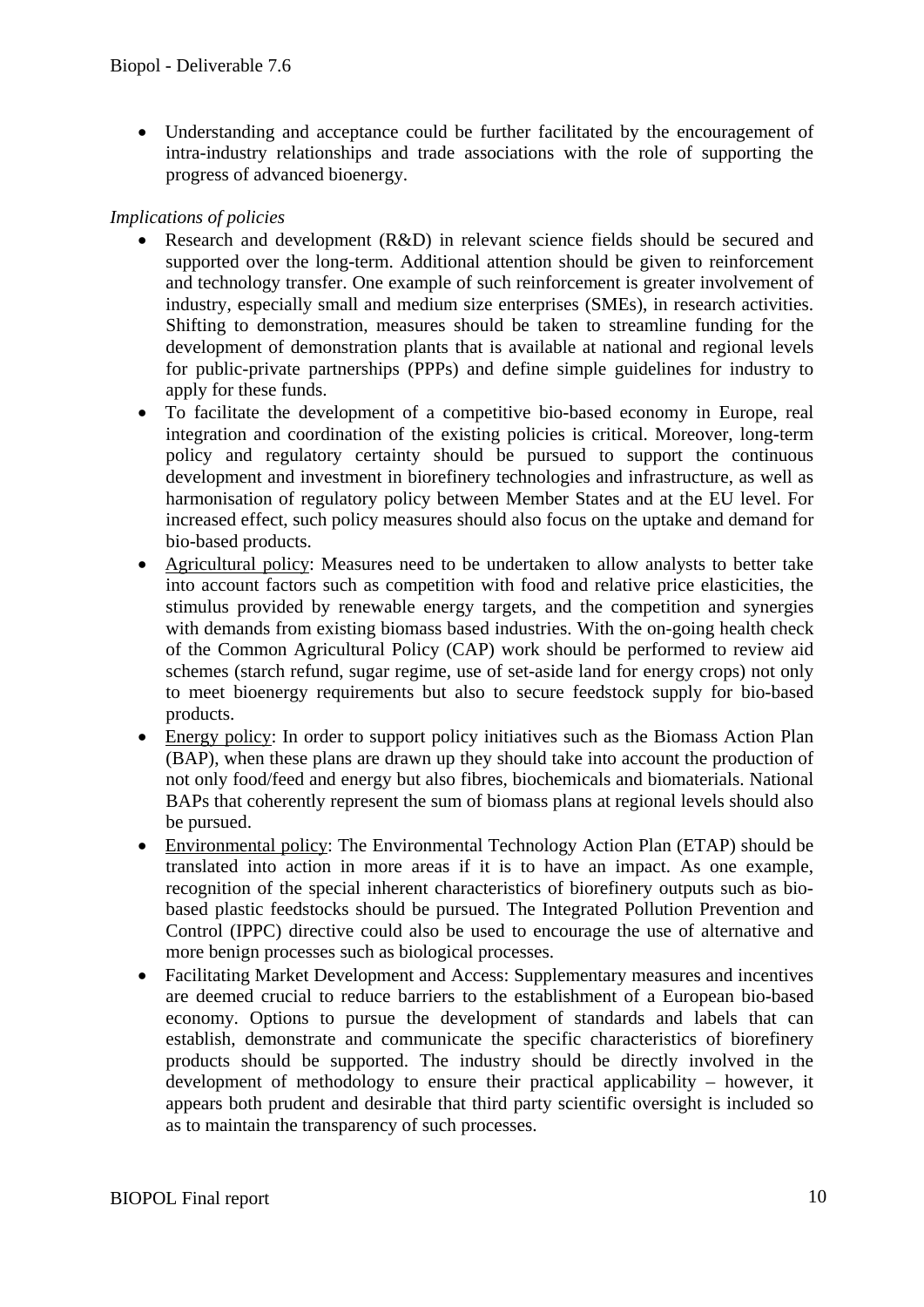- Understanding and acceptance could be further facilitated by the encouragement of intra-industry relationships and trade associations with the role of supporting the progress of advanced bioenergy.

*Implications of policies*

- Research and development (R&D) in relevant science fields should be secured and supported over the long-term. Additional attention should be given to reinforcement and technology transfer. One example of such reinforcement is greater involvement of industry, especially small and medium size enterprises (SMEs), in research activities. Shifting to demonstration, measures should be taken to streamline funding for the development of demonstration plants that is available at national and regional levels for public-private partnerships (PPPs) and define simple guidelines for industry to apply for these funds.
- To facilitate the development of a competitive bio-based economy in Europe, real integration and coordination of the existing policies is critical. Moreover, long-term policy and regulatory certainty should be pursued to support the continuous development and investment in biorefinery technologies and infrastructure, as well as harmonisation of regulatory policy between Member States and at the EU level. For increased effect, such policy measures should also focus on the uptake and demand for bio-based products.
- <u>Agricultural policy</u>: Measures need to be undertaken to allow analysts to better take into account factors such as competition with food and relative price elasticities, the stimulus provided by renewable energy targets, and the competition and synergies with demands from existing biomass based industries. With the on-going health check of the Common Agricultural Policy (CAP) work should be performed to review aid schemes (starch refund, sugar regime, use of set-aside land for energy crops) not only to meet bioenergy requirements but also to secure feedstock supply for bio-based products.
- <u>Energy policy</u>: In order to support policy initiatives such as the Biomass Action Plan (BAP), when these plans are drawn up they should take into account the production of not only food/feed and energy but also fibres, biochemicals and biomaterials. National BAPs that coherently represent the sum of biomass plans at regional levels should also be pursued.
- <u>Environmental policy</u>: The Environmental Technology Action Plan (ETAP) should be translated into action in more areas if it is to have an impact. As one example, recognition of the special inherent characteristics of biorefinery outputs such as bio-based plastic feedstocks should be pursued. The Integrated Pollution Prevention and Control (IPPC) directive could also be used to encourage the use of alternative and more benign processes such as biological processes.
- Facilitating Market Development and Access: Supplementary measures and incentives are deemed crucial to reduce barriers to the establishment of a European bio-based economy. Options to pursue the development of standards and labels that can establish, demonstrate and communicate the specific characteristics of biorefinery products should be supported. The industry should be directly involved in the development of methodology to ensure their practical applicability – however, it appears both prudent and desirable that third party scientific oversight is included so as to maintain the transparency of such processes.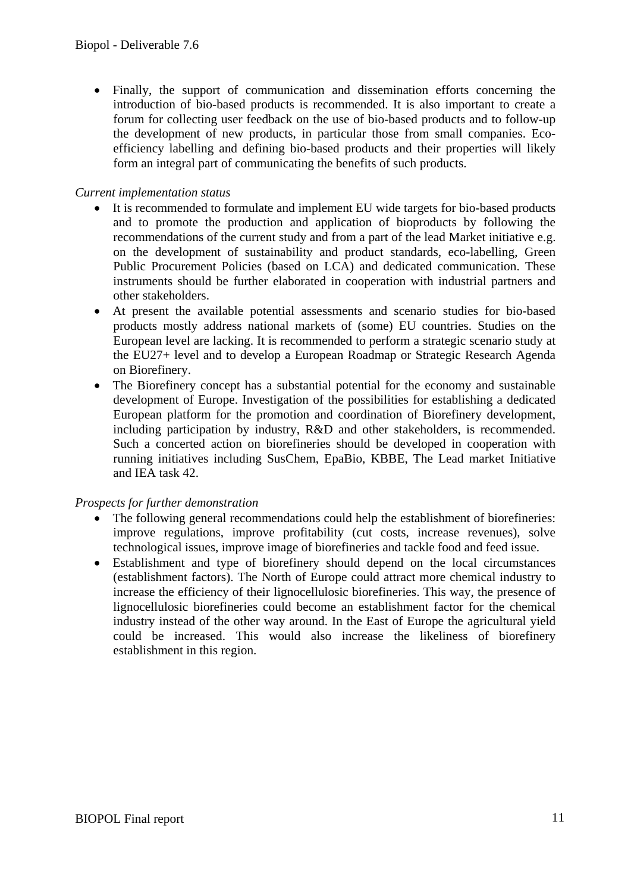- Finally, the support of communication and dissemination efforts concerning the introduction of bio-based products is recommended. It is also important to create a forum for collecting user feedback on the use of bio-based products and to follow-up the development of new products, in particular those from small companies. Eco-efficiency labelling and defining bio-based products and their properties will likely form an integral part of communicating the benefits of such products.

*Current implementation status*

- It is recommended to formulate and implement EU wide targets for bio-based products and to promote the production and application of bioproducts by following the recommendations of the current study and from a part of the lead Market initiative e.g. on the development of sustainability and product standards, eco-labelling, Green Public Procurement Policies (based on LCA) and dedicated communication. These instruments should be further elaborated in cooperation with industrial partners and other stakeholders.
- At present the available potential assessments and scenario studies for bio-based products mostly address national markets of (some) EU countries. Studies on the European level are lacking. It is recommended to perform a strategic scenario study at the EU27+ level and to develop a European Roadmap or Strategic Research Agenda on Biorefinery.
- The Biorefinery concept has a substantial potential for the economy and sustainable development of Europe. Investigation of the possibilities for establishing a dedicated European platform for the promotion and coordination of Biorefinery development, including participation by industry, R&D and other stakeholders, is recommended. Such a concerted action on biorefineries should be developed in cooperation with running initiatives including SusChem, EpaBio, KBBE, The Lead market Initiative and IEA task 42.

*Prospects for further demonstration*

- The following general recommendations could help the establishment of biorefineries: improve regulations, improve profitability (cut costs, increase revenues), solve technological issues, improve image of biorefineries and tackle food and feed issue.
- Establishment and type of biorefinery should depend on the local circumstances (establishment factors). The North of Europe could attract more chemical industry to increase the efficiency of their lignocellulosic biorefineries. This way, the presence of lignocellulosic biorefineries could become an establishment factor for the chemical industry instead of the other way around. In the East of Europe the agricultural yield could be increased. This would also increase the likeliness of biorefinery establishment in this region.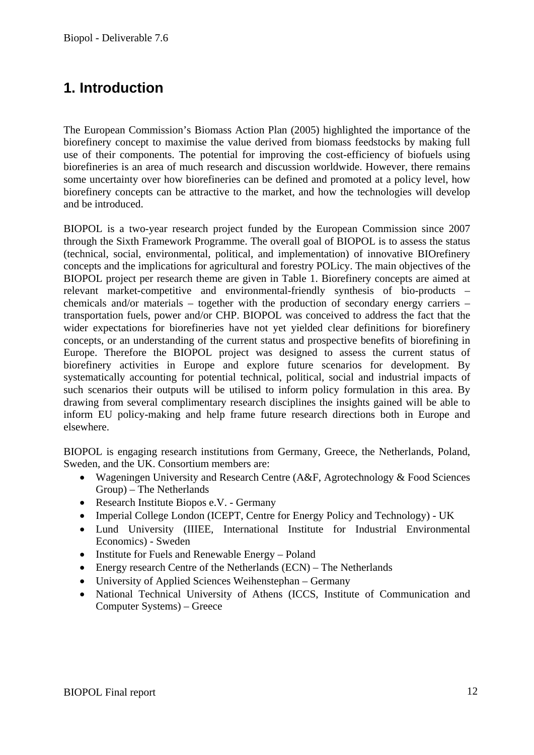# 1. Introduction

The European Commission's Biomass Action Plan (2005) highlighted the importance of the biorefinery concept to maximise the value derived from biomass feedstocks by making full use of their components. The potential for improving the cost-efficiency of biofuels using biorefineries is an area of much research and discussion worldwide. However, there remains some uncertainty over how biorefineries can be defined and promoted at a policy level, how biorefinery concepts can be attractive to the market, and how the technologies will develop and be introduced.

BIOPOL is a two-year research project funded by the European Commission since 2007 through the Sixth Framework Programme. The overall goal of BIOPOL is to assess the status (technical, social, environmental, political, and implementation) of innovative BIOrefinery concepts and the implications for agricultural and forestry POLicy. The main objectives of the BIOPOL project per research theme are given in Table 1. Biorefinery concepts are aimed at relevant market-competitive and environmental-friendly synthesis of bio-products – chemicals and/or materials – together with the production of secondary energy carriers – transportation fuels, power and/or CHP. BIOPOL was conceived to address the fact that the wider expectations for biorefineries have not yet yielded clear definitions for biorefinery concepts, or an understanding of the current status and prospective benefits of biorefining in Europe. Therefore the BIOPOL project was designed to assess the current status of biorefinery activities in Europe and explore future scenarios for development. By systematically accounting for potential technical, political, social and industrial impacts of such scenarios their outputs will be utilised to inform policy formulation in this area. By drawing from several complimentary research disciplines the insights gained will be able to inform EU policy-making and help frame future research directions both in Europe and elsewhere.

BIOPOL is engaging research institutions from Germany, Greece, the Netherlands, Poland, Sweden, and the UK. Consortium members are:

- Wageningen University and Research Centre (A&F, Agrotechnology & Food Sciences Group) – The Netherlands
- Research Institute Biopos e.V. - Germany
- Imperial College London (ICEPT, Centre for Energy Policy and Technology) - UK
- Lund University (IIIEE, International Institute for Industrial Environmental Economics) - Sweden
- Institute for Fuels and Renewable Energy – Poland
- Energy research Centre of the Netherlands (ECN) – The Netherlands
- University of Applied Sciences Weihenstephan – Germany
- National Technical University of Athens (ICCS, Institute of Communication and Computer Systems) – Greece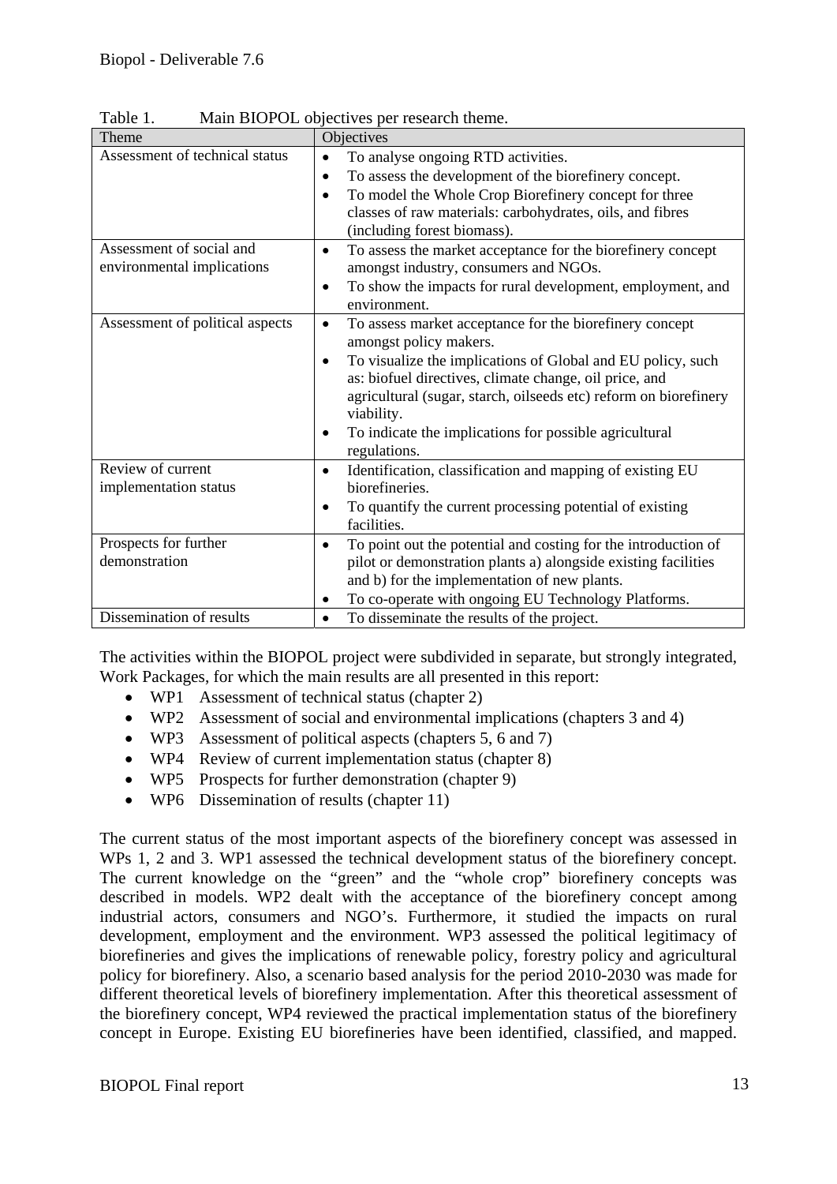Table 1. Main BIOPOL objectives per research theme.

| Theme | Objectives |
| --- | --- |
| Assessment of technical status | • To analyse ongoing RTD activities.<br>• To assess the development of the biorefinery concept.<br>• To model the Whole Crop Biorefinery concept for three classes of raw materials: carbohydrates, oils, and fibres (including forest biomass). |
| Assessment of social and environmental implications | • To assess the market acceptance for the biorefinery concept amongst industry, consumers and NGOs.<br>• To show the impacts for rural development, employment, and environment. |
| Assessment of political aspects | • To assess market acceptance for the biorefinery concept amongst policy makers.<br>• To visualize the implications of Global and EU policy, such as: biofuel directives, climate change, oil price, and agricultural (sugar, starch, oilseeds etc) reform on biorefinery viability.<br>• To indicate the implications for possible agricultural regulations. |
| Review of current implementation status | • Identification, classification and mapping of existing EU biorefineries.<br>• To quantify the current processing potential of existing facilities. |
| Prospects for further demonstration | • To point out the potential and costing for the introduction of pilot or demonstration plants a) alongside existing facilities and b) for the implementation of new plants.<br>• To co-operate with ongoing EU Technology Platforms. |
| Dissemination of results | • To disseminate the results of the project. |

The activities within the BIOPOL project were subdivided in separate, but strongly integrated, Work Packages, for which the main results are all presented in this report:

- WP1 Assessment of technical status (chapter 2)
- WP2 Assessment of social and environmental implications (chapters 3 and 4)
- WP3 Assessment of political aspects (chapters 5, 6 and 7)
- WP4 Review of current implementation status (chapter 8)
- WP5 Prospects for further demonstration (chapter 9)
- WP6 Dissemination of results (chapter 11)

The current status of the most important aspects of the biorefinery concept was assessed in WPs 1, 2 and 3. WP1 assessed the technical development status of the biorefinery concept. The current knowledge on the "green" and the "whole crop" biorefinery concepts was described in models. WP2 dealt with the acceptance of the biorefinery concept among industrial actors, consumers and NGO's. Furthermore, it studied the impacts on rural development, employment and the environment. WP3 assessed the political legitimacy of biorefineries and gives the implications of renewable policy, forestry policy and agricultural policy for biorefinery. Also, a scenario based analysis for the period 2010-2030 was made for different theoretical levels of biorefinery implementation. After this theoretical assessment of the biorefinery concept, WP4 reviewed the practical implementation status of the biorefinery concept in Europe. Existing EU biorefineries have been identified, classified, and mapped.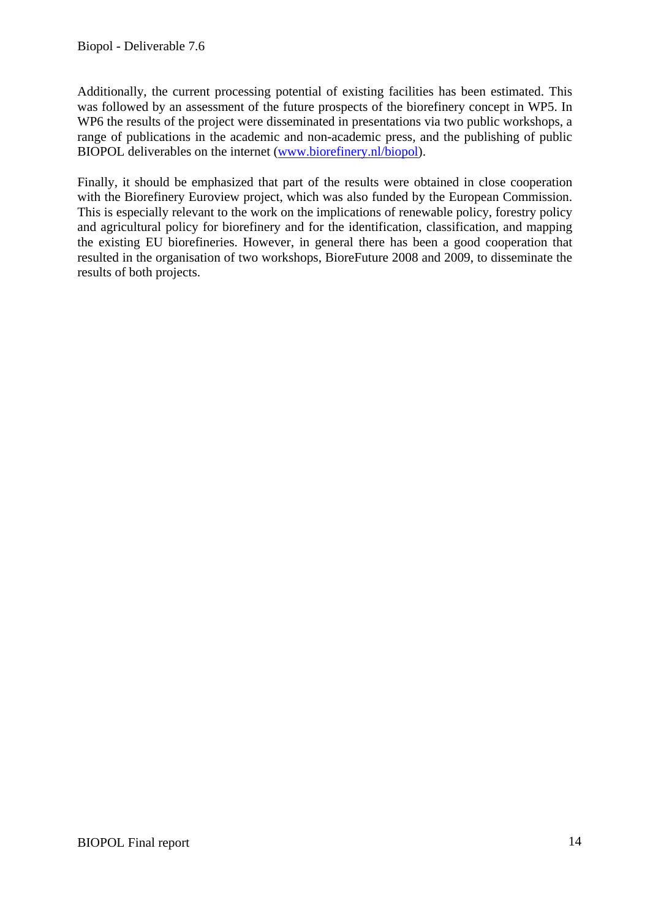Additionally, the current processing potential of existing facilities has been estimated. This was followed by an assessment of the future prospects of the biorefinery concept in WP5. In WP6 the results of the project were disseminated in presentations via two public workshops, a range of publications in the academic and non-academic press, and the publishing of public BIOPOL deliverables on the internet (www.biorefinery.nl/biopol).

Finally, it should be emphasized that part of the results were obtained in close cooperation with the Biorefinery Euroview project, which was also funded by the European Commission. This is especially relevant to the work on the implications of renewable policy, forestry policy and agricultural policy for biorefinery and for the identification, classification, and mapping the existing EU biorefineries. However, in general there has been a good cooperation that resulted in the organisation of two workshops, BioreFuture 2008 and 2009, to disseminate the results of both projects.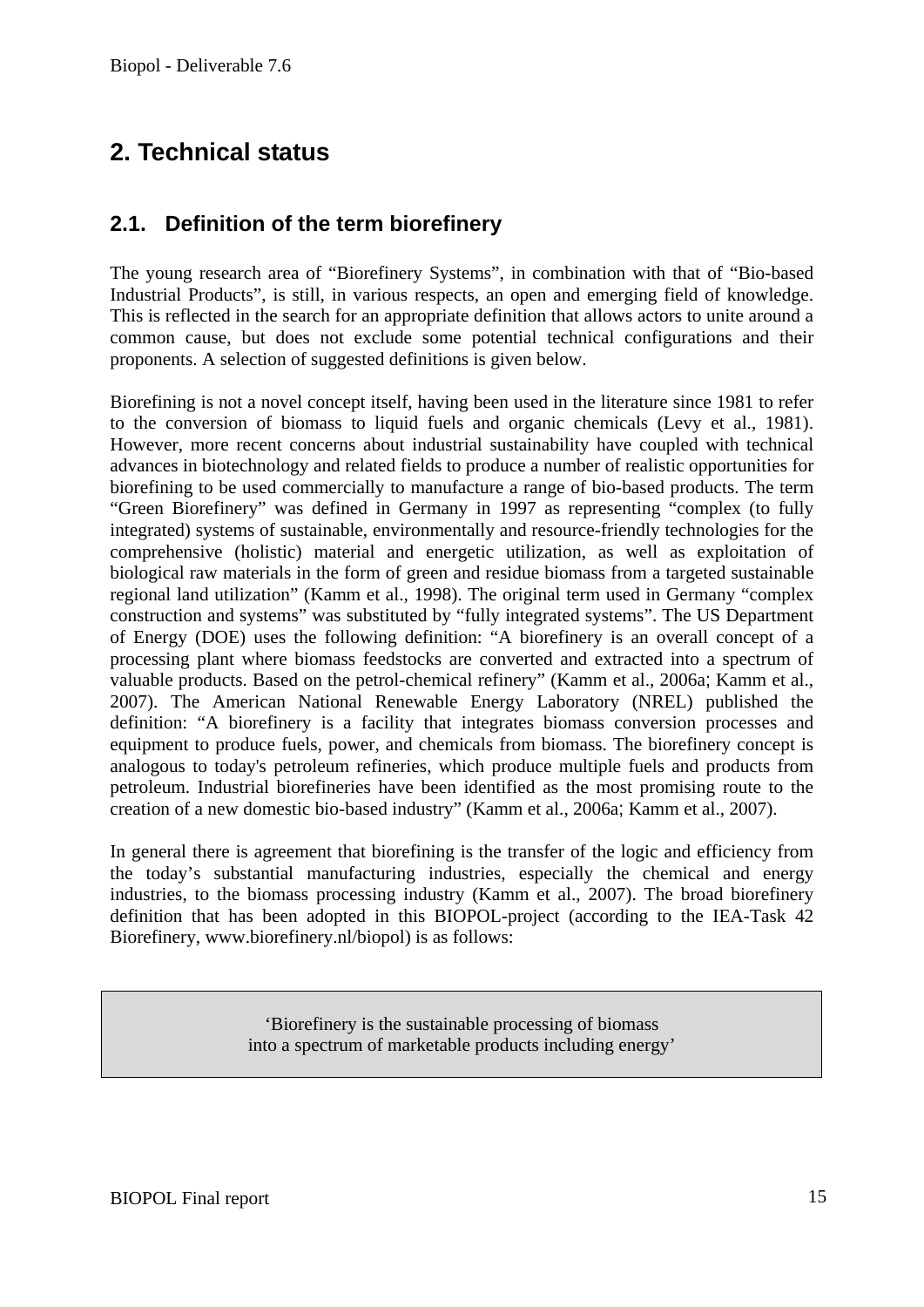# 2. Technical status

## 2.1. Definition of the term biorefinery

The young research area of "Biorefinery Systems", in combination with that of "Bio-based Industrial Products", is still, in various respects, an open and emerging field of knowledge. This is reflected in the search for an appropriate definition that allows actors to unite around a common cause, but does not exclude some potential technical configurations and their proponents. A selection of suggested definitions is given below.

Biorefining is not a novel concept itself, having been used in the literature since 1981 to refer to the conversion of biomass to liquid fuels and organic chemicals (Levy et al., 1981). However, more recent concerns about industrial sustainability have coupled with technical advances in biotechnology and related fields to produce a number of realistic opportunities for biorefining to be used commercially to manufacture a range of bio-based products. The term "Green Biorefinery" was defined in Germany in 1997 as representing "complex (to fully integrated) systems of sustainable, environmentally and resource-friendly technologies for the comprehensive (holistic) material and energetic utilization, as well as exploitation of biological raw materials in the form of green and residue biomass from a targeted sustainable regional land utilization" (Kamm et al., 1998). The original term used in Germany "complex construction and systems" was substituted by "fully integrated systems". The US Department of Energy (DOE) uses the following definition: "A biorefinery is an overall concept of a processing plant where biomass feedstocks are converted and extracted into a spectrum of valuable products. Based on the petrol-chemical refinery" (Kamm et al., 2006a; Kamm et al., 2007). The American National Renewable Energy Laboratory (NREL) published the definition: "A biorefinery is a facility that integrates biomass conversion processes and equipment to produce fuels, power, and chemicals from biomass. The biorefinery concept is analogous to today's petroleum refineries, which produce multiple fuels and products from petroleum. Industrial biorefineries have been identified as the most promising route to the creation of a new domestic bio-based industry" (Kamm et al., 2006a; Kamm et al., 2007).

In general there is agreement that biorefining is the transfer of the logic and efficiency from the today's substantial manufacturing industries, especially the chemical and energy industries, to the biomass processing industry (Kamm et al., 2007). The broad biorefinery definition that has been adopted in this BIOPOL-project (according to the IEA-Task 42 Biorefinery, www.biorefinery.nl/biopol) is as follows:

> 'Biorefinery is the sustainable processing of biomass into a spectrum of marketable products including energy'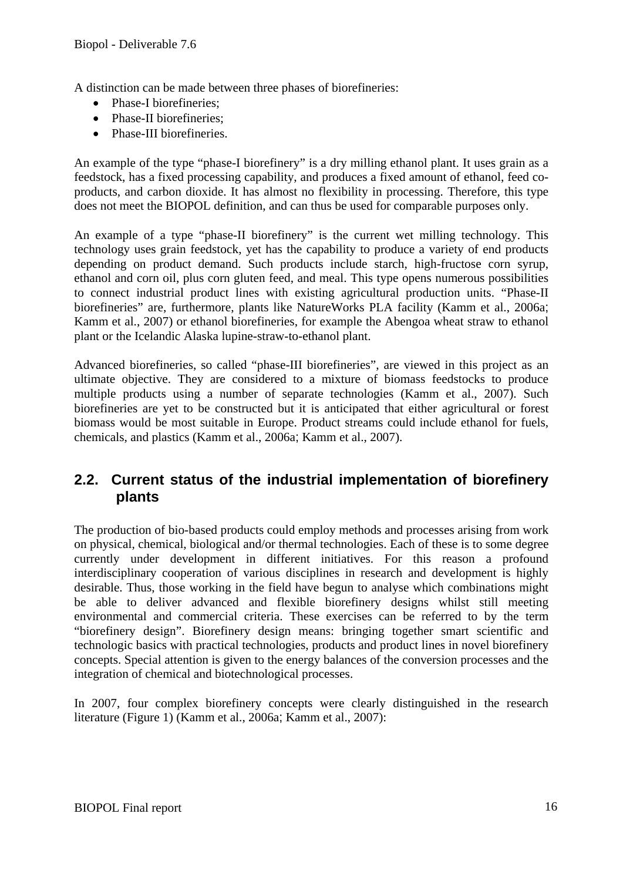A distinction can be made between three phases of biorefineries:

- Phase-I biorefineries;
- Phase-II biorefineries;
- Phase-III biorefineries.

An example of the type "phase-I biorefinery" is a dry milling ethanol plant. It uses grain as a feedstock, has a fixed processing capability, and produces a fixed amount of ethanol, feed co-products, and carbon dioxide. It has almost no flexibility in processing. Therefore, this type does not meet the BIOPOL definition, and can thus be used for comparable purposes only.

An example of a type "phase-II biorefinery" is the current wet milling technology. This technology uses grain feedstock, yet has the capability to produce a variety of end products depending on product demand. Such products include starch, high-fructose corn syrup, ethanol and corn oil, plus corn gluten feed, and meal. This type opens numerous possibilities to connect industrial product lines with existing agricultural production units. "Phase-II biorefineries" are, furthermore, plants like NatureWorks PLA facility (Kamm et al., 2006a; Kamm et al., 2007) or ethanol biorefineries, for example the Abengoa wheat straw to ethanol plant or the Icelandic Alaska lupine-straw-to-ethanol plant.

Advanced biorefineries, so called "phase-III biorefineries", are viewed in this project as an ultimate objective. They are considered to a mixture of biomass feedstocks to produce multiple products using a number of separate technologies (Kamm et al., 2007). Such biorefineries are yet to be constructed but it is anticipated that either agricultural or forest biomass would be most suitable in Europe. Product streams could include ethanol for fuels, chemicals, and plastics (Kamm et al., 2006a; Kamm et al., 2007).

## 2.2. Current status of the industrial implementation of biorefinery plants

The production of bio-based products could employ methods and processes arising from work on physical, chemical, biological and/or thermal technologies. Each of these is to some degree currently under development in different initiatives. For this reason a profound interdisciplinary cooperation of various disciplines in research and development is highly desirable. Thus, those working in the field have begun to analyse which combinations might be able to deliver advanced and flexible biorefinery designs whilst still meeting environmental and commercial criteria. These exercises can be referred to by the term "biorefinery design". Biorefinery design means: bringing together smart scientific and technologic basics with practical technologies, products and product lines in novel biorefinery concepts. Special attention is given to the energy balances of the conversion processes and the integration of chemical and biotechnological processes.

In 2007, four complex biorefinery concepts were clearly distinguished in the research literature (Figure 1) (Kamm et al., 2006a; Kamm et al., 2007):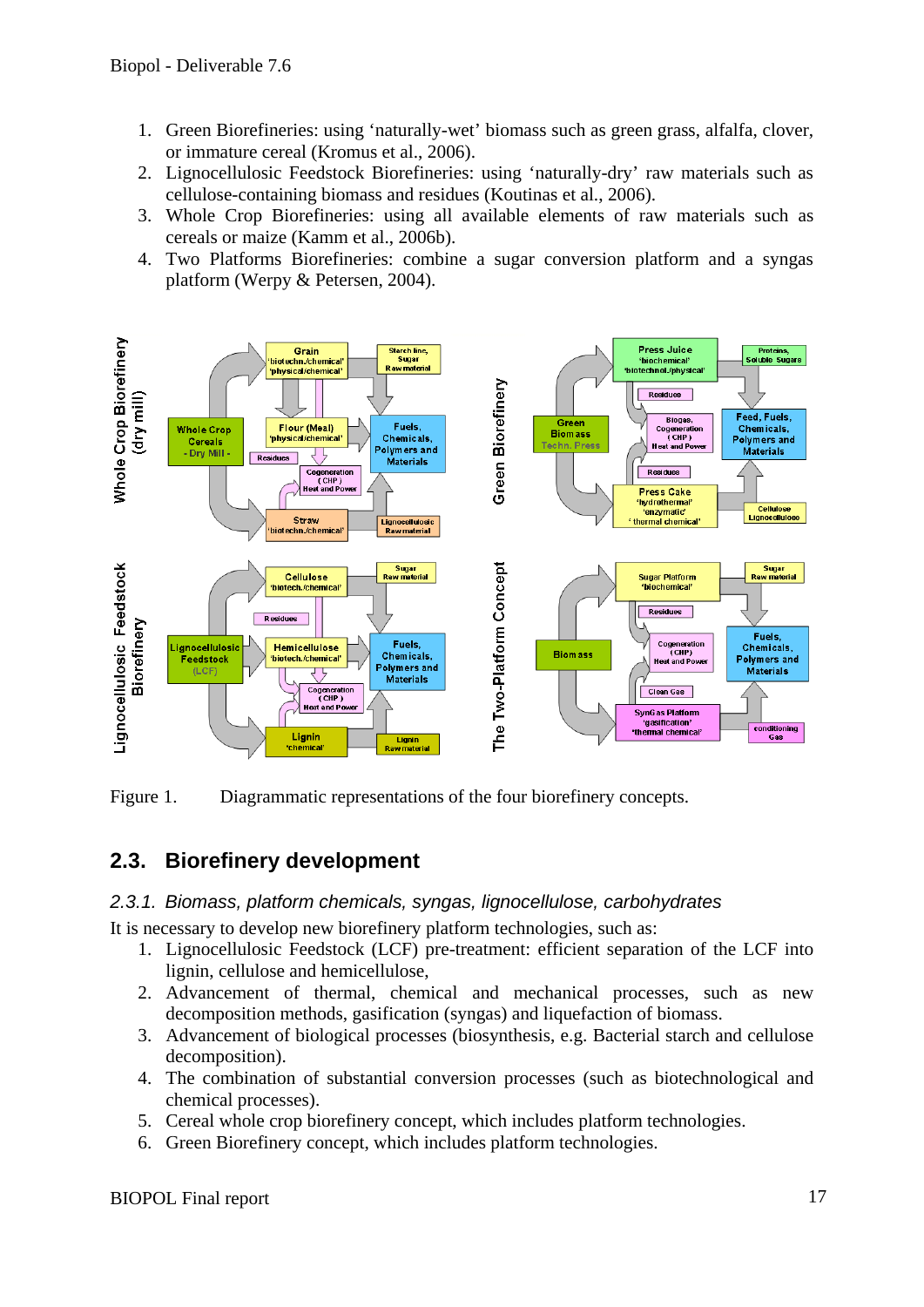1. Green Biorefineries: using ‘naturally-wet’ biomass such as green grass, alfalfa, clover, or immature cereal (Kromus et al., 2006).
2. Lignocellulosic Feedstock Biorefineries: using ‘naturally-dry’ raw materials such as cellulose-containing biomass and residues (Koutinas et al., 2006).
3. Whole Crop Biorefineries: using all available elements of raw materials such as cereals or maize (Kamm et al., 2006b).
4. Two Platforms Biorefineries: combine a sugar conversion platform and a syngas platform (Werpy & Petersen, 2004).

Figure 1. Diagrammatic representations of the four biorefinery concepts.

## 2.3. Biorefinery development

### *2.3.1. Biomass, platform chemicals, syngas, lignocellulose, carbohydrates*

It is necessary to develop new biorefinery platform technologies, such as:

1. Lignocellulosic Feedstock (LCF) pre-treatment: efficient separation of the LCF into lignin, cellulose and hemicellulose,
2. Advancement of thermal, chemical and mechanical processes, such as new decomposition methods, gasification (syngas) and liquefaction of biomass.
3. Advancement of biological processes (biosynthesis, e.g. Bacterial starch and cellulose decomposition).
4. The combination of substantial conversion processes (such as biotechnological and chemical processes).
5. Cereal whole crop biorefinery concept, which includes platform technologies.
6. Green Biorefinery concept, which includes platform technologies.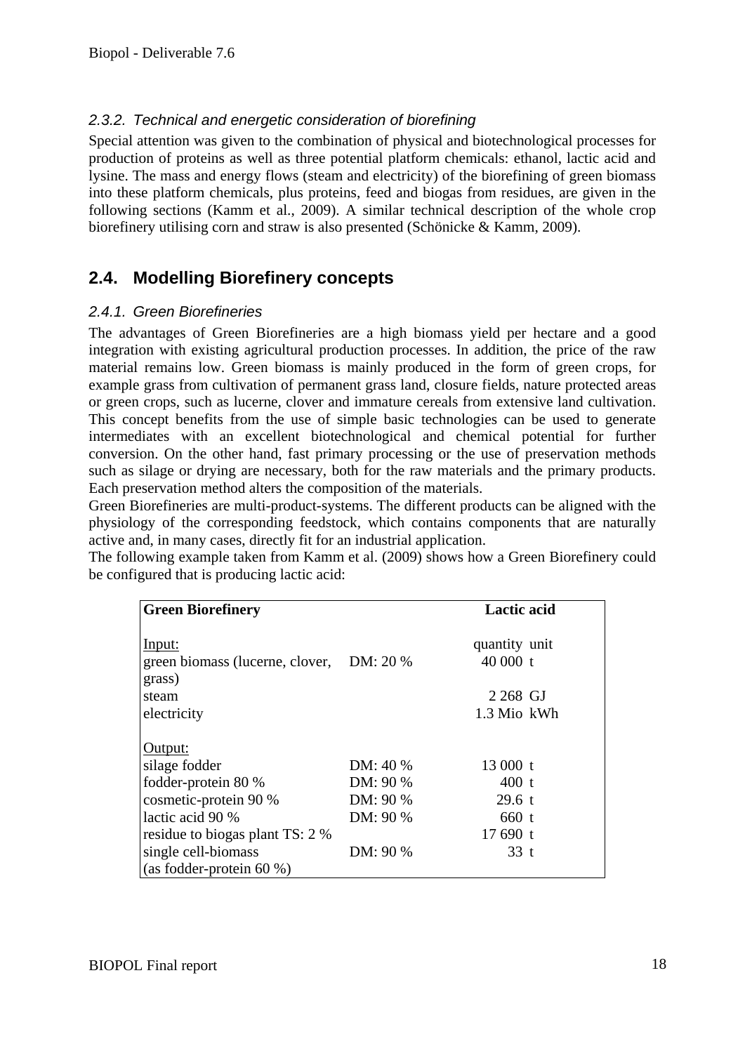### 2.3.2. Technical and energetic consideration of biorefining

Special attention was given to the combination of physical and biotechnological processes for production of proteins as well as three potential platform chemicals: ethanol, lactic acid and lysine. The mass and energy flows (steam and electricity) of the biorefining of green biomass into these platform chemicals, plus proteins, feed and biogas from residues, are given in the following sections (Kamm et al., 2009). A similar technical description of the whole crop biorefinery utilising corn and straw is also presented (Schönicke & Kamm, 2009).

## 2.4. Modelling Biorefinery concepts

### 2.4.1. Green Biorefineries

The advantages of Green Biorefineries are a high biomass yield per hectare and a good integration with existing agricultural production processes. In addition, the price of the raw material remains low. Green biomass is mainly produced in the form of green crops, for example grass from cultivation of permanent grass land, closure fields, nature protected areas or green crops, such as lucerne, clover and immature cereals from extensive land cultivation. This concept benefits from the use of simple basic technologies can be used to generate intermediates with an excellent biotechnological and chemical potential for further conversion. On the other hand, fast primary processing or the use of preservation methods such as silage or drying are necessary, both for the raw materials and the primary products. Each preservation method alters the composition of the materials.

Green Biorefineries are multi-product-systems. The different products can be aligned with the physiology of the corresponding feedstock, which contains components that are naturally active and, in many cases, directly fit for an industrial application.

The following example taken from Kamm et al. (2009) shows how a Green Biorefinery could be configured that is producing lactic acid:

| **Green Biorefinery** | | **Lactic acid** | |
|---|---|---|---|
| Input: | | quantity | unit |
| green biomass (lucerne, clover, grass) | DM: 20 % | 40 000 | t |
| steam | | 2 268 | GJ |
| electricity | | 1.3 Mio | kWh |
| Output: | | | |
| silage fodder | DM: 40 % | 13 000 | t |
| fodder-protein 80 % | DM: 90 % | 400 | t |
| cosmetic-protein 90 % | DM: 90 % | 29.6 | t |
| lactic acid 90 % | DM: 90 % | 660 | t |
| residue to biogas plant TS: 2 % | | 17 690 | t |
| single cell-biomass (as fodder-protein 60 %) | DM: 90 % | 33 | t |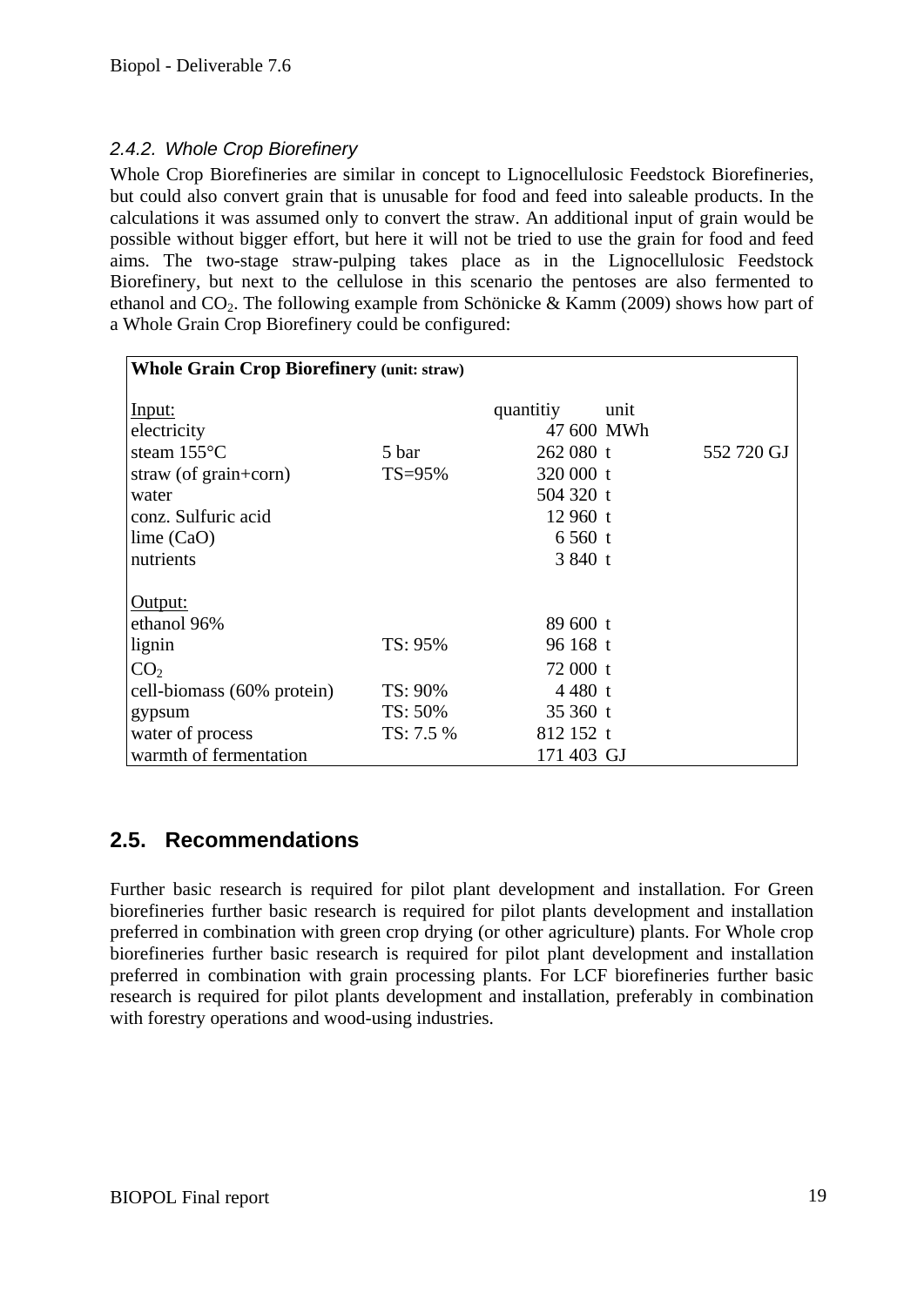### 2.4.2. Whole Crop Biorefinery

Whole Crop Biorefineries are similar in concept to Lignocellulosic Feedstock Biorefineries, but could also convert grain that is unusable for food and feed into saleable products. In the calculations it was assumed only to convert the straw. An additional input of grain would be possible without bigger effort, but here it will not be tried to use the grain for food and feed aims. The two-stage straw-pulping takes place as in the Lignocellulosic Feedstock Biorefinery, but next to the cellulose in this scenario the pentoses are also fermented to ethanol and $CO_2$. The following example from Schönicke & Kamm (2009) shows how part of a Whole Grain Crop Biorefinery could be configured:

| **Whole Grain Crop Biorefinery (unit: straw)** | | | | |
|---|---|---|---|---|
| Input: | | quantitiy | unit | |
| electricity | | 47 600 | MWh | |
| steam 155°C | 5 bar | 262 080 | t | 552 720 GJ |
| straw (of grain+corn) | TS=95% | 320 000 | t | |
| water | | 504 320 | t | |
| conz. Sulfuric acid | | 12 960 | t | |
| lime (CaO) | | 6 560 | t | |
| nutrients | | 3 840 | t | |
| Output: | | | | |
| ethanol 96% | | 89 600 | t | |
| lignin | TS: 95% | 96 168 | t | |
| $CO_2$ | | 72 000 | t | |
| cell-biomass (60% protein) | TS: 90% | 4 480 | t | |
| gypsum | TS: 50% | 35 360 | t | |
| water of process | TS: 7.5 % | 812 152 | t | |
| warmth of fermentation | | 171 403 | GJ | |

## 2.5. Recommendations

Further basic research is required for pilot plant development and installation. For Green biorefineries further basic research is required for pilot plants development and installation preferred in combination with green crop drying (or other agriculture) plants. For Whole crop biorefineries further basic research is required for pilot plant development and installation preferred in combination with grain processing plants. For LCF biorefineries further basic research is required for pilot plants development and installation, preferably in combination with forestry operations and wood-using industries.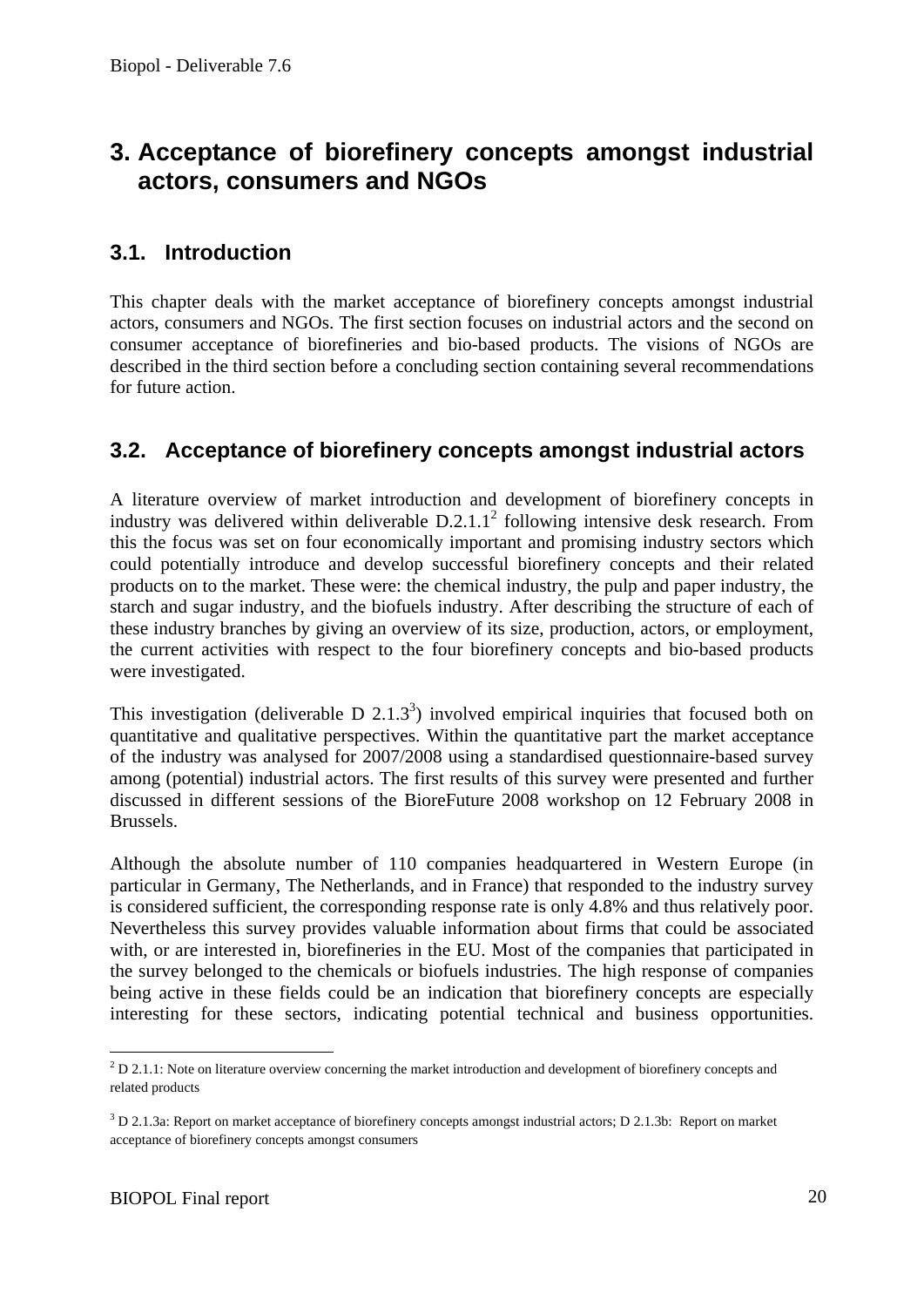# 3. Acceptance of biorefinery concepts amongst industrial actors, consumers and NGOs

## 3.1. Introduction

This chapter deals with the market acceptance of biorefinery concepts amongst industrial actors, consumers and NGOs. The first section focuses on industrial actors and the second on consumer acceptance of biorefineries and bio-based products. The visions of NGOs are described in the third section before a concluding section containing several recommendations for future action.

## 3.2. Acceptance of biorefinery concepts amongst industrial actors

A literature overview of market introduction and development of biorefinery concepts in industry was delivered within deliverable D.2.1.1[2] following intensive desk research. From this the focus was set on four economically important and promising industry sectors which could potentially introduce and develop successful biorefinery concepts and their related products on to the market. These were: the chemical industry, the pulp and paper industry, the starch and sugar industry, and the biofuels industry. After describing the structure of each of these industry branches by giving an overview of its size, production, actors, or employment, the current activities with respect to the four biorefinery concepts and bio-based products were investigated.

This investigation (deliverable D 2.1.3[3]) involved empirical inquiries that focused both on quantitative and qualitative perspectives. Within the quantitative part the market acceptance of the industry was analysed for 2007/2008 using a standardised questionnaire-based survey among (potential) industrial actors. The first results of this survey were presented and further discussed in different sessions of the BioreFuture 2008 workshop on 12 February 2008 in Brussels.

Although the absolute number of 110 companies headquartered in Western Europe (in particular in Germany, The Netherlands, and in France) that responded to the industry survey is considered sufficient, the corresponding response rate is only 4.8% and thus relatively poor. Nevertheless this survey provides valuable information about firms that could be associated with, or are interested in, biorefineries in the EU. Most of the companies that participated in the survey belonged to the chemicals or biofuels industries. The high response of companies being active in these fields could be an indication that biorefinery concepts are especially interesting for these sectors, indicating potential technical and business opportunities.

---

[2] D 2.1.1: Note on literature overview concerning the market introduction and development of biorefinery concepts and related products

[3] D 2.1.3a: Report on market acceptance of biorefinery concepts amongst industrial actors; D 2.1.3b: Report on market acceptance of biorefinery concepts amongst consumers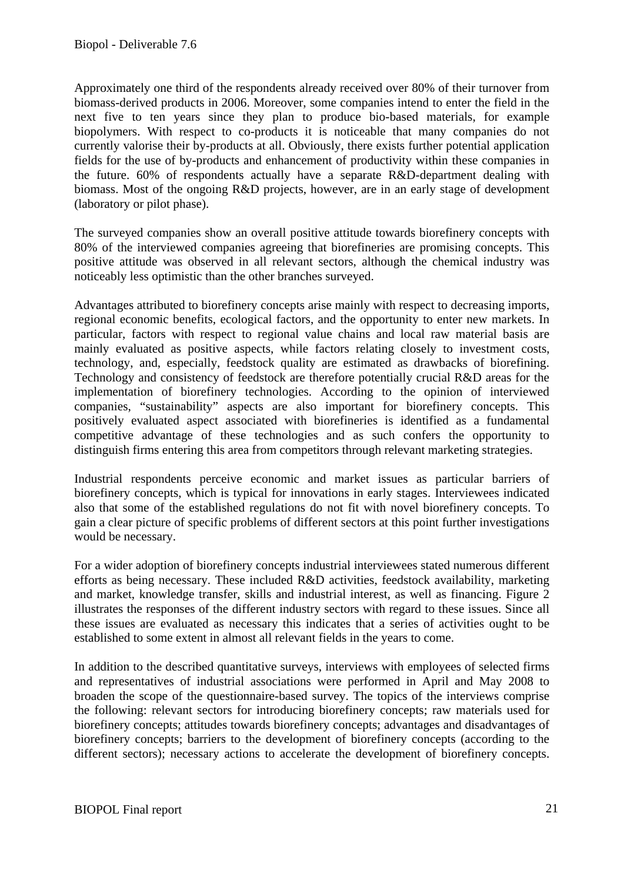Approximately one third of the respondents already received over 80% of their turnover from biomass-derived products in 2006. Moreover, some companies intend to enter the field in the next five to ten years since they plan to produce bio-based materials, for example biopolymers. With respect to co-products it is noticeable that many companies do not currently valorise their by-products at all. Obviously, there exists further potential application fields for the use of by-products and enhancement of productivity within these companies in the future. 60% of respondents actually have a separate R&D-department dealing with biomass. Most of the ongoing R&D projects, however, are in an early stage of development (laboratory or pilot phase).

The surveyed companies show an overall positive attitude towards biorefinery concepts with 80% of the interviewed companies agreeing that biorefineries are promising concepts. This positive attitude was observed in all relevant sectors, although the chemical industry was noticeably less optimistic than the other branches surveyed.

Advantages attributed to biorefinery concepts arise mainly with respect to decreasing imports, regional economic benefits, ecological factors, and the opportunity to enter new markets. In particular, factors with respect to regional value chains and local raw material basis are mainly evaluated as positive aspects, while factors relating closely to investment costs, technology, and, especially, feedstock quality are estimated as drawbacks of biorefining. Technology and consistency of feedstock are therefore potentially crucial R&D areas for the implementation of biorefinery technologies. According to the opinion of interviewed companies, "sustainability" aspects are also important for biorefinery concepts. This positively evaluated aspect associated with biorefineries is identified as a fundamental competitive advantage of these technologies and as such confers the opportunity to distinguish firms entering this area from competitors through relevant marketing strategies.

Industrial respondents perceive economic and market issues as particular barriers of biorefinery concepts, which is typical for innovations in early stages. Interviewees indicated also that some of the established regulations do not fit with novel biorefinery concepts. To gain a clear picture of specific problems of different sectors at this point further investigations would be necessary.

For a wider adoption of biorefinery concepts industrial interviewees stated numerous different efforts as being necessary. These included R&D activities, feedstock availability, marketing and market, knowledge transfer, skills and industrial interest, as well as financing. Figure 2 illustrates the responses of the different industry sectors with regard to these issues. Since all these issues are evaluated as necessary this indicates that a series of activities ought to be established to some extent in almost all relevant fields in the years to come.

In addition to the described quantitative surveys, interviews with employees of selected firms and representatives of industrial associations were performed in April and May 2008 to broaden the scope of the questionnaire-based survey. The topics of the interviews comprise the following: relevant sectors for introducing biorefinery concepts; raw materials used for biorefinery concepts; attitudes towards biorefinery concepts; advantages and disadvantages of biorefinery concepts; barriers to the development of biorefinery concepts (according to the different sectors); necessary actions to accelerate the development of biorefinery concepts.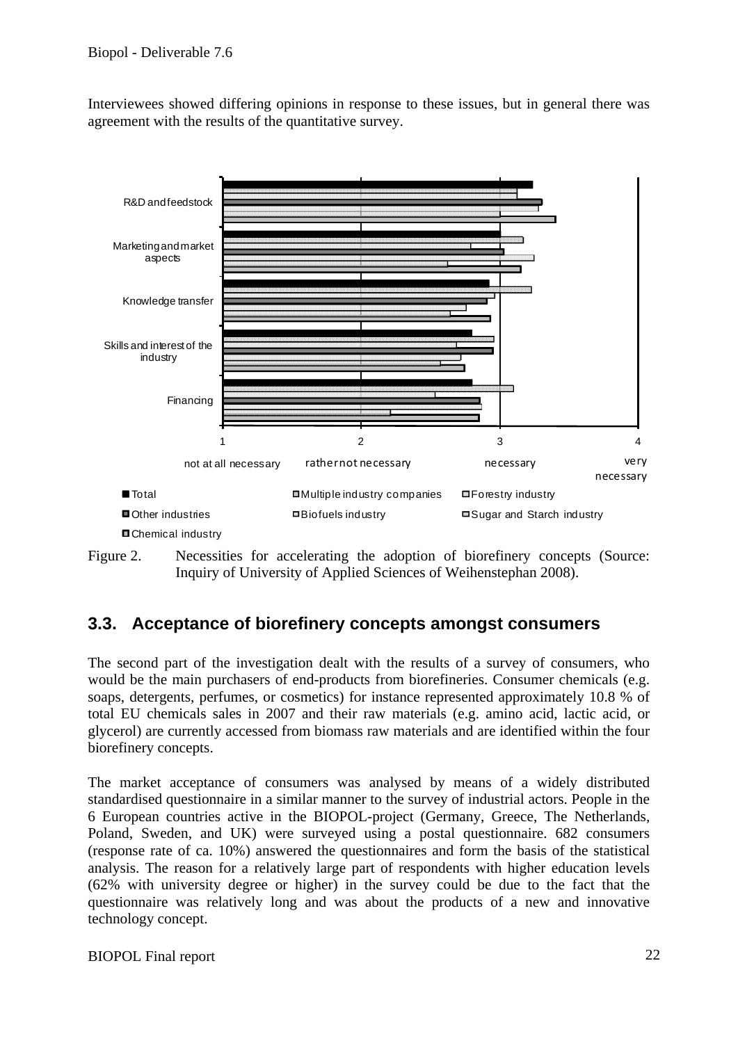Interviewees showed differing opinions in response to these issues, but in general there was agreement with the results of the quantitative survey.

Figure 2. Necessities for accelerating the adoption of biorefinery concepts (Source: Inquiry of University of Applied Sciences of Weihenstephan 2008).

## 3.3. Acceptance of biorefinery concepts amongst consumers

The second part of the investigation dealt with the results of a survey of consumers, who would be the main purchasers of end-products from biorefineries. Consumer chemicals (e.g. soaps, detergents, perfumes, or cosmetics) for instance represented approximately 10.8 % of total EU chemicals sales in 2007 and their raw materials (e.g. amino acid, lactic acid, or glycerol) are currently accessed from biomass raw materials and are identified within the four biorefinery concepts.

The market acceptance of consumers was analysed by means of a widely distributed standardised questionnaire in a similar manner to the survey of industrial actors. People in the 6 European countries active in the BIOPOL-project (Germany, Greece, The Netherlands, Poland, Sweden, and UK) were surveyed using a postal questionnaire. 682 consumers (response rate of ca. 10%) answered the questionnaires and form the basis of the statistical analysis. The reason for a relatively large part of respondents with higher education levels (62% with university degree or higher) in the survey could be due to the fact that the questionnaire was relatively long and was about the products of a new and innovative technology concept.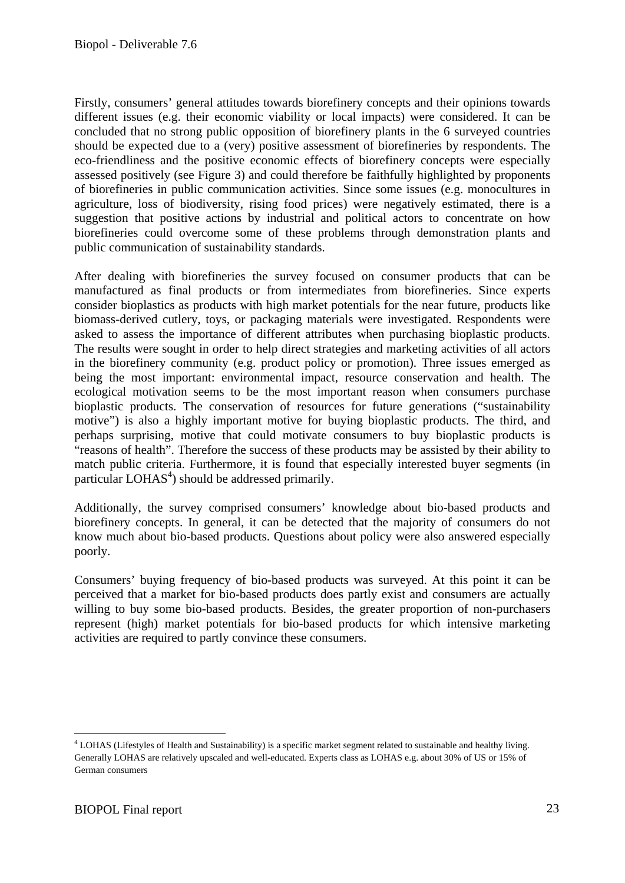Firstly, consumers' general attitudes towards biorefinery concepts and their opinions towards different issues (e.g. their economic viability or local impacts) were considered. It can be concluded that no strong public opposition of biorefinery plants in the 6 surveyed countries should be expected due to a (very) positive assessment of biorefineries by respondents. The eco-friendliness and the positive economic effects of biorefinery concepts were especially assessed positively (see Figure 3) and could therefore be faithfully highlighted by proponents of biorefineries in public communication activities. Since some issues (e.g. monocultures in agriculture, loss of biodiversity, rising food prices) were negatively estimated, there is a suggestion that positive actions by industrial and political actors to concentrate on how biorefineries could overcome some of these problems through demonstration plants and public communication of sustainability standards.

After dealing with biorefineries the survey focused on consumer products that can be manufactured as final products or from intermediates from biorefineries. Since experts consider bioplastics as products with high market potentials for the near future, products like biomass-derived cutlery, toys, or packaging materials were investigated. Respondents were asked to assess the importance of different attributes when purchasing bioplastic products. The results were sought in order to help direct strategies and marketing activities of all actors in the biorefinery community (e.g. product policy or promotion). Three issues emerged as being the most important: environmental impact, resource conservation and health. The ecological motivation seems to be the most important reason when consumers purchase bioplastic products. The conservation of resources for future generations ("sustainability motive") is also a highly important motive for buying bioplastic products. The third, and perhaps surprising, motive that could motivate consumers to buy bioplastic products is "reasons of health". Therefore the success of these products may be assisted by their ability to match public criteria. Furthermore, it is found that especially interested buyer segments (in particular LOHAS[4]) should be addressed primarily.

Additionally, the survey comprised consumers' knowledge about bio-based products and biorefinery concepts. In general, it can be detected that the majority of consumers do not know much about bio-based products. Questions about policy were also answered especially poorly.

Consumers' buying frequency of bio-based products was surveyed. At this point it can be perceived that a market for bio-based products does partly exist and consumers are actually willing to buy some bio-based products. Besides, the greater proportion of non-purchasers represent (high) market potentials for bio-based products for which intensive marketing activities are required to partly convince these consumers.

---

[4] LOHAS (Lifestyles of Health and Sustainability) is a specific market segment related to sustainable and healthy living. Generally LOHAS are relatively upscaled and well-educated. Experts class as LOHAS e.g. about 30% of US or 15% of German consumers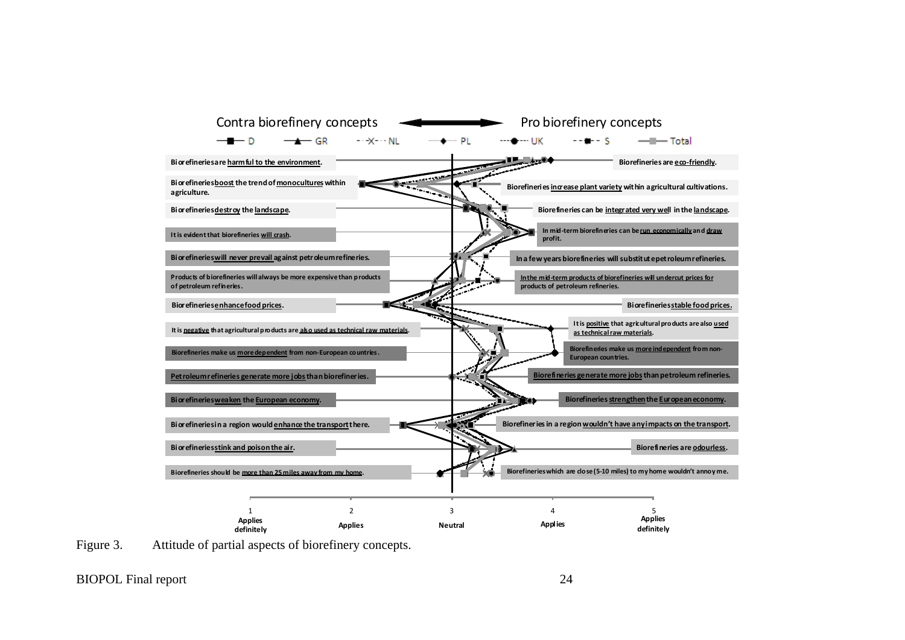Contra biorefinery concepts ⟷ Pro biorefinery concepts

Legend: D, GR, NL, PL, UK, S, Total

| Contra biorefinery concepts | Pro biorefinery concepts |
| --- | --- |
| Biorefineries are harmful to the environment. | Biorefineries are eco-friendly. |
| Biorefineries boost the trend of monocultures within agriculture. | Biorefineries increase plant variety within agricultural cultivations. |
| Biorefineries destroy the landscape. | Biorefineries can be integrated very well in the landscape. |
| It is evident that biorefineries will crash. | In mid-term biorefineries can be run economically and draw profit. |
| Biorefineries will never prevail against petroleum refineries. | In a few years biorefineries will substitute petroleum refineries. |
| Products of biorefineries will always be more expensive than products of petroleum refineries. | In the mid-term products of biorefineries will undercut prices for products of petroleum refineries. |
| Biorefineries enhance food prices. | Biorefineries stable food prices. |
| It is negative that agricultural products are also used as technical raw materials. | It is positive that agricultural products are also used as technical raw materials. |
| Biorefineries make us more dependent from non-European countries. | Biorefineries make us more independent from non-European countries. |
| Petroleum refineries generate more jobs than biorefineries. | Biorefineries generate more jobs than petroleum refineries. |
| Biorefineries weaken the European economy. | Biorefineries strengthen the European economy. |
| Biorefineries in a region would enhance the transport there. | Biorefineries in a region wouldn't have any impacts on the transport. |
| Biorefineries stink and poison the air. | Biorefineries are odourless. |
| Biorefineries should be more than 25 miles away from my home. | Biorefineries which are close (5-10 miles) to my home wouldn't annoy me. |

Scale: 1 Applies definitely – 2 Applies – 3 Neutral – 4 Applies – 5 Applies definitely

Figure 3. Attitude of partial aspects of biorefinery concepts.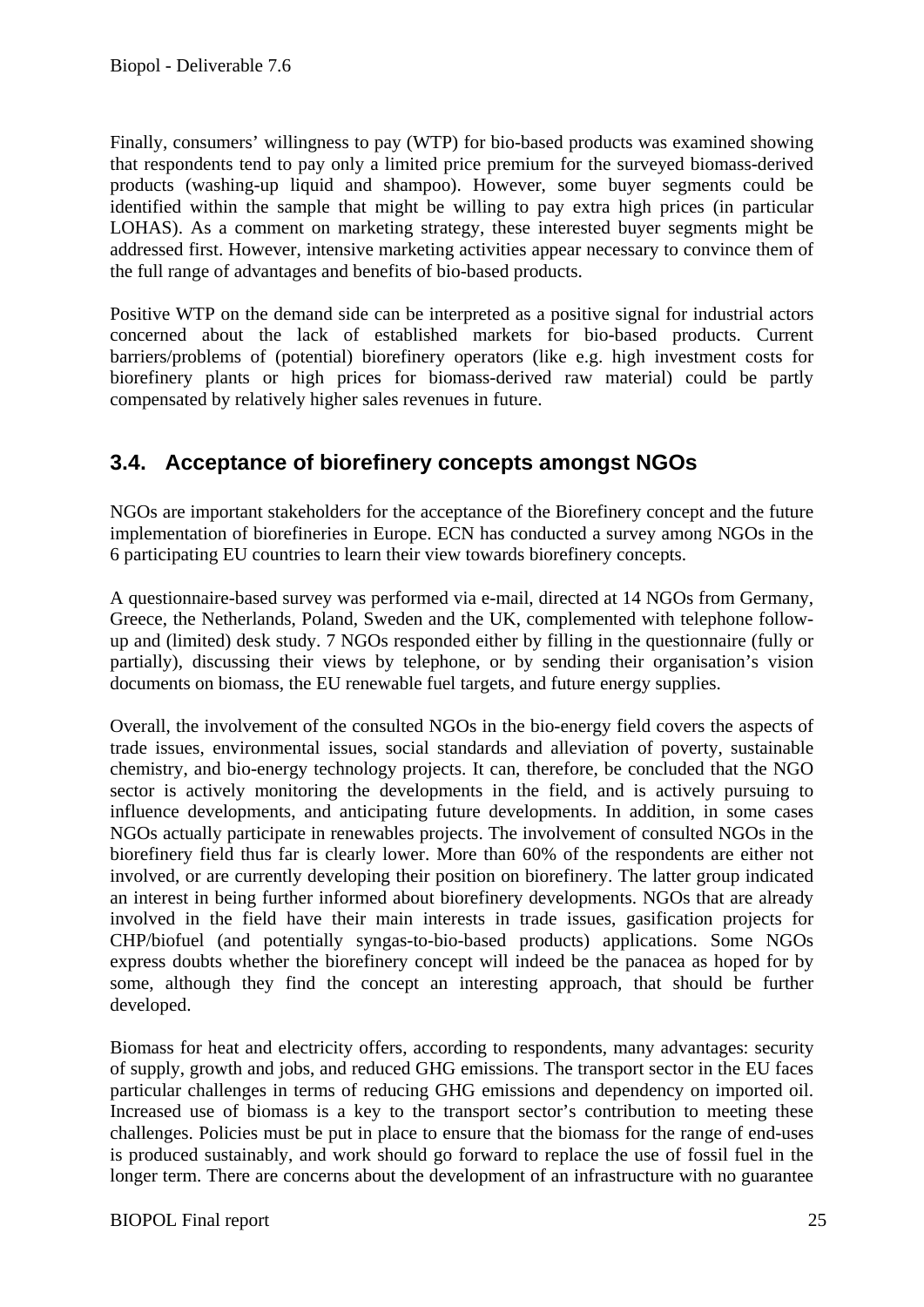Finally, consumers' willingness to pay (WTP) for bio-based products was examined showing that respondents tend to pay only a limited price premium for the surveyed biomass-derived products (washing-up liquid and shampoo). However, some buyer segments could be identified within the sample that might be willing to pay extra high prices (in particular LOHAS). As a comment on marketing strategy, these interested buyer segments might be addressed first. However, intensive marketing activities appear necessary to convince them of the full range of advantages and benefits of bio-based products.

Positive WTP on the demand side can be interpreted as a positive signal for industrial actors concerned about the lack of established markets for bio-based products. Current barriers/problems of (potential) biorefinery operators (like e.g. high investment costs for biorefinery plants or high prices for biomass-derived raw material) could be partly compensated by relatively higher sales revenues in future.

## 3.4. Acceptance of biorefinery concepts amongst NGOs

NGOs are important stakeholders for the acceptance of the Biorefinery concept and the future implementation of biorefineries in Europe. ECN has conducted a survey among NGOs in the 6 participating EU countries to learn their view towards biorefinery concepts.

A questionnaire-based survey was performed via e-mail, directed at 14 NGOs from Germany, Greece, the Netherlands, Poland, Sweden and the UK, complemented with telephone follow-up and (limited) desk study. 7 NGOs responded either by filling in the questionnaire (fully or partially), discussing their views by telephone, or by sending their organisation's vision documents on biomass, the EU renewable fuel targets, and future energy supplies.

Overall, the involvement of the consulted NGOs in the bio-energy field covers the aspects of trade issues, environmental issues, social standards and alleviation of poverty, sustainable chemistry, and bio-energy technology projects. It can, therefore, be concluded that the NGO sector is actively monitoring the developments in the field, and is actively pursuing to influence developments, and anticipating future developments. In addition, in some cases NGOs actually participate in renewables projects. The involvement of consulted NGOs in the biorefinery field thus far is clearly lower. More than 60% of the respondents are either not involved, or are currently developing their position on biorefinery. The latter group indicated an interest in being further informed about biorefinery developments. NGOs that are already involved in the field have their main interests in trade issues, gasification projects for CHP/biofuel (and potentially syngas-to-bio-based products) applications. Some NGOs express doubts whether the biorefinery concept will indeed be the panacea as hoped for by some, although they find the concept an interesting approach, that should be further developed.

Biomass for heat and electricity offers, according to respondents, many advantages: security of supply, growth and jobs, and reduced GHG emissions. The transport sector in the EU faces particular challenges in terms of reducing GHG emissions and dependency on imported oil. Increased use of biomass is a key to the transport sector's contribution to meeting these challenges. Policies must be put in place to ensure that the biomass for the range of end-uses is produced sustainably, and work should go forward to replace the use of fossil fuel in the longer term. There are concerns about the development of an infrastructure with no guarantee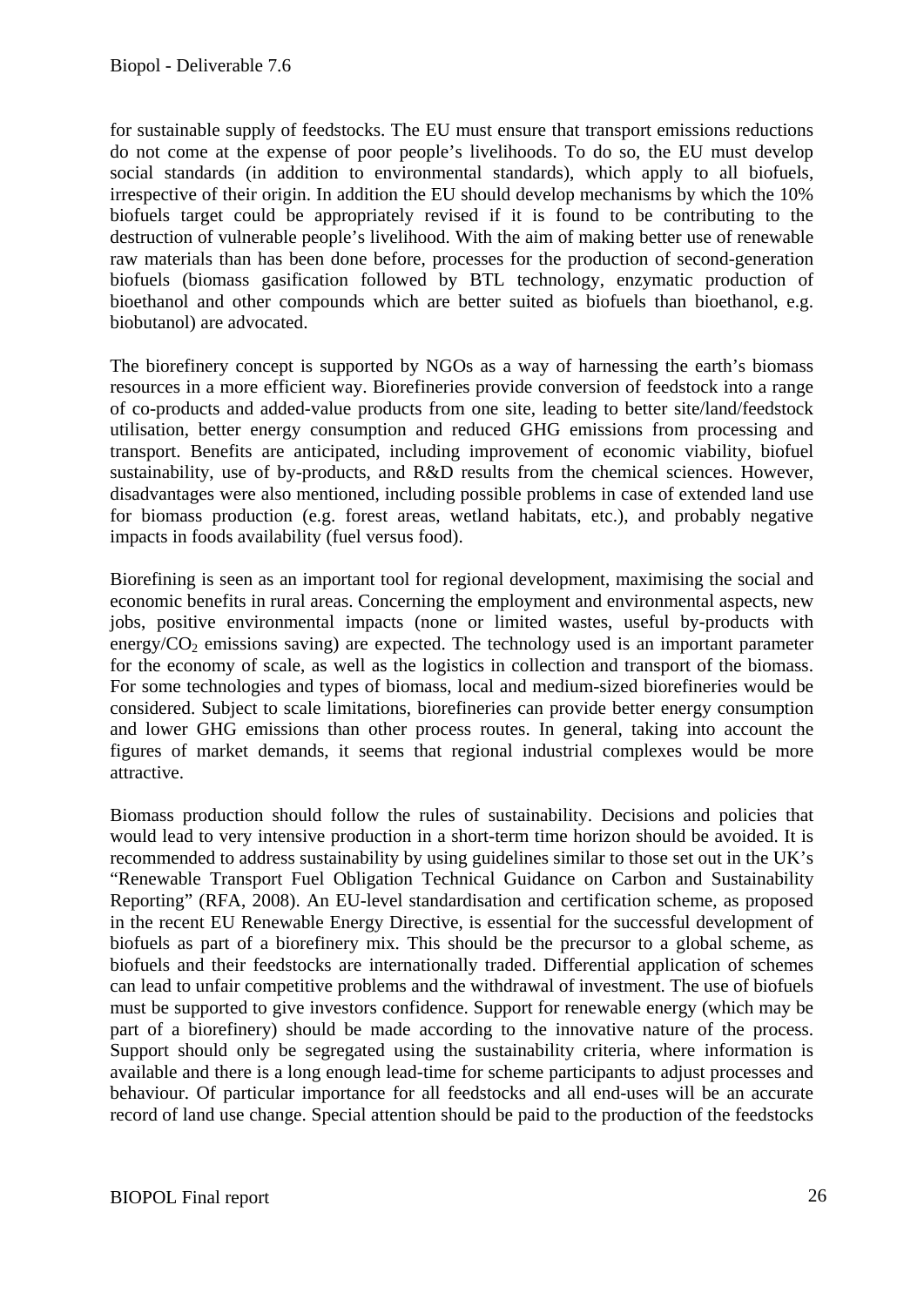for sustainable supply of feedstocks. The EU must ensure that transport emissions reductions do not come at the expense of poor people's livelihoods. To do so, the EU must develop social standards (in addition to environmental standards), which apply to all biofuels, irrespective of their origin. In addition the EU should develop mechanisms by which the 10% biofuels target could be appropriately revised if it is found to be contributing to the destruction of vulnerable people's livelihood. With the aim of making better use of renewable raw materials than has been done before, processes for the production of second-generation biofuels (biomass gasification followed by BTL technology, enzymatic production of bioethanol and other compounds which are better suited as biofuels than bioethanol, e.g. biobutanol) are advocated.

The biorefinery concept is supported by NGOs as a way of harnessing the earth's biomass resources in a more efficient way. Biorefineries provide conversion of feedstock into a range of co-products and added-value products from one site, leading to better site/land/feedstock utilisation, better energy consumption and reduced GHG emissions from processing and transport. Benefits are anticipated, including improvement of economic viability, biofuel sustainability, use of by-products, and R&D results from the chemical sciences. However, disadvantages were also mentioned, including possible problems in case of extended land use for biomass production (e.g. forest areas, wetland habitats, etc.), and probably negative impacts in foods availability (fuel versus food).

Biorefining is seen as an important tool for regional development, maximising the social and economic benefits in rural areas. Concerning the employment and environmental aspects, new jobs, positive environmental impacts (none or limited wastes, useful by-products with energy/$CO_2$ emissions saving) are expected. The technology used is an important parameter for the economy of scale, as well as the logistics in collection and transport of the biomass. For some technologies and types of biomass, local and medium-sized biorefineries would be considered. Subject to scale limitations, biorefineries can provide better energy consumption and lower GHG emissions than other process routes. In general, taking into account the figures of market demands, it seems that regional industrial complexes would be more attractive.

Biomass production should follow the rules of sustainability. Decisions and policies that would lead to very intensive production in a short-term time horizon should be avoided. It is recommended to address sustainability by using guidelines similar to those set out in the UK's "Renewable Transport Fuel Obligation Technical Guidance on Carbon and Sustainability Reporting" (RFA, 2008). An EU-level standardisation and certification scheme, as proposed in the recent EU Renewable Energy Directive, is essential for the successful development of biofuels as part of a biorefinery mix. This should be the precursor to a global scheme, as biofuels and their feedstocks are internationally traded. Differential application of schemes can lead to unfair competitive problems and the withdrawal of investment. The use of biofuels must be supported to give investors confidence. Support for renewable energy (which may be part of a biorefinery) should be made according to the innovative nature of the process. Support should only be segregated using the sustainability criteria, where information is available and there is a long enough lead-time for scheme participants to adjust processes and behaviour. Of particular importance for all feedstocks and all end-uses will be an accurate record of land use change. Special attention should be paid to the production of the feedstocks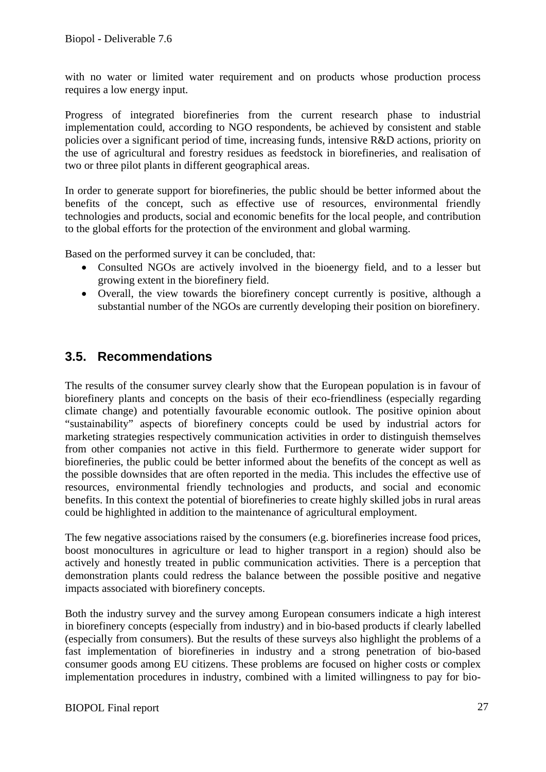with no water or limited water requirement and on products whose production process requires a low energy input.

Progress of integrated biorefineries from the current research phase to industrial implementation could, according to NGO respondents, be achieved by consistent and stable policies over a significant period of time, increasing funds, intensive R&D actions, priority on the use of agricultural and forestry residues as feedstock in biorefineries, and realisation of two or three pilot plants in different geographical areas.

In order to generate support for biorefineries, the public should be better informed about the benefits of the concept, such as effective use of resources, environmental friendly technologies and products, social and economic benefits for the local people, and contribution to the global efforts for the protection of the environment and global warming.

Based on the performed survey it can be concluded, that:

- Consulted NGOs are actively involved in the bioenergy field, and to a lesser but growing extent in the biorefinery field.
- Overall, the view towards the biorefinery concept currently is positive, although a substantial number of the NGOs are currently developing their position on biorefinery.

## 3.5. Recommendations

The results of the consumer survey clearly show that the European population is in favour of biorefinery plants and concepts on the basis of their eco-friendliness (especially regarding climate change) and potentially favourable economic outlook. The positive opinion about "sustainability" aspects of biorefinery concepts could be used by industrial actors for marketing strategies respectively communication activities in order to distinguish themselves from other companies not active in this field. Furthermore to generate wider support for biorefineries, the public could be better informed about the benefits of the concept as well as the possible downsides that are often reported in the media. This includes the effective use of resources, environmental friendly technologies and products, and social and economic benefits. In this context the potential of biorefineries to create highly skilled jobs in rural areas could be highlighted in addition to the maintenance of agricultural employment.

The few negative associations raised by the consumers (e.g. biorefineries increase food prices, boost monocultures in agriculture or lead to higher transport in a region) should also be actively and honestly treated in public communication activities. There is a perception that demonstration plants could redress the balance between the possible positive and negative impacts associated with biorefinery concepts.

Both the industry survey and the survey among European consumers indicate a high interest in biorefinery concepts (especially from industry) and in bio-based products if clearly labelled (especially from consumers). But the results of these surveys also highlight the problems of a fast implementation of biorefineries in industry and a strong penetration of bio-based consumer goods among EU citizens. These problems are focused on higher costs or complex implementation procedures in industry, combined with a limited willingness to pay for bio-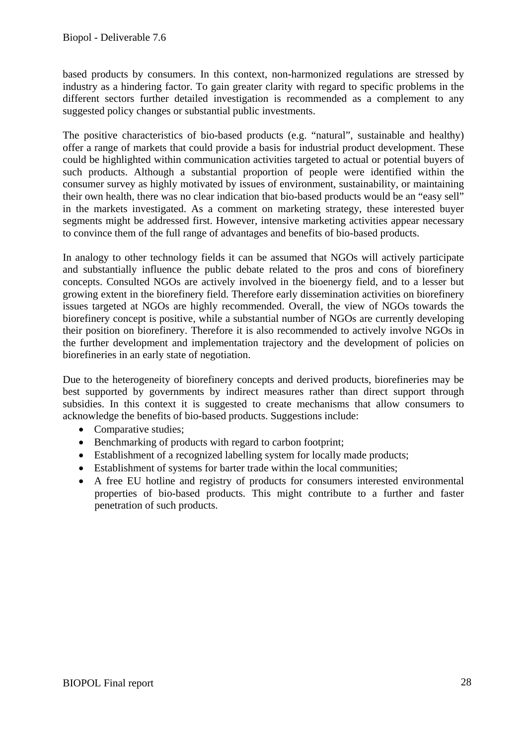based products by consumers. In this context, non-harmonized regulations are stressed by industry as a hindering factor. To gain greater clarity with regard to specific problems in the different sectors further detailed investigation is recommended as a complement to any suggested policy changes or substantial public investments.

The positive characteristics of bio-based products (e.g. "natural", sustainable and healthy) offer a range of markets that could provide a basis for industrial product development. These could be highlighted within communication activities targeted to actual or potential buyers of such products. Although a substantial proportion of people were identified within the consumer survey as highly motivated by issues of environment, sustainability, or maintaining their own health, there was no clear indication that bio-based products would be an "easy sell" in the markets investigated. As a comment on marketing strategy, these interested buyer segments might be addressed first. However, intensive marketing activities appear necessary to convince them of the full range of advantages and benefits of bio-based products.

In analogy to other technology fields it can be assumed that NGOs will actively participate and substantially influence the public debate related to the pros and cons of biorefinery concepts. Consulted NGOs are actively involved in the bioenergy field, and to a lesser but growing extent in the biorefinery field. Therefore early dissemination activities on biorefinery issues targeted at NGOs are highly recommended. Overall, the view of NGOs towards the biorefinery concept is positive, while a substantial number of NGOs are currently developing their position on biorefinery. Therefore it is also recommended to actively involve NGOs in the further development and implementation trajectory and the development of policies on biorefineries in an early state of negotiation.

Due to the heterogeneity of biorefinery concepts and derived products, biorefineries may be best supported by governments by indirect measures rather than direct support through subsidies. In this context it is suggested to create mechanisms that allow consumers to acknowledge the benefits of bio-based products. Suggestions include:

- Comparative studies;
- Benchmarking of products with regard to carbon footprint;
- Establishment of a recognized labelling system for locally made products;
- Establishment of systems for barter trade within the local communities;
- A free EU hotline and registry of products for consumers interested environmental properties of bio-based products. This might contribute to a further and faster penetration of such products.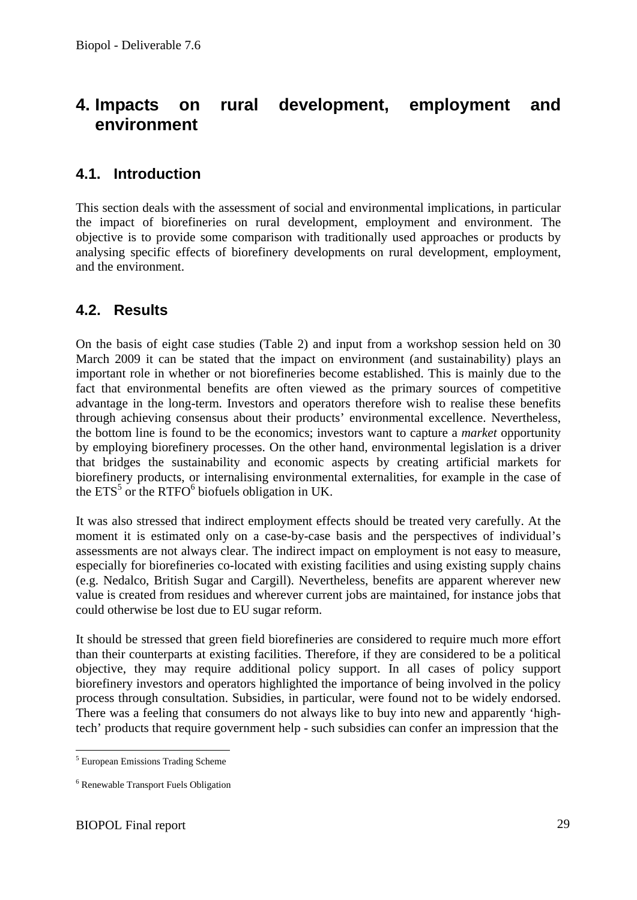# 4. Impacts on rural development, employment and environment

## 4.1. Introduction

This section deals with the assessment of social and environmental implications, in particular the impact of biorefineries on rural development, employment and environment. The objective is to provide some comparison with traditionally used approaches or products by analysing specific effects of biorefinery developments on rural development, employment, and the environment.

## 4.2. Results

On the basis of eight case studies (Table 2) and input from a workshop session held on 30 March 2009 it can be stated that the impact on environment (and sustainability) plays an important role in whether or not biorefineries become established. This is mainly due to the fact that environmental benefits are often viewed as the primary sources of competitive advantage in the long-term. Investors and operators therefore wish to realise these benefits through achieving consensus about their products' environmental excellence. Nevertheless, the bottom line is found to be the economics; investors want to capture a *market* opportunity by employing biorefinery processes. On the other hand, environmental legislation is a driver that bridges the sustainability and economic aspects by creating artificial markets for biorefinery products, or internalising environmental externalities, for example in the case of the ETS[5] or the RTFO[6] biofuels obligation in UK.

It was also stressed that indirect employment effects should be treated very carefully. At the moment it is estimated only on a case-by-case basis and the perspectives of individual's assessments are not always clear. The indirect impact on employment is not easy to measure, especially for biorefineries co-located with existing facilities and using existing supply chains (e.g. Nedalco, British Sugar and Cargill). Nevertheless, benefits are apparent wherever new value is created from residues and wherever current jobs are maintained, for instance jobs that could otherwise be lost due to EU sugar reform.

It should be stressed that green field biorefineries are considered to require much more effort than their counterparts at existing facilities. Therefore, if they are considered to be a political objective, they may require additional policy support. In all cases of policy support biorefinery investors and operators highlighted the importance of being involved in the policy process through consultation. Subsidies, in particular, were found not to be widely endorsed. There was a feeling that consumers do not always like to buy into new and apparently 'high-tech' products that require government help - such subsidies can confer an impression that the

[5] European Emissions Trading Scheme

[6] Renewable Transport Fuels Obligation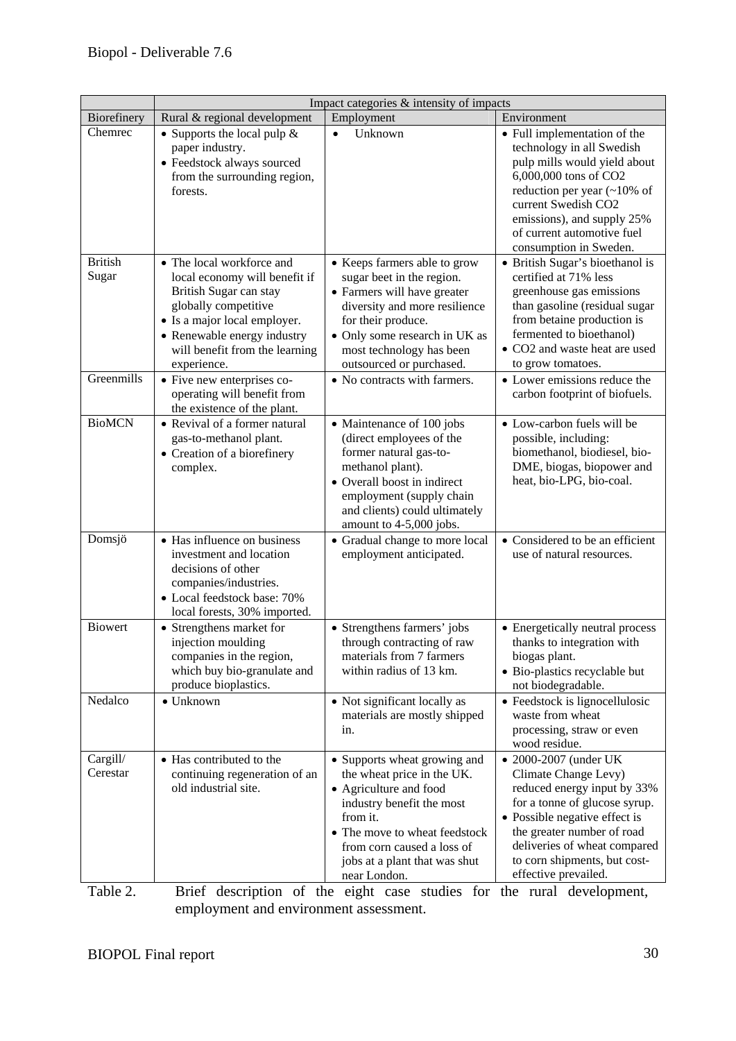| | Impact categories & intensity of impacts | | |
|---|---|---|---|
| Biorefinery | Rural & regional development | Employment | Environment |
| Chemrec | • Supports the local pulp & paper industry.<br>• Feedstock always sourced from the surrounding region, forests. | • Unknown | • Full implementation of the technology in all Swedish pulp mills would yield about 6,000,000 tons of CO2 reduction per year (~10% of current Swedish CO2 emissions), and supply 25% of current automotive fuel consumption in Sweden. |
| British Sugar | • The local workforce and local economy will benefit if British Sugar can stay globally competitive<br>• Is a major local employer.<br>• Renewable energy industry will benefit from the learning experience. | • Keeps farmers able to grow sugar beet in the region.<br>• Farmers will have greater diversity and more resilience for their produce.<br>• Only some research in UK as most technology has been outsourced or purchased. | • British Sugar's bioethanol is certified at 71% less greenhouse gas emissions than gasoline (residual sugar from betaine production is fermented to bioethanol)<br>• CO2 and waste heat are used to grow tomatoes. |
| Greenmills | • Five new enterprises co-operating will benefit from the existence of the plant. | • No contracts with farmers. | • Lower emissions reduce the carbon footprint of biofuels. |
| BioMCN | • Revival of a former natural gas-to-methanol plant.<br>• Creation of a biorefinery complex. | • Maintenance of 100 jobs (direct employees of the former natural gas-to-methanol plant).<br>• Overall boost in indirect employment (supply chain and clients) could ultimately amount to 4-5,000 jobs. | • Low-carbon fuels will be possible, including: biomethanol, biodiesel, bio-DME, biogas, biopower and heat, bio-LPG, bio-coal. |
| Domsjö | • Has influence on business investment and location decisions of other companies/industries.<br>• Local feedstock base: 70% local forests, 30% imported. | • Gradual change to more local employment anticipated. | • Considered to be an efficient use of natural resources. |
| Biowert | • Strengthens market for injection moulding companies in the region, which buy bio-granulate and produce bioplastics. | • Strengthens farmers' jobs through contracting of raw materials from 7 farmers within radius of 13 km. | • Energetically neutral process thanks to integration with biogas plant.<br>• Bio-plastics recyclable but not biodegradable. |
| Nedalco | • Unknown | • Not significant locally as materials are mostly shipped in. | • Feedstock is lignocellulosic waste from wheat processing, straw or even wood residue. |
| Cargill/ Cerestar | • Has contributed to the continuing regeneration of an old industrial site. | • Supports wheat growing and the wheat price in the UK.<br>• Agriculture and food industry benefit the most from it.<br>• The move to wheat feedstock from corn caused a loss of jobs at a plant that was shut near London. | • 2000-2007 (under UK Climate Change Levy) reduced energy input by 33% for a tonne of glucose syrup.<br>• Possible negative effect is the greater number of road deliveries of wheat compared to corn shipments, but cost-effective prevailed. |

Table 2. Brief description of the eight case studies for the rural development, employment and environment assessment.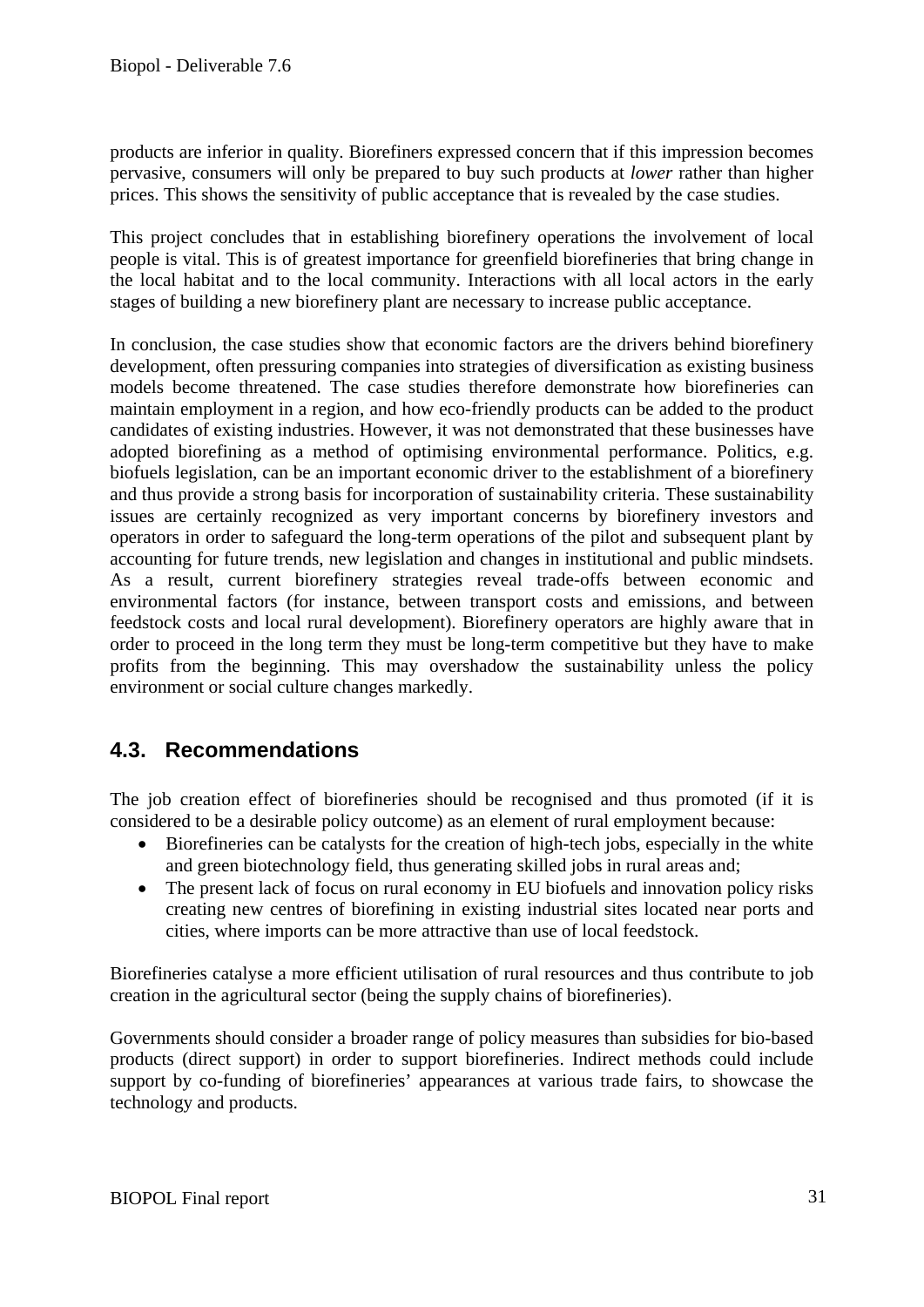products are inferior in quality. Biorefiners expressed concern that if this impression becomes pervasive, consumers will only be prepared to buy such products at *lower* rather than higher prices. This shows the sensitivity of public acceptance that is revealed by the case studies.

This project concludes that in establishing biorefinery operations the involvement of local people is vital. This is of greatest importance for greenfield biorefineries that bring change in the local habitat and to the local community. Interactions with all local actors in the early stages of building a new biorefinery plant are necessary to increase public acceptance.

In conclusion, the case studies show that economic factors are the drivers behind biorefinery development, often pressuring companies into strategies of diversification as existing business models become threatened. The case studies therefore demonstrate how biorefineries can maintain employment in a region, and how eco-friendly products can be added to the product candidates of existing industries. However, it was not demonstrated that these businesses have adopted biorefining as a method of optimising environmental performance. Politics, e.g. biofuels legislation, can be an important economic driver to the establishment of a biorefinery and thus provide a strong basis for incorporation of sustainability criteria. These sustainability issues are certainly recognized as very important concerns by biorefinery investors and operators in order to safeguard the long-term operations of the pilot and subsequent plant by accounting for future trends, new legislation and changes in institutional and public mindsets. As a result, current biorefinery strategies reveal trade-offs between economic and environmental factors (for instance, between transport costs and emissions, and between feedstock costs and local rural development). Biorefinery operators are highly aware that in order to proceed in the long term they must be long-term competitive but they have to make profits from the beginning. This may overshadow the sustainability unless the policy environment or social culture changes markedly.

## 4.3. Recommendations

The job creation effect of biorefineries should be recognised and thus promoted (if it is considered to be a desirable policy outcome) as an element of rural employment because:

- Biorefineries can be catalysts for the creation of high-tech jobs, especially in the white and green biotechnology field, thus generating skilled jobs in rural areas and;
- The present lack of focus on rural economy in EU biofuels and innovation policy risks creating new centres of biorefining in existing industrial sites located near ports and cities, where imports can be more attractive than use of local feedstock.

Biorefineries catalyse a more efficient utilisation of rural resources and thus contribute to job creation in the agricultural sector (being the supply chains of biorefineries).

Governments should consider a broader range of policy measures than subsidies for bio-based products (direct support) in order to support biorefineries. Indirect methods could include support by co-funding of biorefineries' appearances at various trade fairs, to showcase the technology and products.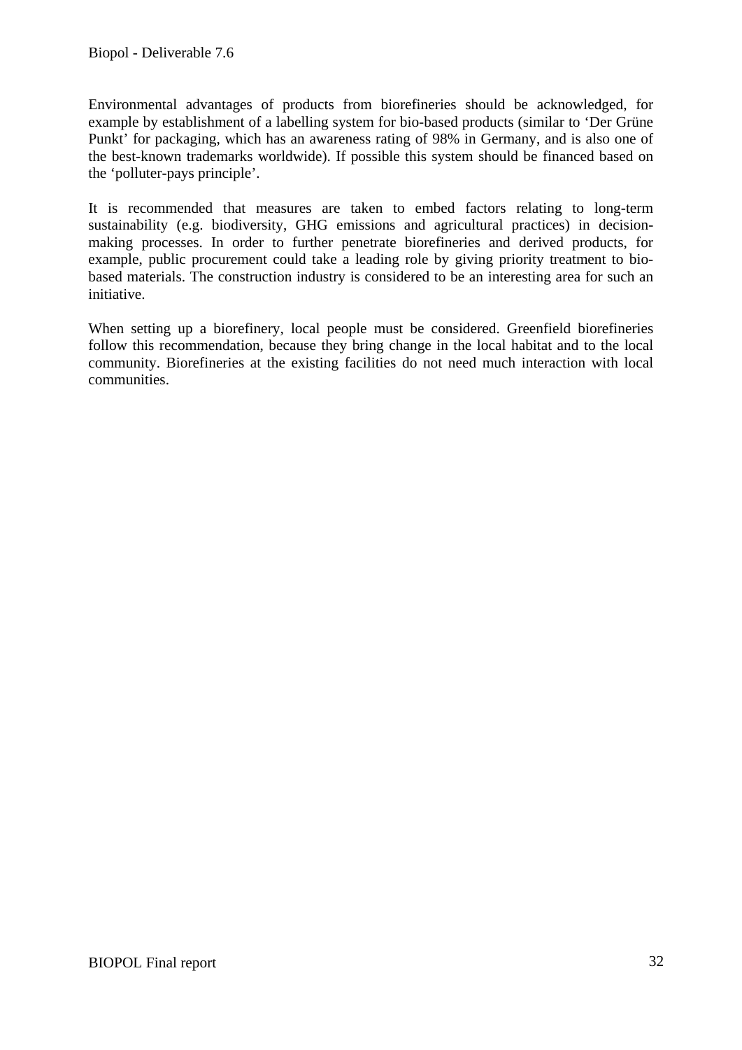Environmental advantages of products from biorefineries should be acknowledged, for example by establishment of a labelling system for bio-based products (similar to 'Der Grüne Punkt' for packaging, which has an awareness rating of 98% in Germany, and is also one of the best-known trademarks worldwide). If possible this system should be financed based on the 'polluter-pays principle'.

It is recommended that measures are taken to embed factors relating to long-term sustainability (e.g. biodiversity, GHG emissions and agricultural practices) in decision-making processes. In order to further penetrate biorefineries and derived products, for example, public procurement could take a leading role by giving priority treatment to bio-based materials. The construction industry is considered to be an interesting area for such an initiative.

When setting up a biorefinery, local people must be considered. Greenfield biorefineries follow this recommendation, because they bring change in the local habitat and to the local community. Biorefineries at the existing facilities do not need much interaction with local communities.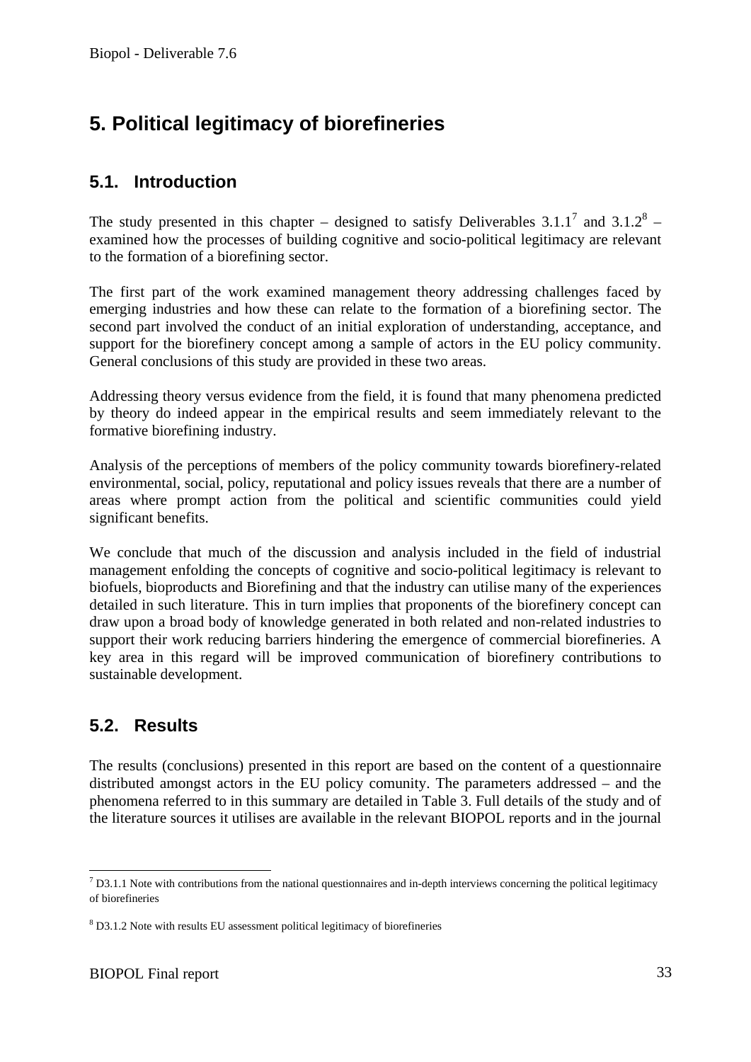# 5. Political legitimacy of biorefineries

## 5.1. Introduction

The study presented in this chapter – designed to satisfy Deliverables 3.1.1[7] and 3.1.2[8] – examined how the processes of building cognitive and socio-political legitimacy are relevant to the formation of a biorefining sector.

The first part of the work examined management theory addressing challenges faced by emerging industries and how these can relate to the formation of a biorefining sector. The second part involved the conduct of an initial exploration of understanding, acceptance, and support for the biorefinery concept among a sample of actors in the EU policy community. General conclusions of this study are provided in these two areas.

Addressing theory versus evidence from the field, it is found that many phenomena predicted by theory do indeed appear in the empirical results and seem immediately relevant to the formative biorefining industry.

Analysis of the perceptions of members of the policy community towards biorefinery-related environmental, social, policy, reputational and policy issues reveals that there are a number of areas where prompt action from the political and scientific communities could yield significant benefits.

We conclude that much of the discussion and analysis included in the field of industrial management enfolding the concepts of cognitive and socio-political legitimacy is relevant to biofuels, bioproducts and Biorefining and that the industry can utilise many of the experiences detailed in such literature. This in turn implies that proponents of the biorefinery concept can draw upon a broad body of knowledge generated in both related and non-related industries to support their work reducing barriers hindering the emergence of commercial biorefineries. A key area in this regard will be improved communication of biorefinery contributions to sustainable development.

## 5.2. Results

The results (conclusions) presented in this report are based on the content of a questionnaire distributed amongst actors in the EU policy comunity. The parameters addressed – and the phenomena referred to in this summary are detailed in Table 3. Full details of the study and of the literature sources it utilises are available in the relevant BIOPOL reports and in the journal

[7] D3.1.1 Note with contributions from the national questionnaires and in-depth interviews concerning the political legitimacy of biorefineries

[8] D3.1.2 Note with results EU assessment political legitimacy of biorefineries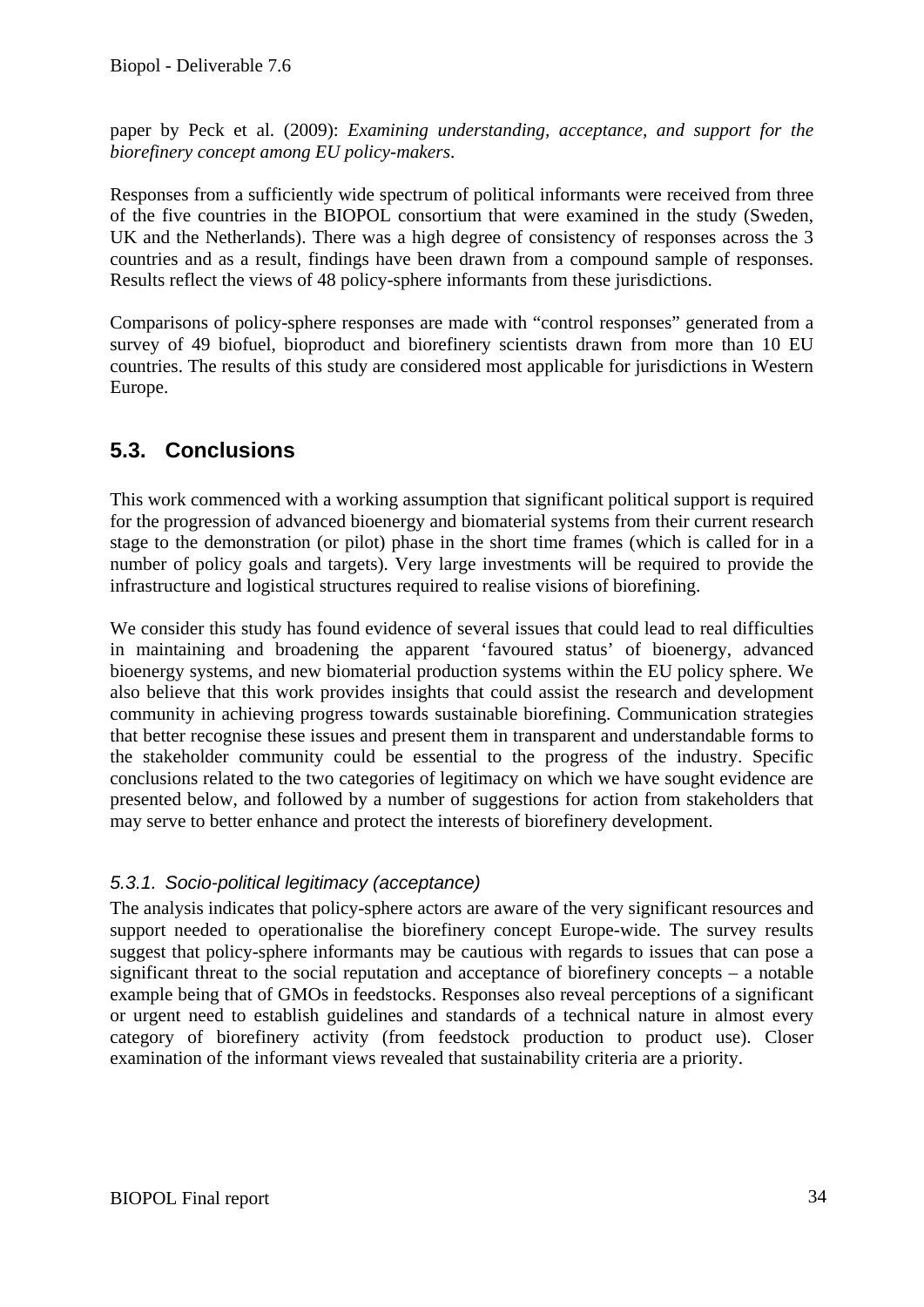paper by Peck et al. (2009): *Examining understanding, acceptance, and support for the biorefinery concept among EU policy-makers*.

Responses from a sufficiently wide spectrum of political informants were received from three of the five countries in the BIOPOL consortium that were examined in the study (Sweden, UK and the Netherlands). There was a high degree of consistency of responses across the 3 countries and as a result, findings have been drawn from a compound sample of responses. Results reflect the views of 48 policy-sphere informants from these jurisdictions.

Comparisons of policy-sphere responses are made with "control responses" generated from a survey of 49 biofuel, bioproduct and biorefinery scientists drawn from more than 10 EU countries. The results of this study are considered most applicable for jurisdictions in Western Europe.

## 5.3. Conclusions

This work commenced with a working assumption that significant political support is required for the progression of advanced bioenergy and biomaterial systems from their current research stage to the demonstration (or pilot) phase in the short time frames (which is called for in a number of policy goals and targets). Very large investments will be required to provide the infrastructure and logistical structures required to realise visions of biorefining.

We consider this study has found evidence of several issues that could lead to real difficulties in maintaining and broadening the apparent 'favoured status' of bioenergy, advanced bioenergy systems, and new biomaterial production systems within the EU policy sphere. We also believe that this work provides insights that could assist the research and development community in achieving progress towards sustainable biorefining. Communication strategies that better recognise these issues and present them in transparent and understandable forms to the stakeholder community could be essential to the progress of the industry. Specific conclusions related to the two categories of legitimacy on which we have sought evidence are presented below, and followed by a number of suggestions for action from stakeholders that may serve to better enhance and protect the interests of biorefinery development.

### *5.3.1. Socio-political legitimacy (acceptance)*

The analysis indicates that policy-sphere actors are aware of the very significant resources and support needed to operationalise the biorefinery concept Europe-wide. The survey results suggest that policy-sphere informants may be cautious with regards to issues that can pose a significant threat to the social reputation and acceptance of biorefinery concepts – a notable example being that of GMOs in feedstocks. Responses also reveal perceptions of a significant or urgent need to establish guidelines and standards of a technical nature in almost every category of biorefinery activity (from feedstock production to product use). Closer examination of the informant views revealed that sustainability criteria are a priority.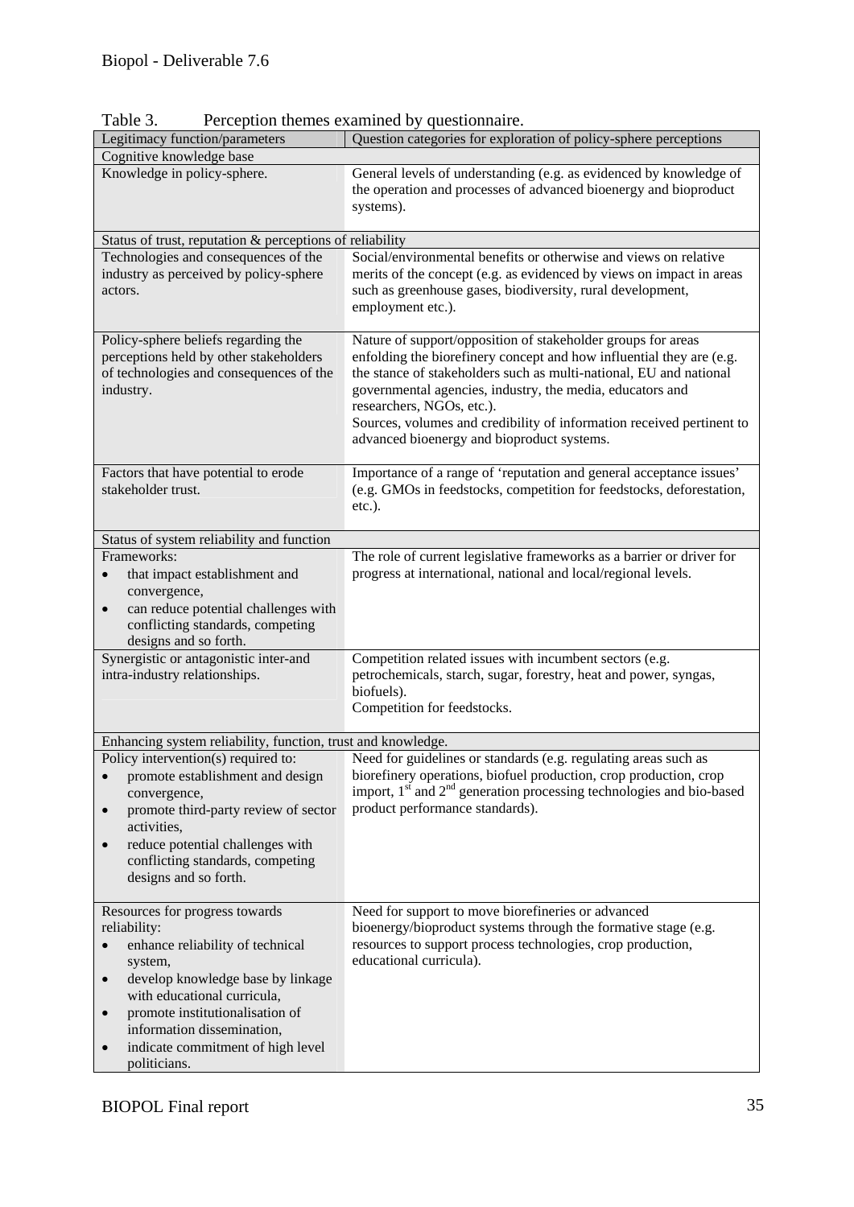Table 3. Perception themes examined by questionnaire.

| Legitimacy function/parameters | Question categories for exploration of policy-sphere perceptions |
|---|---|
| **Cognitive knowledge base** | |
| Knowledge in policy-sphere. | General levels of understanding (e.g. as evidenced by knowledge of the operation and processes of advanced bioenergy and bioproduct systems). |
| **Status of trust, reputation & perceptions of reliability** | |
| Technologies and consequences of the industry as perceived by policy-sphere actors. | Social/environmental benefits or otherwise and views on relative merits of the concept (e.g. as evidenced by views on impact in areas such as greenhouse gases, biodiversity, rural development, employment etc.). |
| Policy-sphere beliefs regarding the perceptions held by other stakeholders of technologies and consequences of the industry. | Nature of support/opposition of stakeholder groups for areas enfolding the biorefinery concept and how influential they are (e.g. the stance of stakeholders such as multi-national, EU and national governmental agencies, industry, the media, educators and researchers, NGOs, etc.). Sources, volumes and credibility of information received pertinent to advanced bioenergy and bioproduct systems. |
| Factors that have potential to erode stakeholder trust. | Importance of a range of 'reputation and general acceptance issues' (e.g. GMOs in feedstocks, competition for feedstocks, deforestation, etc.). |
| **Status of system reliability and function** | |
| Frameworks: <br>• that impact establishment and convergence, <br>• can reduce potential challenges with conflicting standards, competing designs and so forth. | The role of current legislative frameworks as a barrier or driver for progress at international, national and local/regional levels. |
| Synergistic or antagonistic inter-and intra-industry relationships. | Competition related issues with incumbent sectors (e.g. petrochemicals, starch, sugar, forestry, heat and power, syngas, biofuels). Competition for feedstocks. |
| **Enhancing system reliability, function, trust and knowledge.** | |
| Policy intervention(s) required to: <br>• promote establishment and design convergence, <br>• promote third-party review of sector activities, <br>• reduce potential challenges with conflicting standards, competing designs and so forth. | Need for guidelines or standards (e.g. regulating areas such as biorefinery operations, biofuel production, crop production, crop import, 1st and 2nd generation processing technologies and bio-based product performance standards). |
| Resources for progress towards reliability: <br>• enhance reliability of technical system, <br>• develop knowledge base by linkage with educational curricula, <br>• promote institutionalisation of information dissemination, <br>• indicate commitment of high level politicians. | Need for support to move biorefineries or advanced bioenergy/bioproduct systems through the formative stage (e.g. resources to support process technologies, crop production, educational curricula). |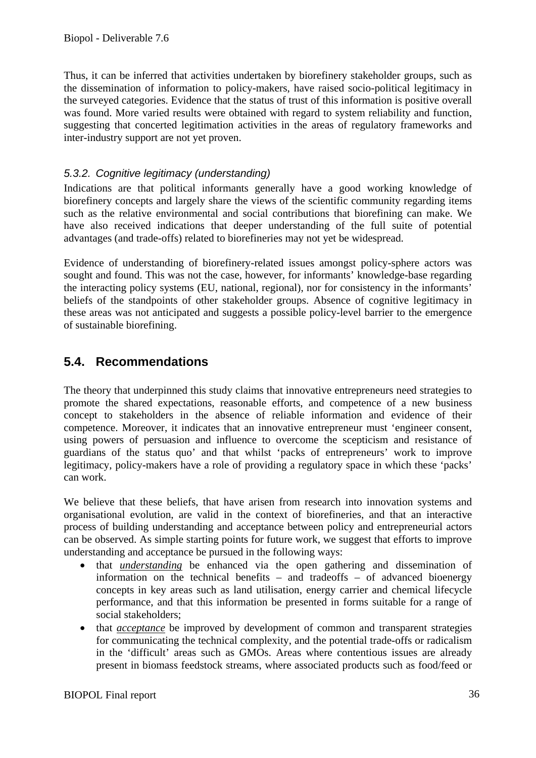Thus, it can be inferred that activities undertaken by biorefinery stakeholder groups, such as the dissemination of information to policy-makers, have raised socio-political legitimacy in the surveyed categories. Evidence that the status of trust of this information is positive overall was found. More varied results were obtained with regard to system reliability and function, suggesting that concerted legitimation activities in the areas of regulatory frameworks and inter-industry support are not yet proven.

### *5.3.2. Cognitive legitimacy (understanding)*

Indications are that political informants generally have a good working knowledge of biorefinery concepts and largely share the views of the scientific community regarding items such as the relative environmental and social contributions that biorefining can make. We have also received indications that deeper understanding of the full suite of potential advantages (and trade-offs) related to biorefineries may not yet be widespread.

Evidence of understanding of biorefinery-related issues amongst policy-sphere actors was sought and found. This was not the case, however, for informants' knowledge-base regarding the interacting policy systems (EU, national, regional), nor for consistency in the informants' beliefs of the standpoints of other stakeholder groups. Absence of cognitive legitimacy in these areas was not anticipated and suggests a possible policy-level barrier to the emergence of sustainable biorefining.

## 5.4. Recommendations

The theory that underpinned this study claims that innovative entrepreneurs need strategies to promote the shared expectations, reasonable efforts, and competence of a new business concept to stakeholders in the absence of reliable information and evidence of their competence. Moreover, it indicates that an innovative entrepreneur must 'engineer consent, using powers of persuasion and influence to overcome the scepticism and resistance of guardians of the status quo' and that whilst 'packs of entrepreneurs' work to improve legitimacy, policy-makers have a role of providing a regulatory space in which these 'packs' can work.

We believe that these beliefs, that have arisen from research into innovation systems and organisational evolution, are valid in the context of biorefineries, and that an interactive process of building understanding and acceptance between policy and entrepreneurial actors can be observed. As simple starting points for future work, we suggest that efforts to improve understanding and acceptance be pursued in the following ways:

- that ***understanding*** be enhanced via the open gathering and dissemination of information on the technical benefits – and tradeoffs – of advanced bioenergy concepts in key areas such as land utilisation, energy carrier and chemical lifecycle performance, and that this information be presented in forms suitable for a range of social stakeholders;
- that ***acceptance*** be improved by development of common and transparent strategies for communicating the technical complexity, and the potential trade-offs or radicalism in the 'difficult' areas such as GMOs. Areas where contentious issues are already present in biomass feedstock streams, where associated products such as food/feed or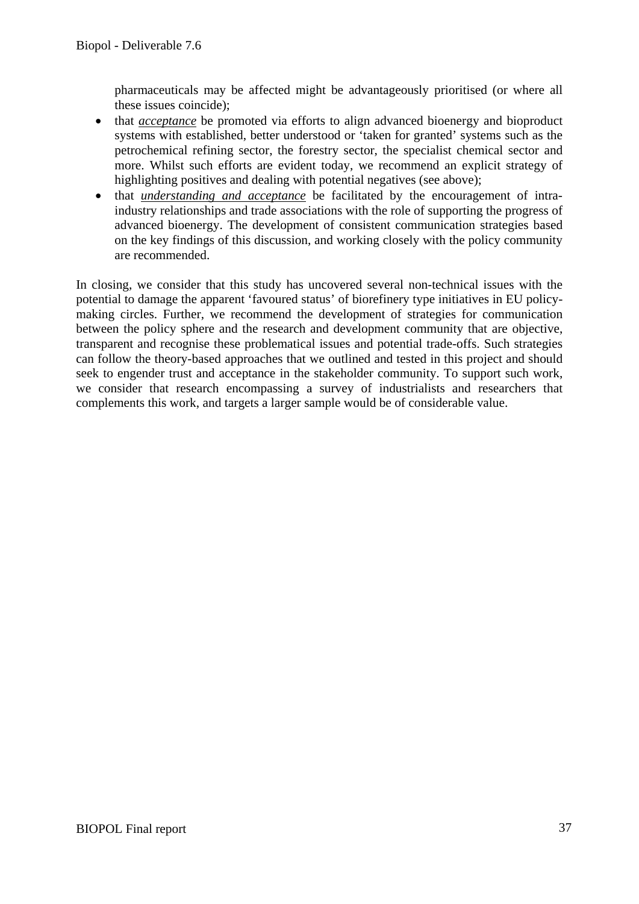pharmaceuticals may be affected might be advantageously prioritised (or where all these issues coincide);

- that ***acceptance*** be promoted via efforts to align advanced bioenergy and bioproduct systems with established, better understood or 'taken for granted' systems such as the petrochemical refining sector, the forestry sector, the specialist chemical sector and more. Whilst such efforts are evident today, we recommend an explicit strategy of highlighting positives and dealing with potential negatives (see above);
- that ***understanding and acceptance*** be facilitated by the encouragement of intra-industry relationships and trade associations with the role of supporting the progress of advanced bioenergy. The development of consistent communication strategies based on the key findings of this discussion, and working closely with the policy community are recommended.

In closing, we consider that this study has uncovered several non-technical issues with the potential to damage the apparent 'favoured status' of biorefinery type initiatives in EU policy-making circles. Further, we recommend the development of strategies for communication between the policy sphere and the research and development community that are objective, transparent and recognise these problematical issues and potential trade-offs. Such strategies can follow the theory-based approaches that we outlined and tested in this project and should seek to engender trust and acceptance in the stakeholder community. To support such work, we consider that research encompassing a survey of industrialists and researchers that complements this work, and targets a larger sample would be of considerable value.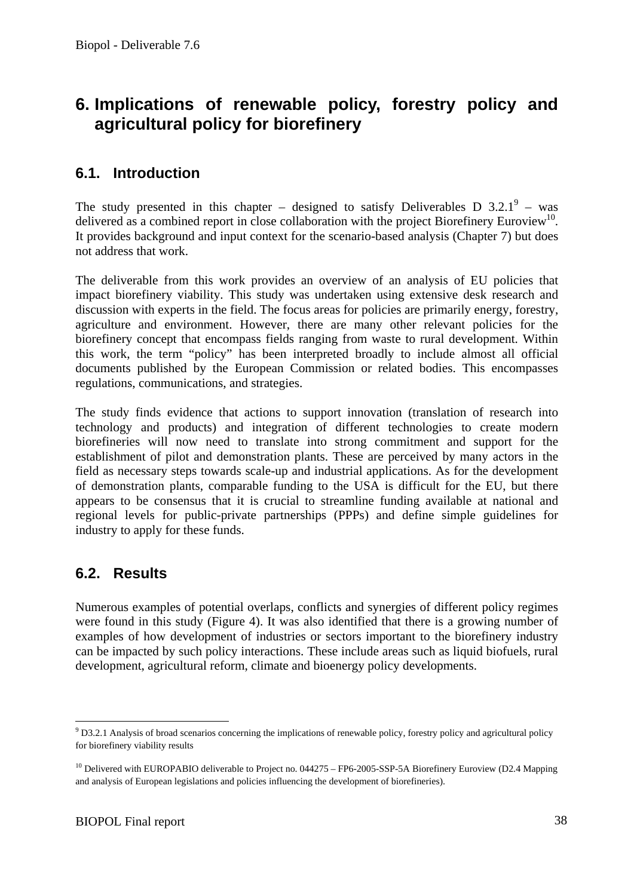# 6. Implications of renewable policy, forestry policy and agricultural policy for biorefinery

## 6.1. Introduction

The study presented in this chapter – designed to satisfy Deliverables D 3.2.1[9] – was delivered as a combined report in close collaboration with the project Biorefinery Euroview[10]. It provides background and input context for the scenario-based analysis (Chapter 7) but does not address that work.

The deliverable from this work provides an overview of an analysis of EU policies that impact biorefinery viability. This study was undertaken using extensive desk research and discussion with experts in the field. The focus areas for policies are primarily energy, forestry, agriculture and environment. However, there are many other relevant policies for the biorefinery concept that encompass fields ranging from waste to rural development. Within this work, the term "policy" has been interpreted broadly to include almost all official documents published by the European Commission or related bodies. This encompasses regulations, communications, and strategies.

The study finds evidence that actions to support innovation (translation of research into technology and products) and integration of different technologies to create modern biorefineries will now need to translate into strong commitment and support for the establishment of pilot and demonstration plants. These are perceived by many actors in the field as necessary steps towards scale-up and industrial applications. As for the development of demonstration plants, comparable funding to the USA is difficult for the EU, but there appears to be consensus that it is crucial to streamline funding available at national and regional levels for public-private partnerships (PPPs) and define simple guidelines for industry to apply for these funds.

## 6.2. Results

Numerous examples of potential overlaps, conflicts and synergies of different policy regimes were found in this study (Figure 4). It was also identified that there is a growing number of examples of how development of industries or sectors important to the biorefinery industry can be impacted by such policy interactions. These include areas such as liquid biofuels, rural development, agricultural reform, climate and bioenergy policy developments.

---

[9] D3.2.1 Analysis of broad scenarios concerning the implications of renewable policy, forestry policy and agricultural policy for biorefinery viability results

[10] Delivered with EUROPABIO deliverable to Project no. 044275 – FP6-2005-SSP-5A Biorefinery Euroview (D2.4 Mapping and analysis of European legislations and policies influencing the development of biorefineries).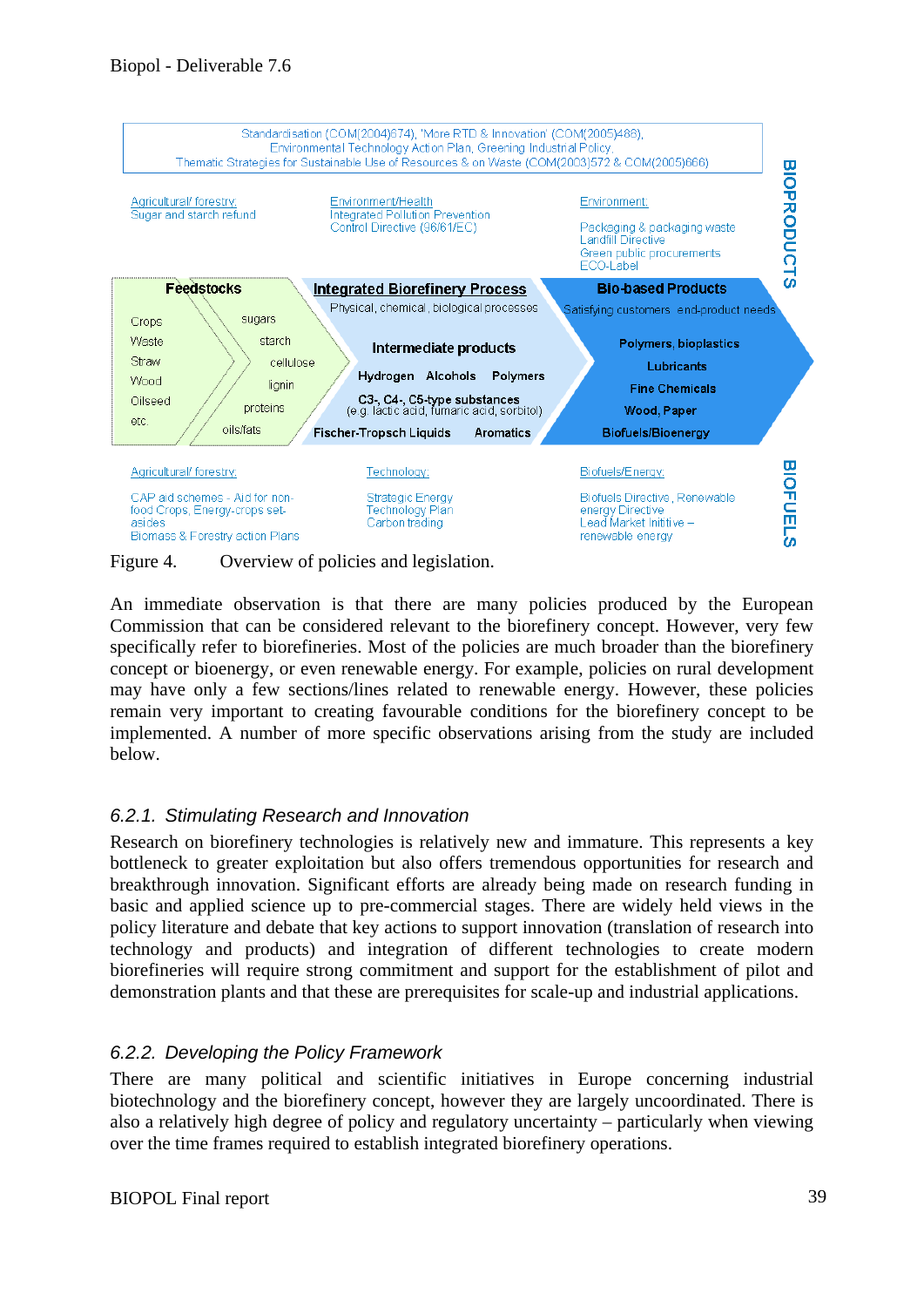Standardisation (COM(2004)674), 'More RTD & Innovation' (COM(2005)488), Environmental Technology Action Plan, Greening Industrial Policy, Thematic Strategies for Sustainable Use of Resources & on Waste (COM(2003)572 & COM(2005)666)

Agricultural/ forestry: Sugar and starch refund

Environment/Health: Integrated Pollution Prevention Control Directive (96/61/EC)

Environment: Packaging & packaging waste, Landfill Directive, Green public procurements, ECO-Label

BIOPRODUCTS

**Feedstocks**: Crops, Waste, Straw, Wood, Oilseed, etc. — sugars, starch, cellulose, lignin, proteins, oils/fats

**Integrated Biorefinery Process**: Physical, chemical, biological processes

**Intermediate products**: Hydrogen, Alcohols, Polymers, C3-, C4-, C5-type substances (e.g. lactic acid, fumaric acid, sorbitol), Fischer-Tropsch Liquids, Aromatics

**Bio-based Products**: Satisfying customers, end-product needs — Polymers, bioplastics; Lubricants; Fine Chemicals; Wood, Paper; Biofuels/Bioenergy

Agricultural/ forestry: CAP aid schemes - Aid for non-food Crops, Energy-crops set-asides, Biomass & Forestry action Plans

Technology: Strategic Energy Technology Plan, Carbon trading

Biofuels/Energy: Biofuels Directive, Renewable energy Directive, Lead Market Intitive – renewable energy

BIOFUELS

Figure 4. Overview of policies and legislation.

An immediate observation is that there are many policies produced by the European Commission that can be considered relevant to the biorefinery concept. However, very few specifically refer to biorefineries. Most of the policies are much broader than the biorefinery concept or bioenergy, or even renewable energy. For example, policies on rural development may have only a few sections/lines related to renewable energy. However, these policies remain very important to creating favourable conditions for the biorefinery concept to be implemented. A number of more specific observations arising from the study are included below.

### *6.2.1. Stimulating Research and Innovation*

Research on biorefinery technologies is relatively new and immature. This represents a key bottleneck to greater exploitation but also offers tremendous opportunities for research and breakthrough innovation. Significant efforts are already being made on research funding in basic and applied science up to pre-commercial stages. There are widely held views in the policy literature and debate that key actions to support innovation (translation of research into technology and products) and integration of different technologies to create modern biorefineries will require strong commitment and support for the establishment of pilot and demonstration plants and that these are prerequisites for scale-up and industrial applications.

### *6.2.2. Developing the Policy Framework*

There are many political and scientific initiatives in Europe concerning industrial biotechnology and the biorefinery concept, however they are largely uncoordinated. There is also a relatively high degree of policy and regulatory uncertainty – particularly when viewing over the time frames required to establish integrated biorefinery operations.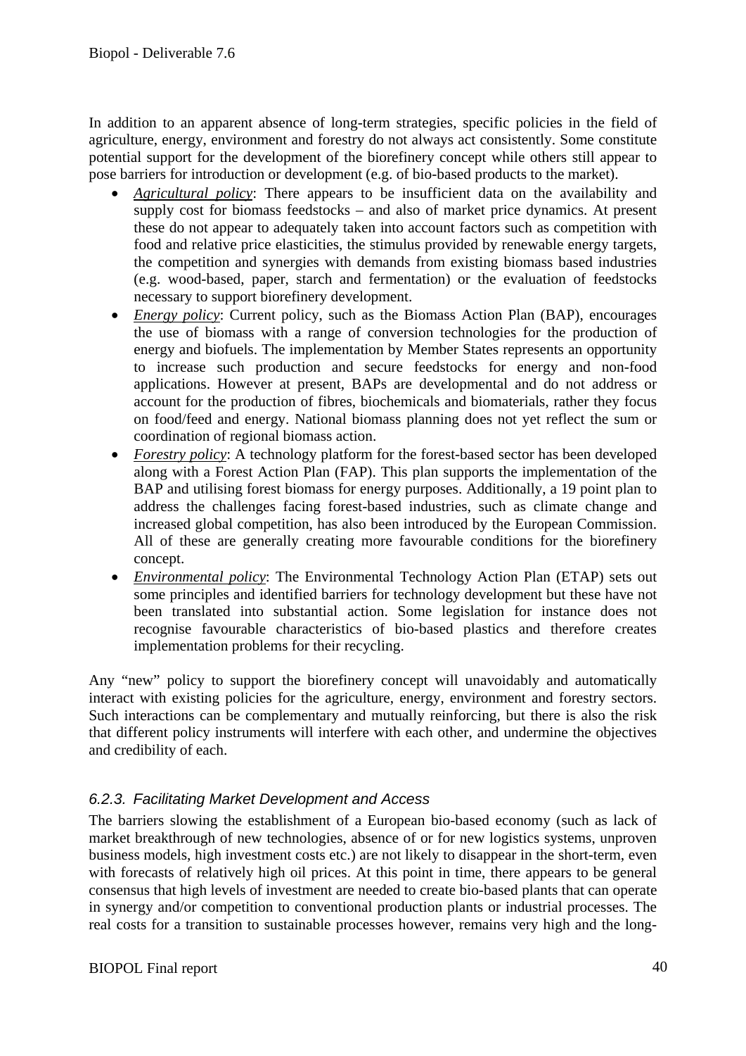In addition to an apparent absence of long-term strategies, specific policies in the field of agriculture, energy, environment and forestry do not always act consistently. Some constitute potential support for the development of the biorefinery concept while others still appear to pose barriers for introduction or development (e.g. of bio-based products to the market).

- *Agricultural policy*: There appears to be insufficient data on the availability and supply cost for biomass feedstocks – and also of market price dynamics. At present these do not appear to adequately taken into account factors such as competition with food and relative price elasticities, the stimulus provided by renewable energy targets, the competition and synergies with demands from existing biomass based industries (e.g. wood-based, paper, starch and fermentation) or the evaluation of feedstocks necessary to support biorefinery development.
- *Energy policy*: Current policy, such as the Biomass Action Plan (BAP), encourages the use of biomass with a range of conversion technologies for the production of energy and biofuels. The implementation by Member States represents an opportunity to increase such production and secure feedstocks for energy and non-food applications. However at present, BAPs are developmental and do not address or account for the production of fibres, biochemicals and biomaterials, rather they focus on food/feed and energy. National biomass planning does not yet reflect the sum or coordination of regional biomass action.
- *Forestry policy*: A technology platform for the forest-based sector has been developed along with a Forest Action Plan (FAP). This plan supports the implementation of the BAP and utilising forest biomass for energy purposes. Additionally, a 19 point plan to address the challenges facing forest-based industries, such as climate change and increased global competition, has also been introduced by the European Commission. All of these are generally creating more favourable conditions for the biorefinery concept.
- *Environmental policy*: The Environmental Technology Action Plan (ETAP) sets out some principles and identified barriers for technology development but these have not been translated into substantial action. Some legislation for instance does not recognise favourable characteristics of bio-based plastics and therefore creates implementation problems for their recycling.

Any "new" policy to support the biorefinery concept will unavoidably and automatically interact with existing policies for the agriculture, energy, environment and forestry sectors. Such interactions can be complementary and mutually reinforcing, but there is also the risk that different policy instruments will interfere with each other, and undermine the objectives and credibility of each.

### *6.2.3. Facilitating Market Development and Access*

The barriers slowing the establishment of a European bio-based economy (such as lack of market breakthrough of new technologies, absence of or for new logistics systems, unproven business models, high investment costs etc.) are not likely to disappear in the short-term, even with forecasts of relatively high oil prices. At this point in time, there appears to be general consensus that high levels of investment are needed to create bio-based plants that can operate in synergy and/or competition to conventional production plants or industrial processes. The real costs for a transition to sustainable processes however, remains very high and the long-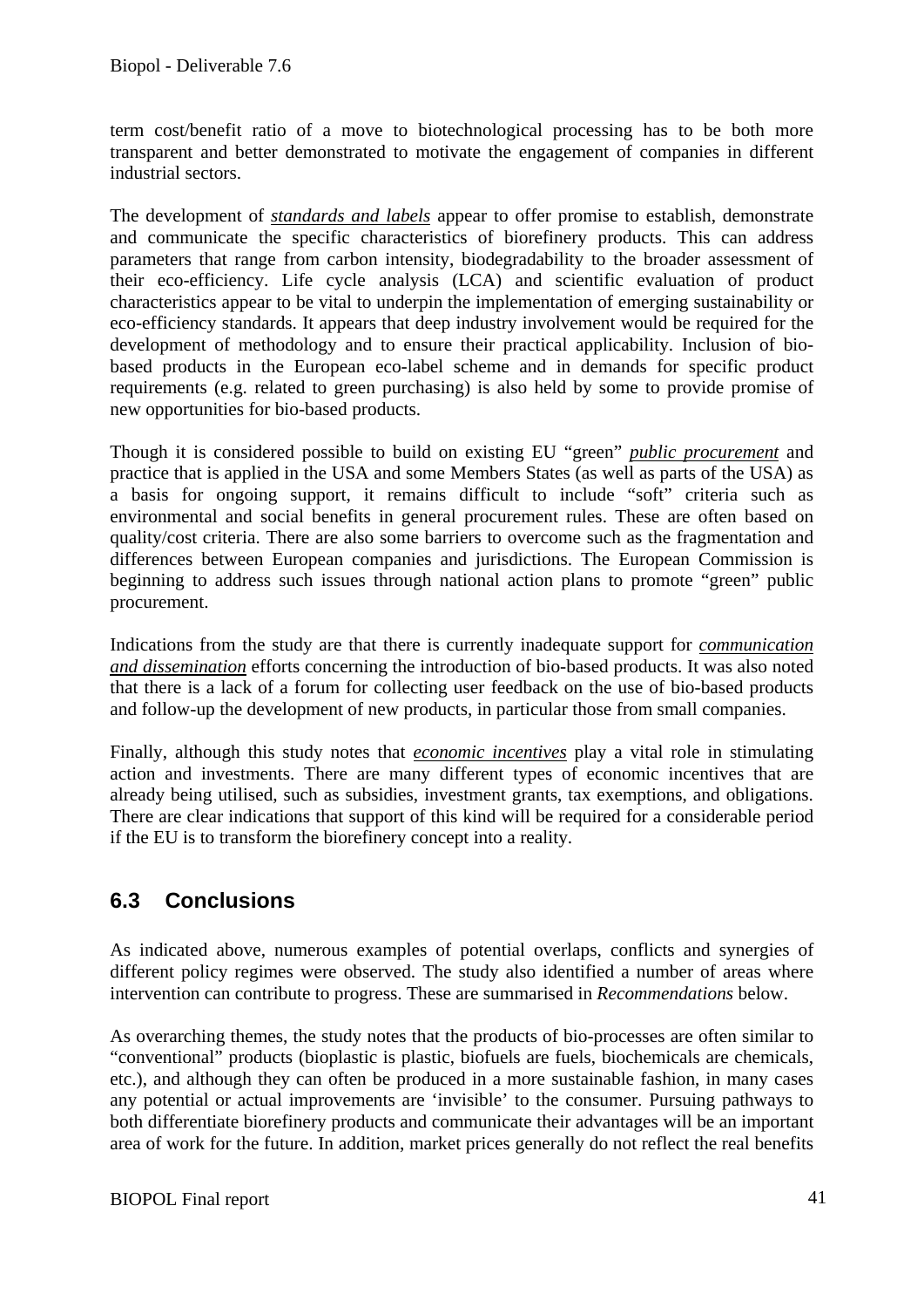term cost/benefit ratio of a move to biotechnological processing has to be both more transparent and better demonstrated to motivate the engagement of companies in different industrial sectors.

The development of ***standards and labels*** appear to offer promise to establish, demonstrate and communicate the specific characteristics of biorefinery products. This can address parameters that range from carbon intensity, biodegradability to the broader assessment of their eco-efficiency. Life cycle analysis (LCA) and scientific evaluation of product characteristics appear to be vital to underpin the implementation of emerging sustainability or eco-efficiency standards. It appears that deep industry involvement would be required for the development of methodology and to ensure their practical applicability. Inclusion of bio-based products in the European eco-label scheme and in demands for specific product requirements (e.g. related to green purchasing) is also held by some to provide promise of new opportunities for bio-based products.

Though it is considered possible to build on existing EU "green" ***public procurement*** and practice that is applied in the USA and some Members States (as well as parts of the USA) as a basis for ongoing support, it remains difficult to include "soft" criteria such as environmental and social benefits in general procurement rules. These are often based on quality/cost criteria. There are also some barriers to overcome such as the fragmentation and differences between European companies and jurisdictions. The European Commission is beginning to address such issues through national action plans to promote "green" public procurement.

Indications from the study are that there is currently inadequate support for ***communication and dissemination*** efforts concerning the introduction of bio-based products. It was also noted that there is a lack of a forum for collecting user feedback on the use of bio-based products and follow-up the development of new products, in particular those from small companies.

Finally, although this study notes that ***economic incentives*** play a vital role in stimulating action and investments. There are many different types of economic incentives that are already being utilised, such as subsidies, investment grants, tax exemptions, and obligations. There are clear indications that support of this kind will be required for a considerable period if the EU is to transform the biorefinery concept into a reality.

## 6.3 Conclusions

As indicated above, numerous examples of potential overlaps, conflicts and synergies of different policy regimes were observed. The study also identified a number of areas where intervention can contribute to progress. These are summarised in *Recommendations* below.

As overarching themes, the study notes that the products of bio-processes are often similar to "conventional" products (bioplastic is plastic, biofuels are fuels, biochemicals are chemicals, etc.), and although they can often be produced in a more sustainable fashion, in many cases any potential or actual improvements are 'invisible' to the consumer. Pursuing pathways to both differentiate biorefinery products and communicate their advantages will be an important area of work for the future. In addition, market prices generally do not reflect the real benefits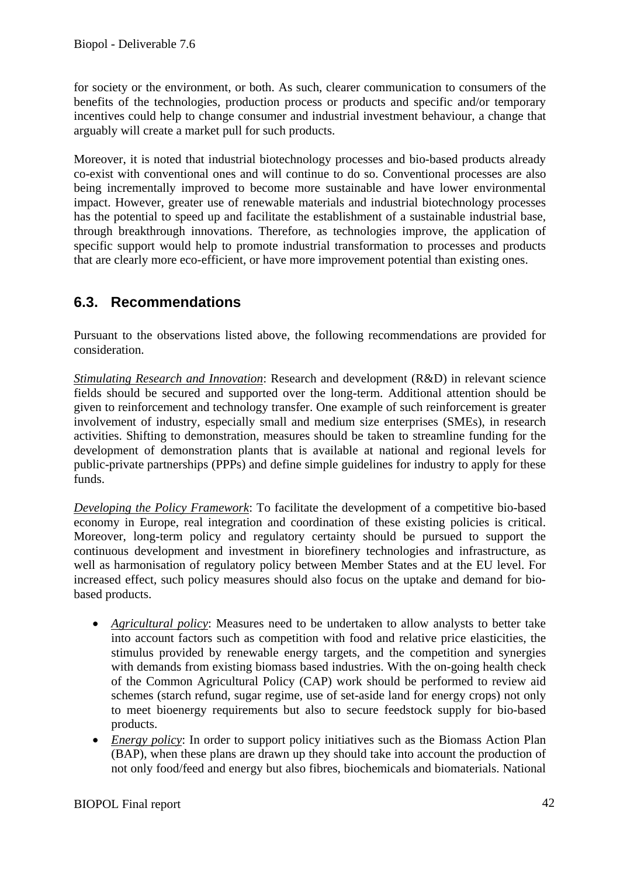for society or the environment, or both. As such, clearer communication to consumers of the benefits of the technologies, production process or products and specific and/or temporary incentives could help to change consumer and industrial investment behaviour, a change that arguably will create a market pull for such products.

Moreover, it is noted that industrial biotechnology processes and bio-based products already co-exist with conventional ones and will continue to do so. Conventional processes are also being incrementally improved to become more sustainable and have lower environmental impact. However, greater use of renewable materials and industrial biotechnology processes has the potential to speed up and facilitate the establishment of a sustainable industrial base, through breakthrough innovations. Therefore, as technologies improve, the application of specific support would help to promote industrial transformation to processes and products that are clearly more eco-efficient, or have more improvement potential than existing ones.

## 6.3. Recommendations

Pursuant to the observations listed above, the following recommendations are provided for consideration.

*Stimulating Research and Innovation*: Research and development (R&D) in relevant science fields should be secured and supported over the long-term. Additional attention should be given to reinforcement and technology transfer. One example of such reinforcement is greater involvement of industry, especially small and medium size enterprises (SMEs), in research activities. Shifting to demonstration, measures should be taken to streamline funding for the development of demonstration plants that is available at national and regional levels for public-private partnerships (PPPs) and define simple guidelines for industry to apply for these funds.

*Developing the Policy Framework*: To facilitate the development of a competitive bio-based economy in Europe, real integration and coordination of these existing policies is critical. Moreover, long-term policy and regulatory certainty should be pursued to support the continuous development and investment in biorefinery technologies and infrastructure, as well as harmonisation of regulatory policy between Member States and at the EU level. For increased effect, such policy measures should also focus on the uptake and demand for bio-based products.

- *Agricultural policy*: Measures need to be undertaken to allow analysts to better take into account factors such as competition with food and relative price elasticities, the stimulus provided by renewable energy targets, and the competition and synergies with demands from existing biomass based industries. With the on-going health check of the Common Agricultural Policy (CAP) work should be performed to review aid schemes (starch refund, sugar regime, use of set-aside land for energy crops) not only to meet bioenergy requirements but also to secure feedstock supply for bio-based products.
- *Energy policy*: In order to support policy initiatives such as the Biomass Action Plan (BAP), when these plans are drawn up they should take into account the production of not only food/feed and energy but also fibres, biochemicals and biomaterials. National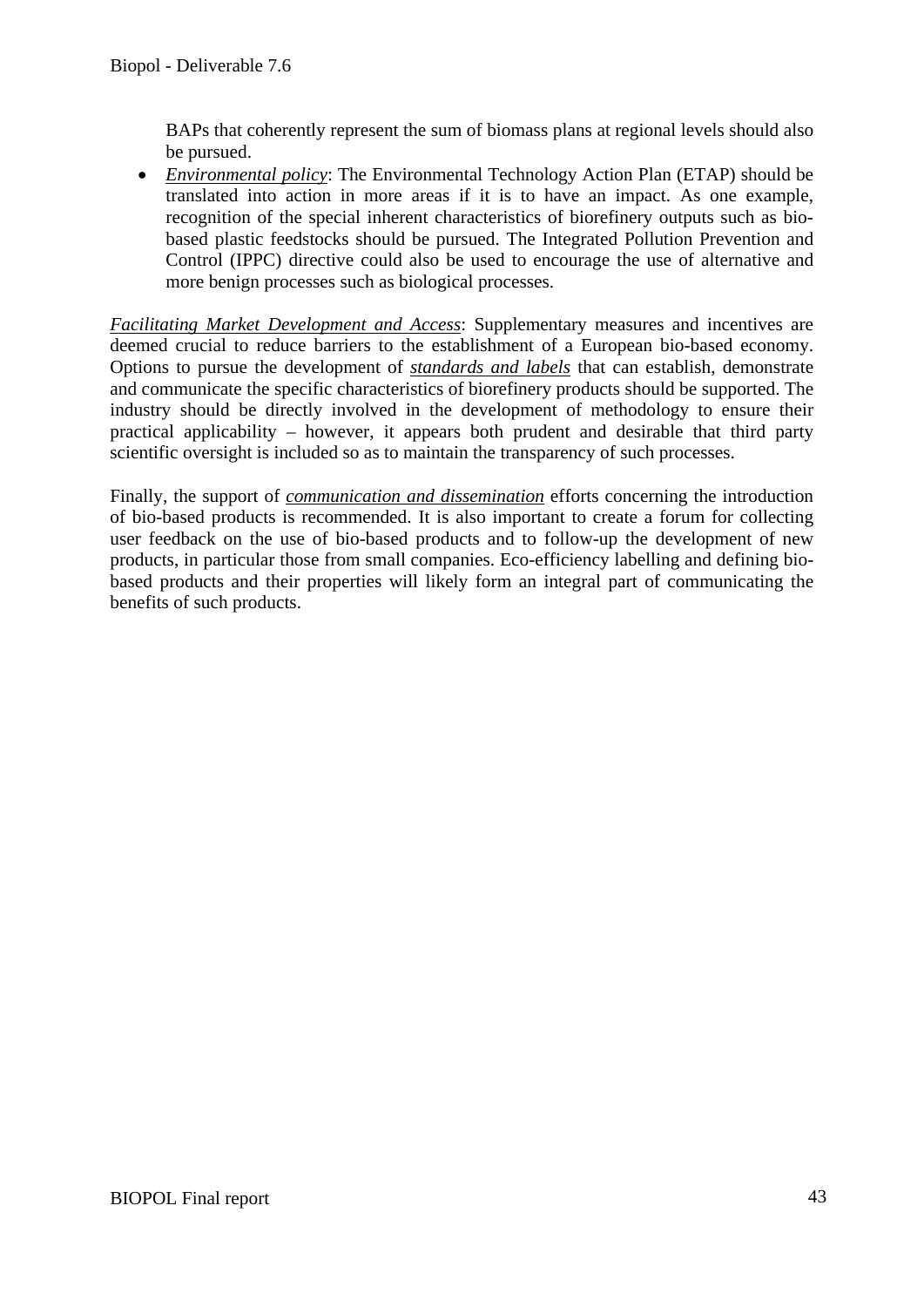BAPs that coherently represent the sum of biomass plans at regional levels should also be pursued.

- *Environmental policy*: The Environmental Technology Action Plan (ETAP) should be translated into action in more areas if it is to have an impact. As one example, recognition of the special inherent characteristics of biorefinery outputs such as bio-based plastic feedstocks should be pursued. The Integrated Pollution Prevention and Control (IPPC) directive could also be used to encourage the use of alternative and more benign processes such as biological processes.

*Facilitating Market Development and Access*: Supplementary measures and incentives are deemed crucial to reduce barriers to the establishment of a European bio-based economy. Options to pursue the development of ***standards and labels*** that can establish, demonstrate and communicate the specific characteristics of biorefinery products should be supported. The industry should be directly involved in the development of methodology to ensure their practical applicability – however, it appears both prudent and desirable that third party scientific oversight is included so as to maintain the transparency of such processes.

Finally, the support of ***communication and dissemination*** efforts concerning the introduction of bio-based products is recommended. It is also important to create a forum for collecting user feedback on the use of bio-based products and to follow-up the development of new products, in particular those from small companies. Eco-efficiency labelling and defining bio-based products and their properties will likely form an integral part of communicating the benefits of such products.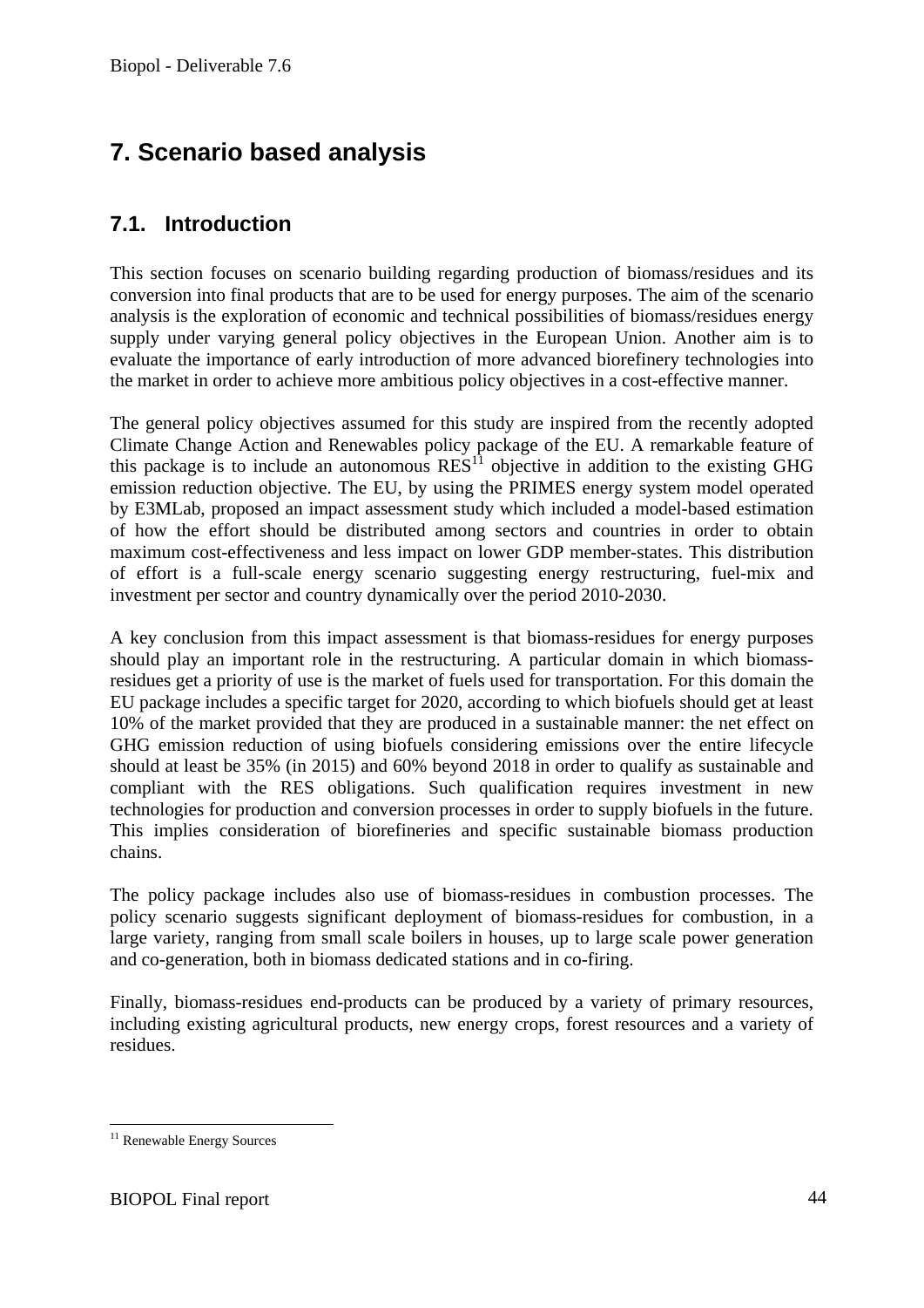# 7. Scenario based analysis

## 7.1. Introduction

This section focuses on scenario building regarding production of biomass/residues and its conversion into final products that are to be used for energy purposes. The aim of the scenario analysis is the exploration of economic and technical possibilities of biomass/residues energy supply under varying general policy objectives in the European Union. Another aim is to evaluate the importance of early introduction of more advanced biorefinery technologies into the market in order to achieve more ambitious policy objectives in a cost-effective manner.

The general policy objectives assumed for this study are inspired from the recently adopted Climate Change Action and Renewables policy package of the EU. A remarkable feature of this package is to include an autonomous RES[11] objective in addition to the existing GHG emission reduction objective. The EU, by using the PRIMES energy system model operated by E3MLab, proposed an impact assessment study which included a model-based estimation of how the effort should be distributed among sectors and countries in order to obtain maximum cost-effectiveness and less impact on lower GDP member-states. This distribution of effort is a full-scale energy scenario suggesting energy restructuring, fuel-mix and investment per sector and country dynamically over the period 2010-2030.

A key conclusion from this impact assessment is that biomass-residues for energy purposes should play an important role in the restructuring. A particular domain in which biomass-residues get a priority of use is the market of fuels used for transportation. For this domain the EU package includes a specific target for 2020, according to which biofuels should get at least 10% of the market provided that they are produced in a sustainable manner: the net effect on GHG emission reduction of using biofuels considering emissions over the entire lifecycle should at least be 35% (in 2015) and 60% beyond 2018 in order to qualify as sustainable and compliant with the RES obligations. Such qualification requires investment in new technologies for production and conversion processes in order to supply biofuels in the future. This implies consideration of biorefineries and specific sustainable biomass production chains.

The policy package includes also use of biomass-residues in combustion processes. The policy scenario suggests significant deployment of biomass-residues for combustion, in a large variety, ranging from small scale boilers in houses, up to large scale power generation and co-generation, both in biomass dedicated stations and in co-firing.

Finally, biomass-residues end-products can be produced by a variety of primary resources, including existing agricultural products, new energy crops, forest resources and a variety of residues.

[11] Renewable Energy Sources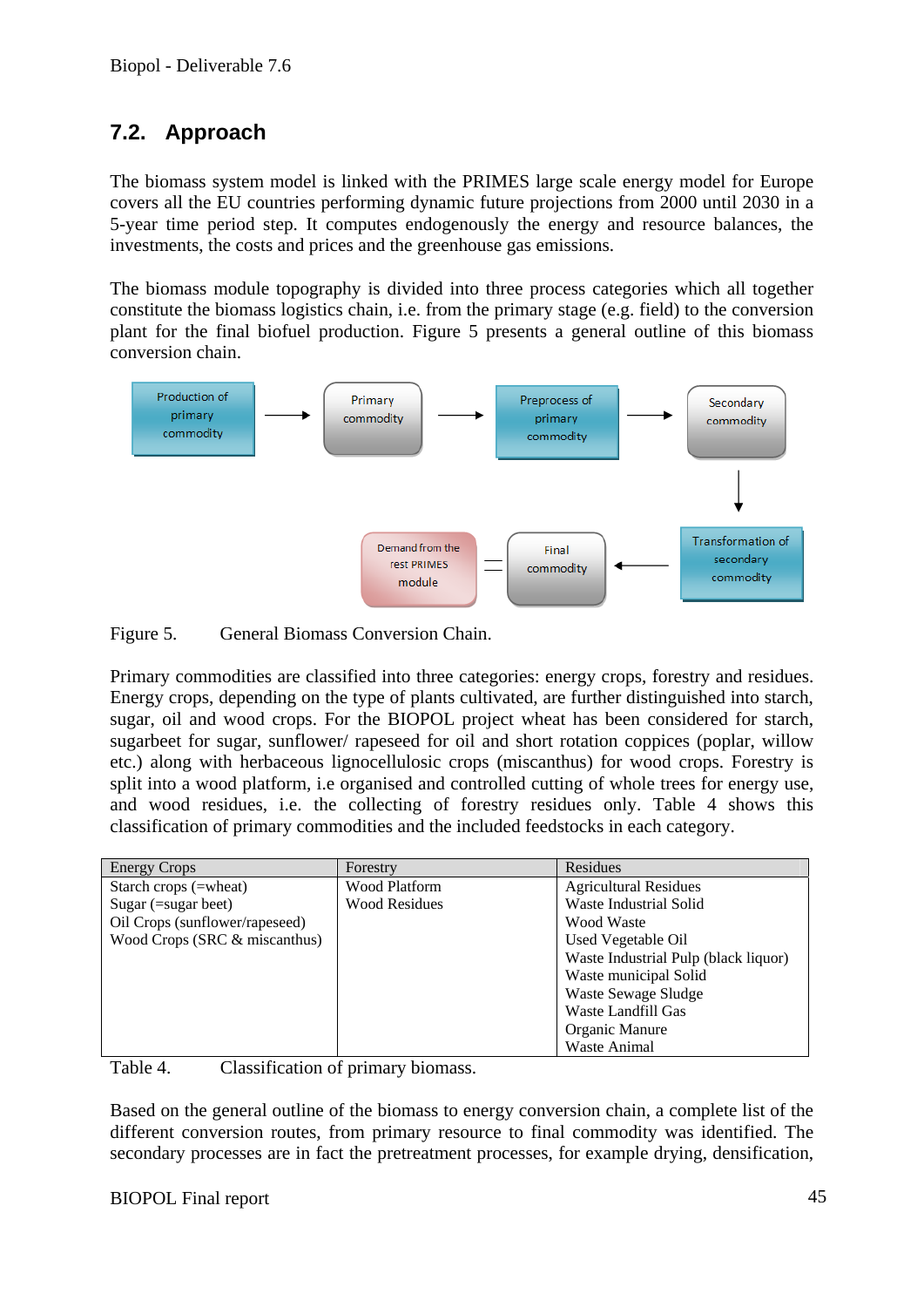## 7.2. Approach

The biomass system model is linked with the PRIMES large scale energy model for Europe covers all the EU countries performing dynamic future projections from 2000 until 2030 in a 5-year time period step. It computes endogenously the energy and resource balances, the investments, the costs and prices and the greenhouse gas emissions.

The biomass module topography is divided into three process categories which all together constitute the biomass logistics chain, i.e. from the primary stage (e.g. field) to the conversion plant for the final biofuel production. Figure 5 presents a general outline of this biomass conversion chain.

Production of primary commodity → Primary commodity → Preprocess of primary commodity → Secondary commodity → Transformation of secondary commodity → Final commodity = Demand from the rest PRIMES module

Figure 5. General Biomass Conversion Chain.

Primary commodities are classified into three categories: energy crops, forestry and residues. Energy crops, depending on the type of plants cultivated, are further distinguished into starch, sugar, oil and wood crops. For the BIOPOL project wheat has been considered for starch, sugarbeet for sugar, sunflower/ rapeseed for oil and short rotation coppices (poplar, willow etc.) along with herbaceous lignocellulosic crops (miscanthus) for wood crops. Forestry is split into a wood platform, i.e organised and controlled cutting of whole trees for energy use, and wood residues, i.e. the collecting of forestry residues only. Table 4 shows this classification of primary commodities and the included feedstocks in each category.

| Energy Crops | Forestry | Residues |
|---|---|---|
| Starch crops (=wheat)<br>Sugar (=sugar beet)<br>Oil Crops (sunflower/rapeseed)<br>Wood Crops (SRC & miscanthus) | Wood Platform<br>Wood Residues | Agricultural Residues<br>Waste Industrial Solid<br>Wood Waste<br>Used Vegetable Oil<br>Waste Industrial Pulp (black liquor)<br>Waste municipal Solid<br>Waste Sewage Sludge<br>Waste Landfill Gas<br>Organic Manure<br>Waste Animal |

Table 4. Classification of primary biomass.

Based on the general outline of the biomass to energy conversion chain, a complete list of the different conversion routes, from primary resource to final commodity was identified. The secondary processes are in fact the pretreatment processes, for example drying, densification,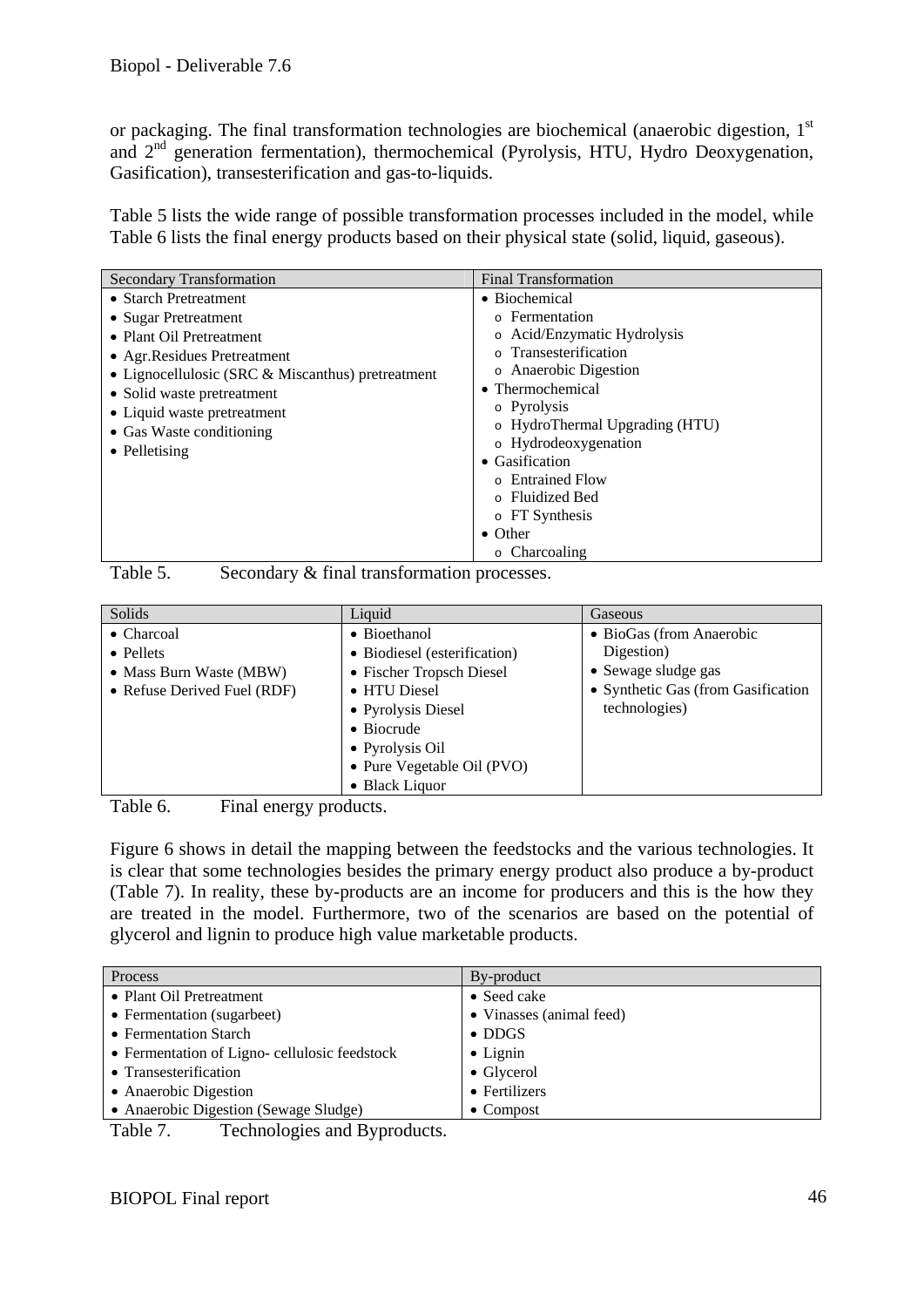or packaging. The final transformation technologies are biochemical (anaerobic digestion, 1st and 2nd generation fermentation), thermochemical (Pyrolysis, HTU, Hydro Deoxygenation, Gasification), transesterification and gas-to-liquids.

Table 5 lists the wide range of possible transformation processes included in the model, while Table 6 lists the final energy products based on their physical state (solid, liquid, gaseous).

| Secondary Transformation | Final Transformation |
|---|---|
| • Starch Pretreatment<br>• Sugar Pretreatment<br>• Plant Oil Pretreatment<br>• Agr.Residues Pretreatment<br>• Lignocellulosic (SRC & Miscanthus) pretreatment<br>• Solid waste pretreatment<br>• Liquid waste pretreatment<br>• Gas Waste conditioning<br>• Pelletising | • Biochemical<br>  o Fermentation<br>  o Acid/Enzymatic Hydrolysis<br>  o Transesterification<br>  o Anaerobic Digestion<br>• Thermochemical<br>  o Pyrolysis<br>  o HydroThermal Upgrading (HTU)<br>  o Hydrodeoxygenation<br>• Gasification<br>  o Entrained Flow<br>  o Fluidized Bed<br>  o FT Synthesis<br>• Other<br>  o Charcoaling |

Table 5. Secondary & final transformation processes.

| Solids | Liquid | Gaseous |
|---|---|---|
| • Charcoal<br>• Pellets<br>• Mass Burn Waste (MBW)<br>• Refuse Derived Fuel (RDF) | • Bioethanol<br>• Biodiesel (esterification)<br>• Fischer Tropsch Diesel<br>• HTU Diesel<br>• Pyrolysis Diesel<br>• Biocrude<br>• Pyrolysis Oil<br>• Pure Vegetable Oil (PVO)<br>• Black Liquor | • BioGas (from Anaerobic Digestion)<br>• Sewage sludge gas<br>• Synthetic Gas (from Gasification technologies) |

Table 6. Final energy products.

Figure 6 shows in detail the mapping between the feedstocks and the various technologies. It is clear that some technologies besides the primary energy product also produce a by-product (Table 7). In reality, these by-products are an income for producers and this is the how they are treated in the model. Furthermore, two of the scenarios are based on the potential of glycerol and lignin to produce high value marketable products.

| Process | By-product |
|---|---|
| • Plant Oil Pretreatment | • Seed cake |
| • Fermentation (sugarbeet) | • Vinasses (animal feed) |
| • Fermentation Starch | • DDGS |
| • Fermentation of Ligno- cellulosic feedstock | • Lignin |
| • Transesterification | • Glycerol |
| • Anaerobic Digestion | • Fertilizers |
| • Anaerobic Digestion (Sewage Sludge) | • Compost |

Table 7. Technologies and Byproducts.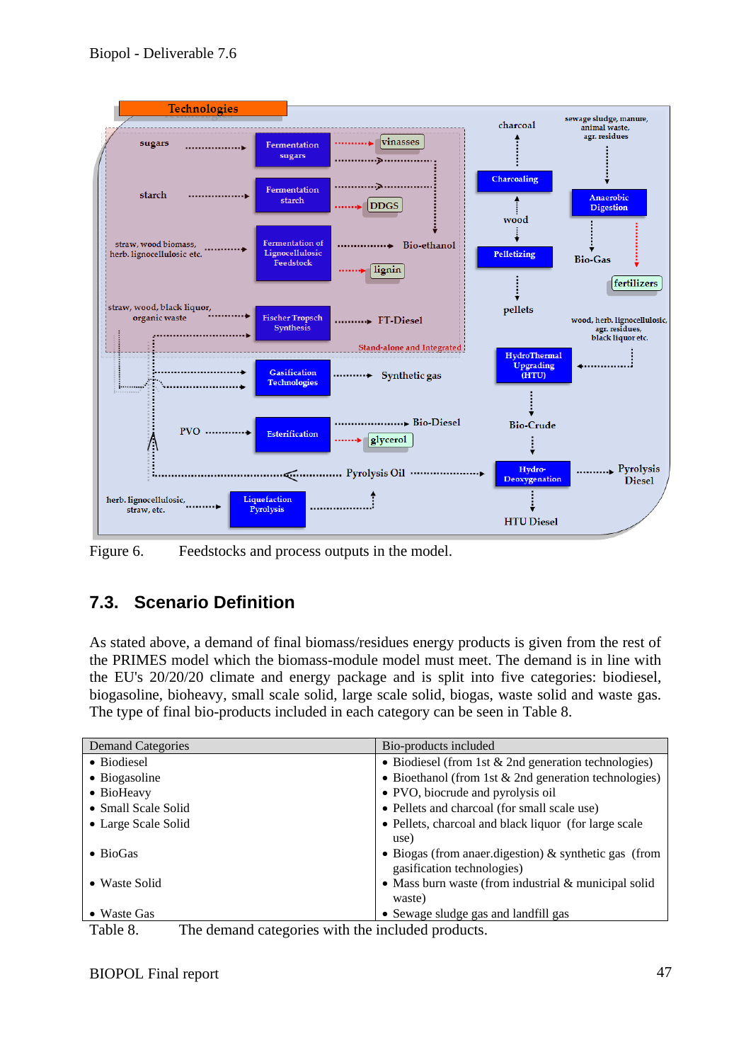Figure 6. Feedstocks and process outputs in the model.

## 7.3. Scenario Definition

As stated above, a demand of final biomass/residues energy products is given from the rest of the PRIMES model which the biomass-module model must meet. The demand is in line with the EU's 20/20/20 climate and energy package and is split into five categories: biodiesel, biogasoline, bioheavy, small scale solid, large scale solid, biogas, waste solid and waste gas. The type of final bio-products included in each category can be seen in Table 8.

| Demand Categories | Bio-products included |
|---|---|
| • Biodiesel | • Biodiesel (from 1st & 2nd generation technologies) |
| • Biogasoline | • Bioethanol (from 1st & 2nd generation technologies) |
| • BioHeavy | • PVO, biocrude and pyrolysis oil |
| • Small Scale Solid | • Pellets and charcoal (for small scale use) |
| • Large Scale Solid | • Pellets, charcoal and black liquor (for large scale use) |
| • BioGas | • Biogas (from anaer.digestion) & synthetic gas (from gasification technologies) |
| • Waste Solid | • Mass burn waste (from industrial & municipal solid waste) |
| • Waste Gas | • Sewage sludge gas and landfill gas |

Table 8. The demand categories with the included products.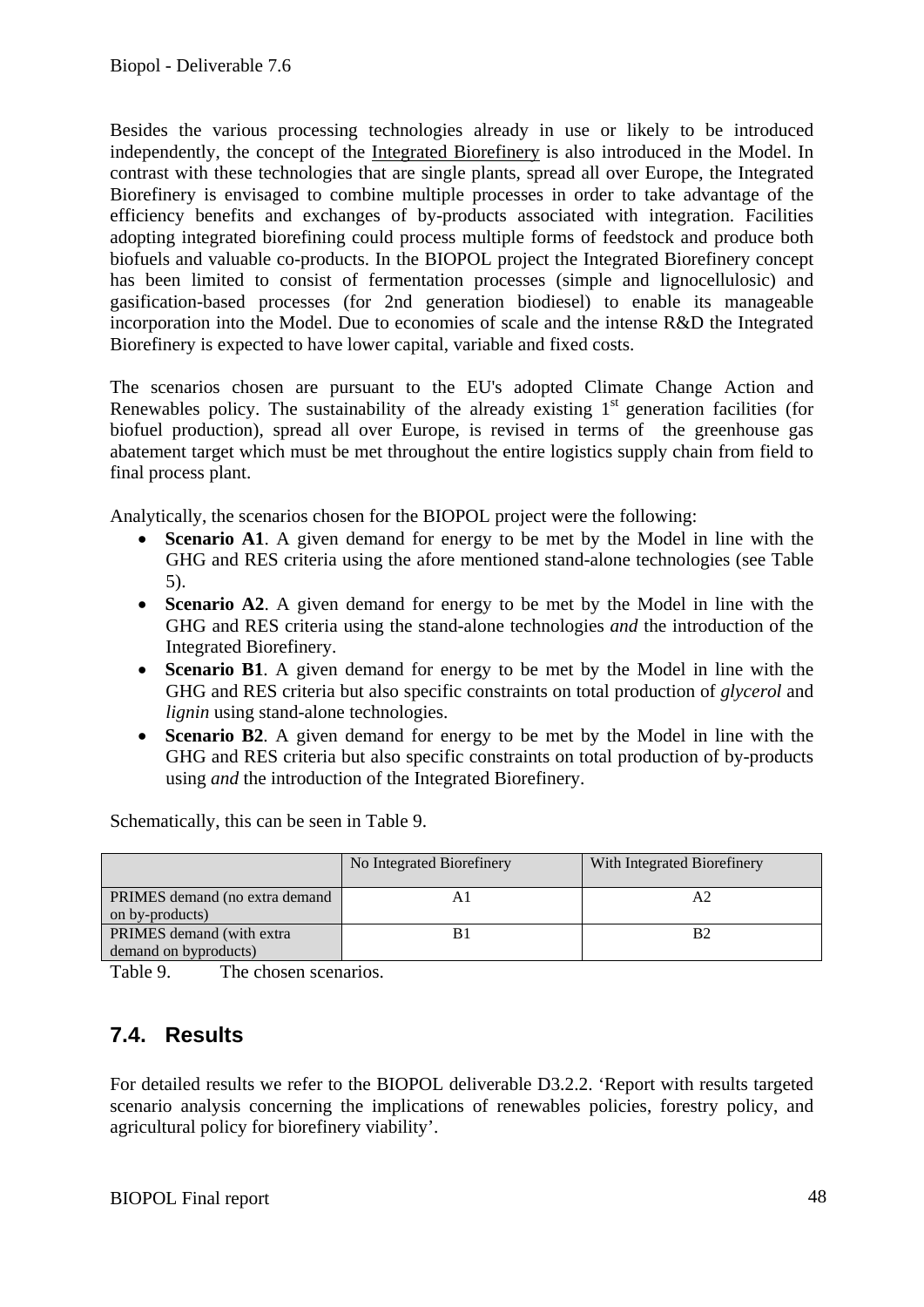Besides the various processing technologies already in use or likely to be introduced independently, the concept of the Integrated Biorefinery is also introduced in the Model. In contrast with these technologies that are single plants, spread all over Europe, the Integrated Biorefinery is envisaged to combine multiple processes in order to take advantage of the efficiency benefits and exchanges of by-products associated with integration. Facilities adopting integrated biorefining could process multiple forms of feedstock and produce both biofuels and valuable co-products. In the BIOPOL project the Integrated Biorefinery concept has been limited to consist of fermentation processes (simple and lignocellulosic) and gasification-based processes (for 2nd generation biodiesel) to enable its manageable incorporation into the Model. Due to economies of scale and the intense R&D the Integrated Biorefinery is expected to have lower capital, variable and fixed costs.

The scenarios chosen are pursuant to the EU's adopted Climate Change Action and Renewables policy. The sustainability of the already existing 1st generation facilities (for biofuel production), spread all over Europe, is revised in terms of the greenhouse gas abatement target which must be met throughout the entire logistics supply chain from field to final process plant.

Analytically, the scenarios chosen for the BIOPOL project were the following:

- **Scenario A1**. A given demand for energy to be met by the Model in line with the GHG and RES criteria using the afore mentioned stand-alone technologies (see Table 5).
- **Scenario A2**. A given demand for energy to be met by the Model in line with the GHG and RES criteria using the stand-alone technologies *and* the introduction of the Integrated Biorefinery.
- **Scenario B1**. A given demand for energy to be met by the Model in line with the GHG and RES criteria but also specific constraints on total production of *glycerol* and *lignin* using stand-alone technologies.
- **Scenario B2**. A given demand for energy to be met by the Model in line with the GHG and RES criteria but also specific constraints on total production of by-products using *and* the introduction of the Integrated Biorefinery.

Schematically, this can be seen in Table 9.

| | No Integrated Biorefinery | With Integrated Biorefinery |
|---|---|---|
| PRIMES demand (no extra demand on by-products) | A1 | A2 |
| PRIMES demand (with extra demand on byproducts) | B1 | B2 |

Table 9. The chosen scenarios.

## 7.4. Results

For detailed results we refer to the BIOPOL deliverable D3.2.2. 'Report with results targeted scenario analysis concerning the implications of renewables policies, forestry policy, and agricultural policy for biorefinery viability'.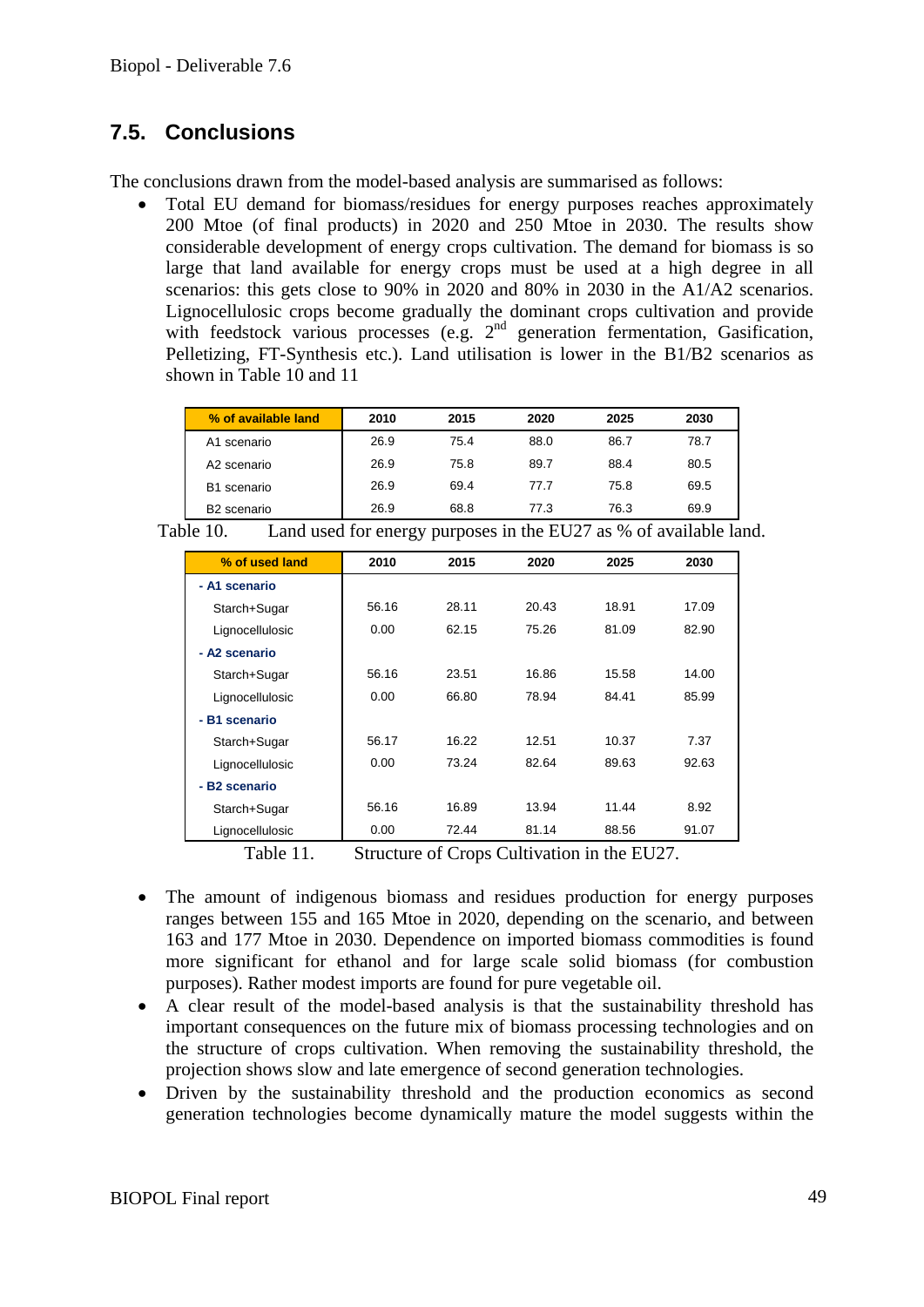## 7.5. Conclusions

The conclusions drawn from the model-based analysis are summarised as follows:

- Total EU demand for biomass/residues for energy purposes reaches approximately 200 Mtoe (of final products) in 2020 and 250 Mtoe in 2030. The results show considerable development of energy crops cultivation. The demand for biomass is so large that land available for energy crops must be used at a high degree in all scenarios: this gets close to 90% in 2020 and 80% in 2030 in the A1/A2 scenarios. Lignocellulosic crops become gradually the dominant crops cultivation and provide with feedstock various processes (e.g. 2[nd] generation fermentation, Gasification, Pelletizing, FT-Synthesis etc.). Land utilisation is lower in the B1/B2 scenarios as shown in Table 10 and 11

| % of available land | 2010 | 2015 | 2020 | 2025 | 2030 |
|---|---|---|---|---|---|
| A1 scenario | 26.9 | 75.4 | 88.0 | 86.7 | 78.7 |
| A2 scenario | 26.9 | 75.8 | 89.7 | 88.4 | 80.5 |
| B1 scenario | 26.9 | 69.4 | 77.7 | 75.8 | 69.5 |
| B2 scenario | 26.9 | 68.8 | 77.3 | 76.3 | 69.9 |

Table 10. Land used for energy purposes in the EU27 as % of available land.

| % of used land | 2010 | 2015 | 2020 | 2025 | 2030 |
|---|---|---|---|---|---|
| **- A1 scenario** | | | | | |
| Starch+Sugar | 56.16 | 28.11 | 20.43 | 18.91 | 17.09 |
| Lignocellulosic | 0.00 | 62.15 | 75.26 | 81.09 | 82.90 |
| **- A2 scenario** | | | | | |
| Starch+Sugar | 56.16 | 23.51 | 16.86 | 15.58 | 14.00 |
| Lignocellulosic | 0.00 | 66.80 | 78.94 | 84.41 | 85.99 |
| **- B1 scenario** | | | | | |
| Starch+Sugar | 56.17 | 16.22 | 12.51 | 10.37 | 7.37 |
| Lignocellulosic | 0.00 | 73.24 | 82.64 | 89.63 | 92.63 |
| **- B2 scenario** | | | | | |
| Starch+Sugar | 56.16 | 16.89 | 13.94 | 11.44 | 8.92 |
| Lignocellulosic | 0.00 | 72.44 | 81.14 | 88.56 | 91.07 |

Table 11. Structure of Crops Cultivation in the EU27.

- The amount of indigenous biomass and residues production for energy purposes ranges between 155 and 165 Mtoe in 2020, depending on the scenario, and between 163 and 177 Mtoe in 2030. Dependence on imported biomass commodities is found more significant for ethanol and for large scale solid biomass (for combustion purposes). Rather modest imports are found for pure vegetable oil.
- A clear result of the model-based analysis is that the sustainability threshold has important consequences on the future mix of biomass processing technologies and on the structure of crops cultivation. When removing the sustainability threshold, the projection shows slow and late emergence of second generation technologies.
- Driven by the sustainability threshold and the production economics as second generation technologies become dynamically mature the model suggests within the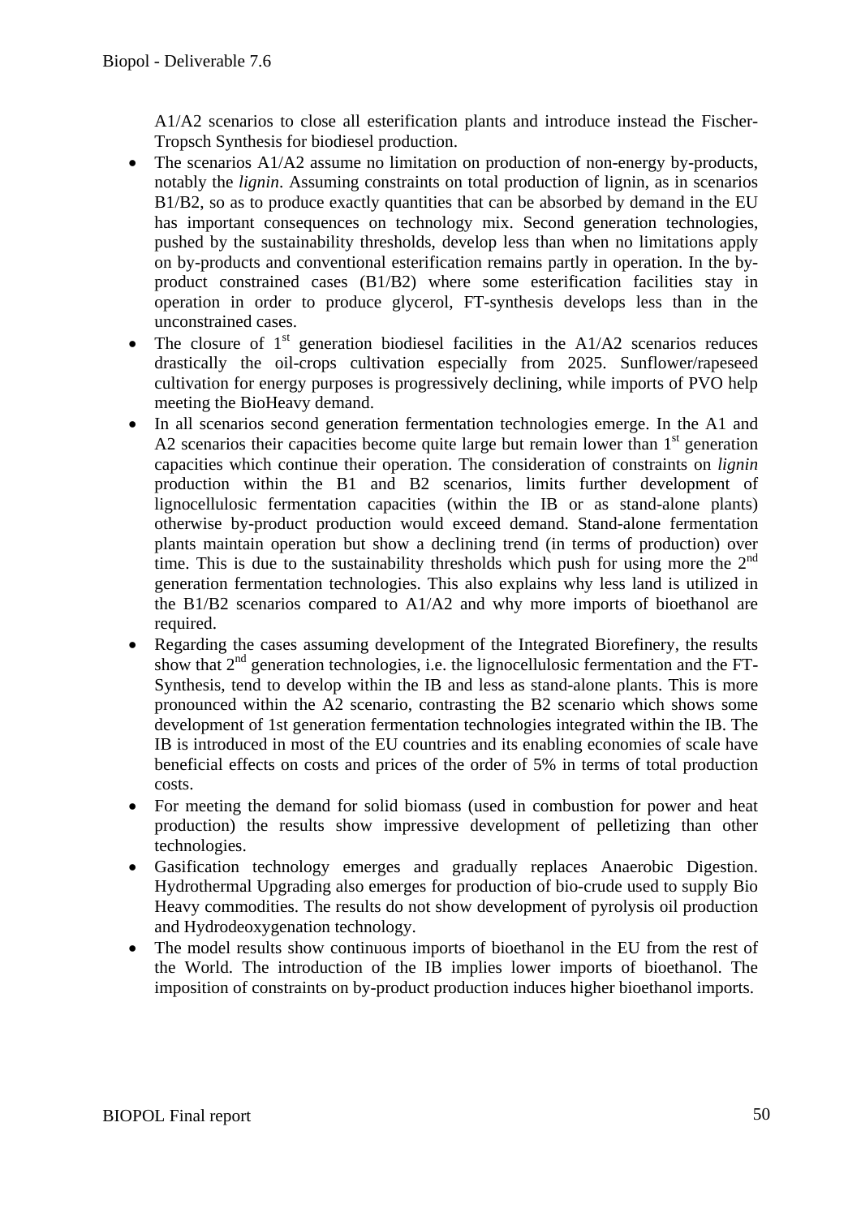A1/A2 scenarios to close all esterification plants and introduce instead the Fischer-Tropsch Synthesis for biodiesel production.

- The scenarios A1/A2 assume no limitation on production of non-energy by-products, notably the *lignin*. Assuming constraints on total production of lignin, as in scenarios B1/B2, so as to produce exactly quantities that can be absorbed by demand in the EU has important consequences on technology mix. Second generation technologies, pushed by the sustainability thresholds, develop less than when no limitations apply on by-products and conventional esterification remains partly in operation. In the by-product constrained cases (B1/B2) where some esterification facilities stay in operation in order to produce glycerol, FT-synthesis develops less than in the unconstrained cases.
- The closure of 1st generation biodiesel facilities in the A1/A2 scenarios reduces drastically the oil-crops cultivation especially from 2025. Sunflower/rapeseed cultivation for energy purposes is progressively declining, while imports of PVO help meeting the BioHeavy demand.
- In all scenarios second generation fermentation technologies emerge. In the A1 and A2 scenarios their capacities become quite large but remain lower than 1st generation capacities which continue their operation. The consideration of constraints on *lignin* production within the B1 and B2 scenarios, limits further development of lignocellulosic fermentation capacities (within the IB or as stand-alone plants) otherwise by-product production would exceed demand. Stand-alone fermentation plants maintain operation but show a declining trend (in terms of production) over time. This is due to the sustainability thresholds which push for using more the 2nd generation fermentation technologies. This also explains why less land is utilized in the B1/B2 scenarios compared to A1/A2 and why more imports of bioethanol are required.
- Regarding the cases assuming development of the Integrated Biorefinery, the results show that 2nd generation technologies, i.e. the lignocellulosic fermentation and the FT-Synthesis, tend to develop within the IB and less as stand-alone plants. This is more pronounced within the A2 scenario, contrasting the B2 scenario which shows some development of 1st generation fermentation technologies integrated within the IB. The IB is introduced in most of the EU countries and its enabling economies of scale have beneficial effects on costs and prices of the order of 5% in terms of total production costs.
- For meeting the demand for solid biomass (used in combustion for power and heat production) the results show impressive development of pelletizing than other technologies.
- Gasification technology emerges and gradually replaces Anaerobic Digestion. Hydrothermal Upgrading also emerges for production of bio-crude used to supply Bio Heavy commodities. The results do not show development of pyrolysis oil production and Hydrodeoxygenation technology.
- The model results show continuous imports of bioethanol in the EU from the rest of the World. The introduction of the IB implies lower imports of bioethanol. The imposition of constraints on by-product production induces higher bioethanol imports.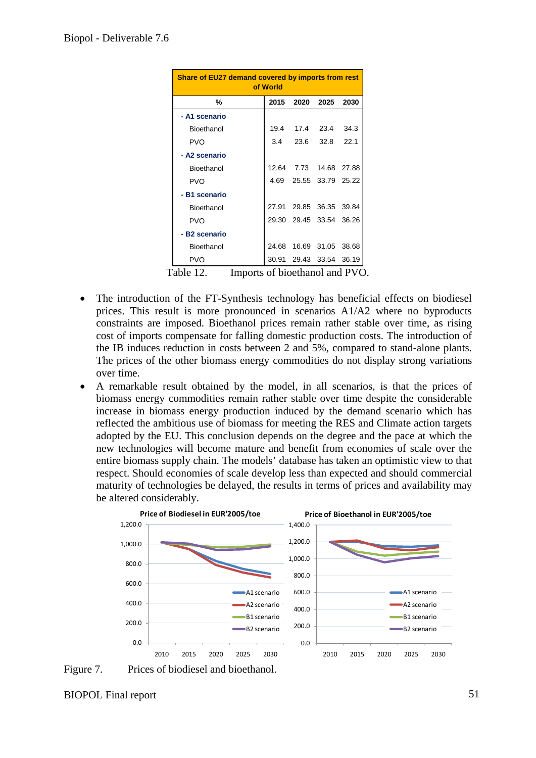| Share of EU27 demand covered by imports from rest of World | | | | |
|---|---|---|---|---|
| % | 2015 | 2020 | 2025 | 2030 |
| **- A1 scenario** | | | | |
| Bioethanol | 19.4 | 17.4 | 23.4 | 34.3 |
| PVO | 3.4 | 23.6 | 32.8 | 22.1 |
| **- A2 scenario** | | | | |
| Bioethanol | 12.64 | 7.73 | 14.68 | 27.88 |
| PVO | 4.69 | 25.55 | 33.79 | 25.22 |
| **- B1 scenario** | | | | |
| Bioethanol | 27.91 | 29.85 | 36.35 | 39.84 |
| PVO | 29.30 | 29.45 | 33.54 | 36.26 |
| **- B2 scenario** | | | | |
| Bioethanol | 24.68 | 16.69 | 31.05 | 38.68 |
| PVO | 30.91 | 29.43 | 33.54 | 36.19 |

Table 12. Imports of bioethanol and PVO.

- The introduction of the FT-Synthesis technology has beneficial effects on biodiesel prices. This result is more pronounced in scenarios A1/A2 where no byproducts constraints are imposed. Bioethanol prices remain rather stable over time, as rising cost of imports compensate for falling domestic production costs. The introduction of the IB induces reduction in costs between 2 and 5%, compared to stand-alone plants. The prices of the other biomass energy commodities do not display strong variations over time.
- A remarkable result obtained by the model, in all scenarios, is that the prices of biomass energy commodities remain rather stable over time despite the considerable increase in biomass energy production induced by the demand scenario which has reflected the ambitious use of biomass for meeting the RES and Climate action targets adopted by the EU. This conclusion depends on the degree and the pace at which the new technologies will become mature and benefit from economies of scale over the entire biomass supply chain. The models' database has taken an optimistic view to that respect. Should economies of scale develop less than expected and should commercial maturity of technologies be delayed, the results in terms of prices and availability may be altered considerably.

Figure 7. Prices of biodiesel and bioethanol.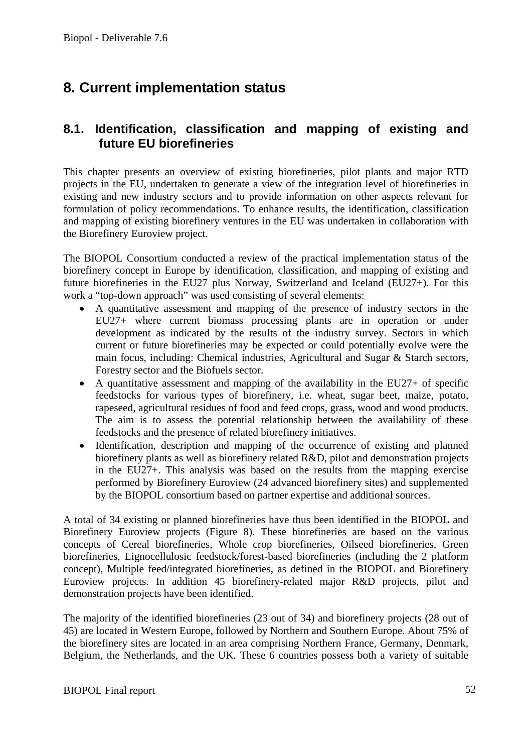# 8. Current implementation status

## 8.1. Identification, classification and mapping of existing and future EU biorefineries

This chapter presents an overview of existing biorefineries, pilot plants and major RTD projects in the EU, undertaken to generate a view of the integration level of biorefineries in existing and new industry sectors and to provide information on other aspects relevant for formulation of policy recommendations. To enhance results, the identification, classification and mapping of existing biorefinery ventures in the EU was undertaken in collaboration with the Biorefinery Euroview project.

The BIOPOL Consortium conducted a review of the practical implementation status of the biorefinery concept in Europe by identification, classification, and mapping of existing and future biorefineries in the EU27 plus Norway, Switzerland and Iceland (EU27+). For this work a "top-down approach" was used consisting of several elements:

- A quantitative assessment and mapping of the presence of industry sectors in the EU27+ where current biomass processing plants are in operation or under development as indicated by the results of the industry survey. Sectors in which current or future biorefineries may be expected or could potentially evolve were the main focus, including: Chemical industries, Agricultural and Sugar & Starch sectors, Forestry sector and the Biofuels sector.
- A quantitative assessment and mapping of the availability in the EU27+ of specific feedstocks for various types of biorefinery, i.e. wheat, sugar beet, maize, potato, rapeseed, agricultural residues of food and feed crops, grass, wood and wood products. The aim is to assess the potential relationship between the availability of these feedstocks and the presence of related biorefinery initiatives.
- Identification, description and mapping of the occurrence of existing and planned biorefinery plants as well as biorefinery related R&D, pilot and demonstration projects in the EU27+. This analysis was based on the results from the mapping exercise performed by Biorefinery Euroview (24 advanced biorefinery sites) and supplemented by the BIOPOL consortium based on partner expertise and additional sources.

A total of 34 existing or planned biorefineries have thus been identified in the BIOPOL and Biorefinery Euroview projects (Figure 8). These biorefineries are based on the various concepts of Cereal biorefineries, Whole crop biorefineries, Oilseed biorefineries, Green biorefineries, Lignocellulosic feedstock/forest-based biorefineries (including the 2 platform concept), Multiple feed/integrated biorefineries, as defined in the BIOPOL and Biorefinery Euroview projects. In addition 45 biorefinery-related major R&D projects, pilot and demonstration projects have been identified.

The majority of the identified biorefineries (23 out of 34) and biorefinery projects (28 out of 45) are located in Western Europe, followed by Northern and Southern Europe. About 75% of the biorefinery sites are located in an area comprising Northern France, Germany, Denmark, Belgium, the Netherlands, and the UK. These 6 countries possess both a variety of suitable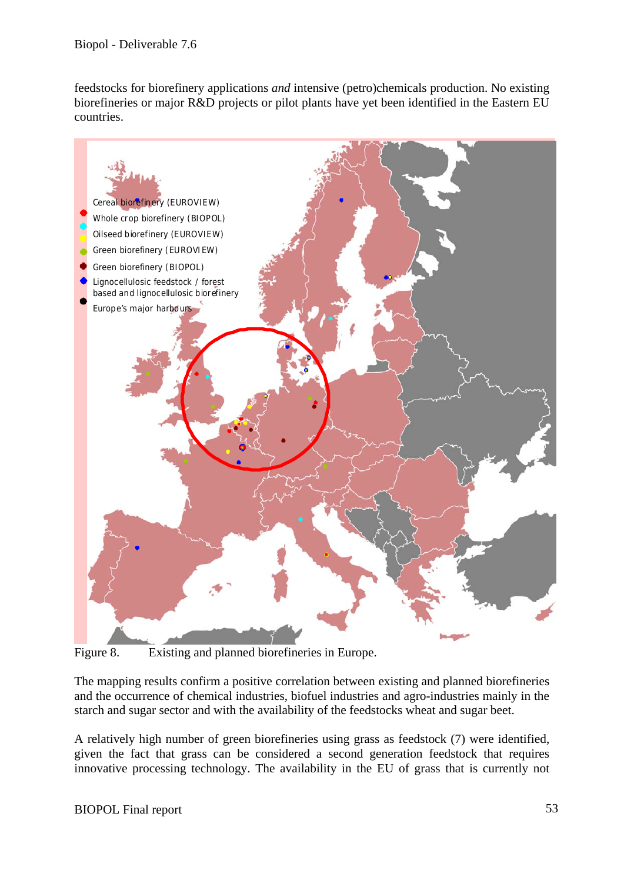feedstocks for biorefinery applications *and* intensive (petro)chemicals production. No existing biorefineries or major R&D projects or pilot plants have yet been identified in the Eastern EU countries.

Figure 8. Existing and planned biorefineries in Europe.

The mapping results confirm a positive correlation between existing and planned biorefineries and the occurrence of chemical industries, biofuel industries and agro-industries mainly in the starch and sugar sector and with the availability of the feedstocks wheat and sugar beet.

A relatively high number of green biorefineries using grass as feedstock (7) were identified, given the fact that grass can be considered a second generation feedstock that requires innovative processing technology. The availability in the EU of grass that is currently not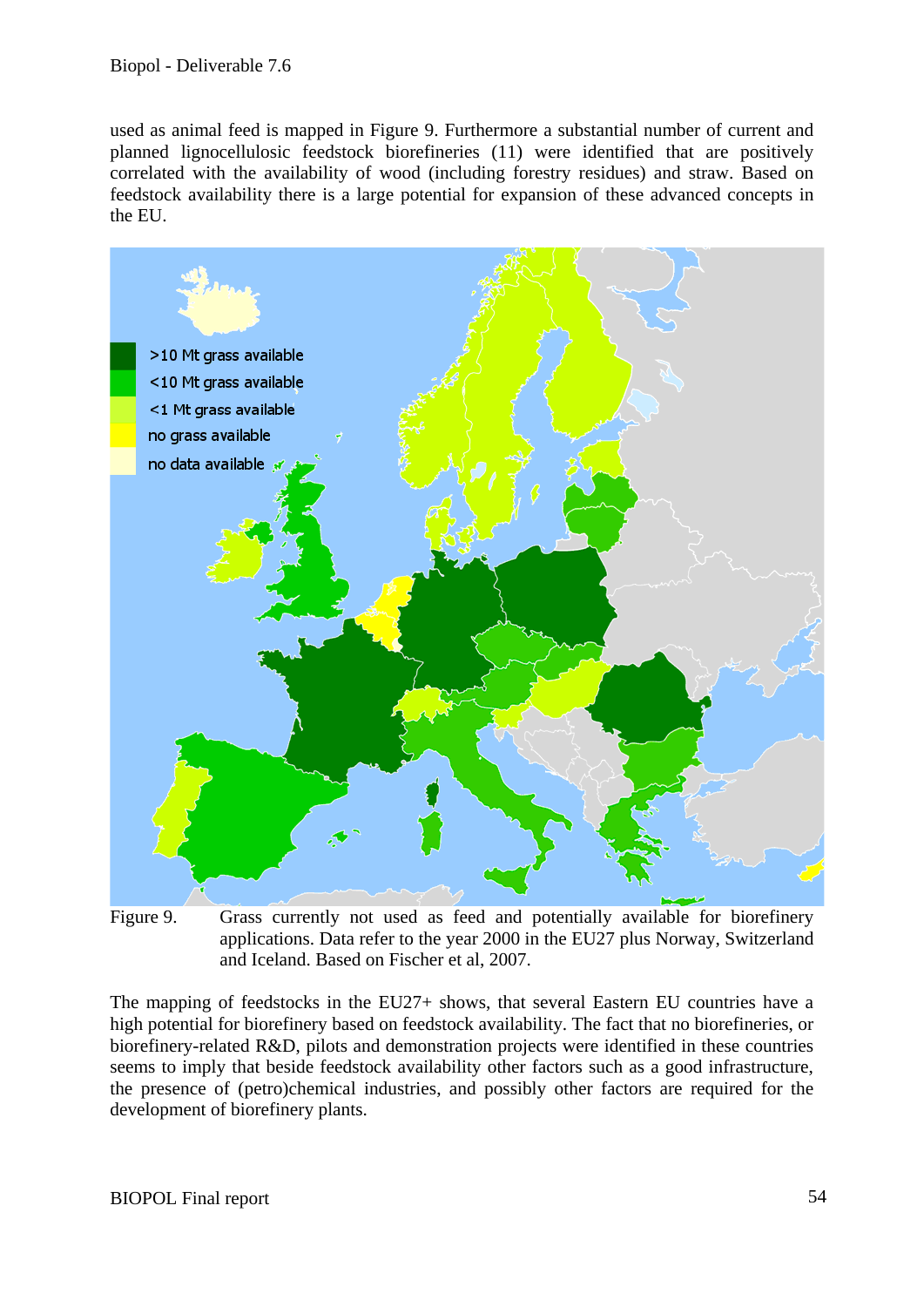used as animal feed is mapped in Figure 9. Furthermore a substantial number of current and planned lignocellulosic feedstock biorefineries (11) were identified that are positively correlated with the availability of wood (including forestry residues) and straw. Based on feedstock availability there is a large potential for expansion of these advanced concepts in the EU.

>10 Mt grass available
<10 Mt grass available
<1 Mt grass available
no grass available
no data available

Figure 9. Grass currently not used as feed and potentially available for biorefinery applications. Data refer to the year 2000 in the EU27 plus Norway, Switzerland and Iceland. Based on Fischer et al, 2007.

The mapping of feedstocks in the EU27+ shows, that several Eastern EU countries have a high potential for biorefinery based on feedstock availability. The fact that no biorefineries, or biorefinery-related R&D, pilots and demonstration projects were identified in these countries seems to imply that beside feedstock availability other factors such as a good infrastructure, the presence of (petro)chemical industries, and possibly other factors are required for the development of biorefinery plants.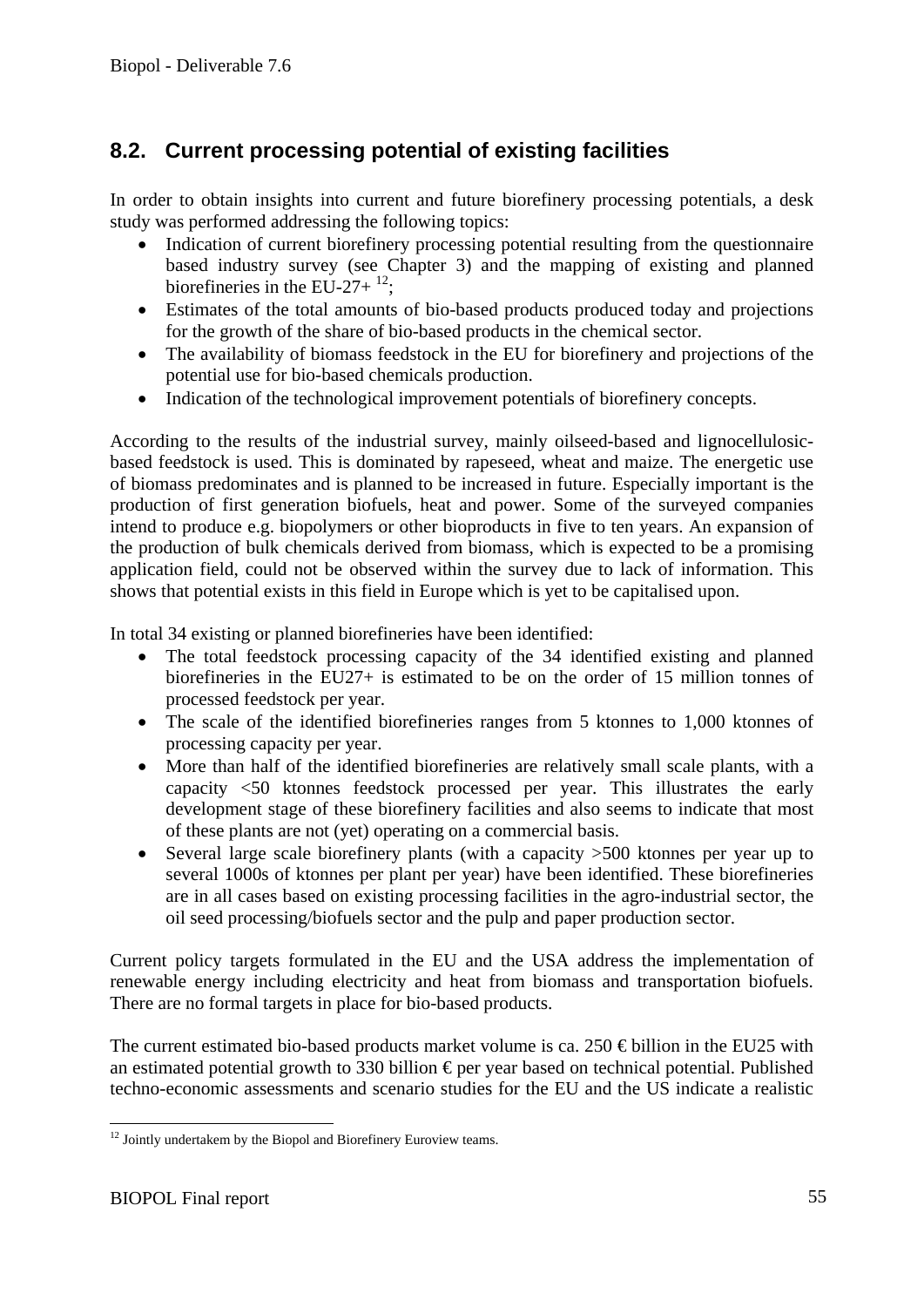## 8.2. Current processing potential of existing facilities

In order to obtain insights into current and future biorefinery processing potentials, a desk study was performed addressing the following topics:

- Indication of current biorefinery processing potential resulting from the questionnaire based industry survey (see Chapter 3) and the mapping of existing and planned biorefineries in the EU-27+ [12];
- Estimates of the total amounts of bio-based products produced today and projections for the growth of the share of bio-based products in the chemical sector.
- The availability of biomass feedstock in the EU for biorefinery and projections of the potential use for bio-based chemicals production.
- Indication of the technological improvement potentials of biorefinery concepts.

According to the results of the industrial survey, mainly oilseed-based and lignocellulosic-based feedstock is used. This is dominated by rapeseed, wheat and maize. The energetic use of biomass predominates and is planned to be increased in future. Especially important is the production of first generation biofuels, heat and power. Some of the surveyed companies intend to produce e.g. biopolymers or other bioproducts in five to ten years. An expansion of the production of bulk chemicals derived from biomass, which is expected to be a promising application field, could not be observed within the survey due to lack of information. This shows that potential exists in this field in Europe which is yet to be capitalised upon.

In total 34 existing or planned biorefineries have been identified:

- The total feedstock processing capacity of the 34 identified existing and planned biorefineries in the EU27+ is estimated to be on the order of 15 million tonnes of processed feedstock per year.
- The scale of the identified biorefineries ranges from 5 ktonnes to 1,000 ktonnes of processing capacity per year.
- More than half of the identified biorefineries are relatively small scale plants, with a capacity <50 ktonnes feedstock processed per year. This illustrates the early development stage of these biorefinery facilities and also seems to indicate that most of these plants are not (yet) operating on a commercial basis.
- Several large scale biorefinery plants (with a capacity >500 ktonnes per year up to several 1000s of ktonnes per plant per year) have been identified. These biorefineries are in all cases based on existing processing facilities in the agro-industrial sector, the oil seed processing/biofuels sector and the pulp and paper production sector.

Current policy targets formulated in the EU and the USA address the implementation of renewable energy including electricity and heat from biomass and transportation biofuels. There are no formal targets in place for bio-based products.

The current estimated bio-based products market volume is ca. 250 € billion in the EU25 with an estimated potential growth to 330 billion € per year based on technical potential. Published techno-economic assessments and scenario studies for the EU and the US indicate a realistic

[12] Jointly undertakem by the Biopol and Biorefinery Euroview teams.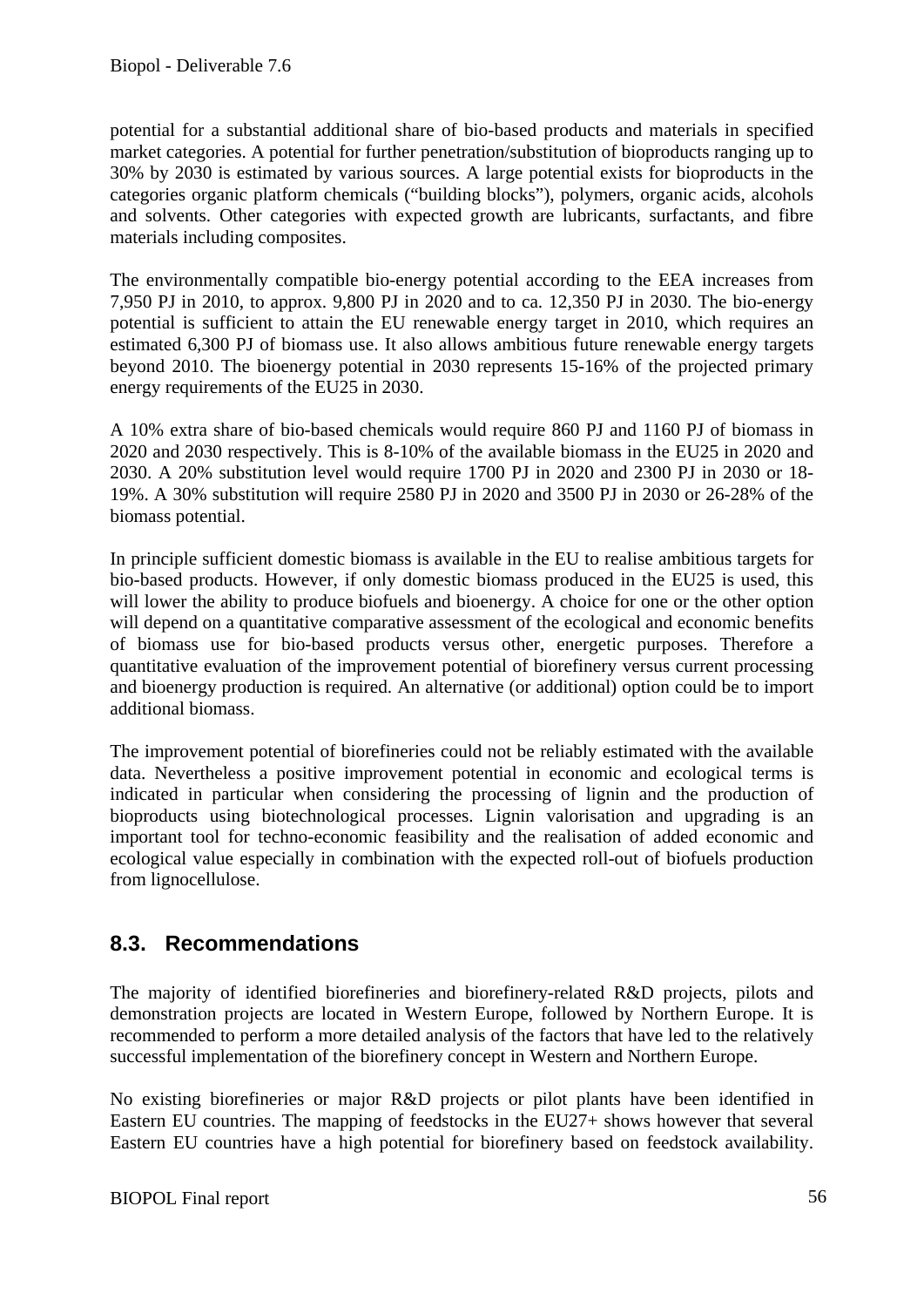potential for a substantial additional share of bio-based products and materials in specified market categories. A potential for further penetration/substitution of bioproducts ranging up to 30% by 2030 is estimated by various sources. A large potential exists for bioproducts in the categories organic platform chemicals ("building blocks"), polymers, organic acids, alcohols and solvents. Other categories with expected growth are lubricants, surfactants, and fibre materials including composites.

The environmentally compatible bio-energy potential according to the EEA increases from 7,950 PJ in 2010, to approx. 9,800 PJ in 2020 and to ca. 12,350 PJ in 2030. The bio-energy potential is sufficient to attain the EU renewable energy target in 2010, which requires an estimated 6,300 PJ of biomass use. It also allows ambitious future renewable energy targets beyond 2010. The bioenergy potential in 2030 represents 15-16% of the projected primary energy requirements of the EU25 in 2030.

A 10% extra share of bio-based chemicals would require 860 PJ and 1160 PJ of biomass in 2020 and 2030 respectively. This is 8-10% of the available biomass in the EU25 in 2020 and 2030. A 20% substitution level would require 1700 PJ in 2020 and 2300 PJ in 2030 or 18-19%. A 30% substitution will require 2580 PJ in 2020 and 3500 PJ in 2030 or 26-28% of the biomass potential.

In principle sufficient domestic biomass is available in the EU to realise ambitious targets for bio-based products. However, if only domestic biomass produced in the EU25 is used, this will lower the ability to produce biofuels and bioenergy. A choice for one or the other option will depend on a quantitative comparative assessment of the ecological and economic benefits of biomass use for bio-based products versus other, energetic purposes. Therefore a quantitative evaluation of the improvement potential of biorefinery versus current processing and bioenergy production is required. An alternative (or additional) option could be to import additional biomass.

The improvement potential of biorefineries could not be reliably estimated with the available data. Nevertheless a positive improvement potential in economic and ecological terms is indicated in particular when considering the processing of lignin and the production of bioproducts using biotechnological processes. Lignin valorisation and upgrading is an important tool for techno-economic feasibility and the realisation of added economic and ecological value especially in combination with the expected roll-out of biofuels production from lignocellulose.

## 8.3. Recommendations

The majority of identified biorefineries and biorefinery-related R&D projects, pilots and demonstration projects are located in Western Europe, followed by Northern Europe. It is recommended to perform a more detailed analysis of the factors that have led to the relatively successful implementation of the biorefinery concept in Western and Northern Europe.

No existing biorefineries or major R&D projects or pilot plants have been identified in Eastern EU countries. The mapping of feedstocks in the EU27+ shows however that several Eastern EU countries have a high potential for biorefinery based on feedstock availability.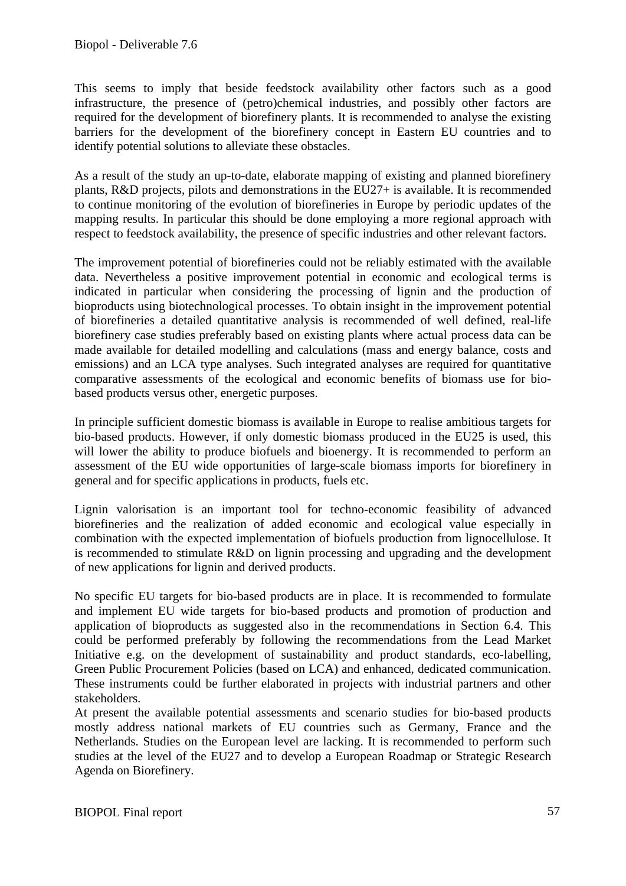This seems to imply that beside feedstock availability other factors such as a good infrastructure, the presence of (petro)chemical industries, and possibly other factors are required for the development of biorefinery plants. It is recommended to analyse the existing barriers for the development of the biorefinery concept in Eastern EU countries and to identify potential solutions to alleviate these obstacles.

As a result of the study an up-to-date, elaborate mapping of existing and planned biorefinery plants, R&D projects, pilots and demonstrations in the EU27+ is available. It is recommended to continue monitoring of the evolution of biorefineries in Europe by periodic updates of the mapping results. In particular this should be done employing a more regional approach with respect to feedstock availability, the presence of specific industries and other relevant factors.

The improvement potential of biorefineries could not be reliably estimated with the available data. Nevertheless a positive improvement potential in economic and ecological terms is indicated in particular when considering the processing of lignin and the production of bioproducts using biotechnological processes. To obtain insight in the improvement potential of biorefineries a detailed quantitative analysis is recommended of well defined, real-life biorefinery case studies preferably based on existing plants where actual process data can be made available for detailed modelling and calculations (mass and energy balance, costs and emissions) and an LCA type analyses. Such integrated analyses are required for quantitative comparative assessments of the ecological and economic benefits of biomass use for bio-based products versus other, energetic purposes.

In principle sufficient domestic biomass is available in Europe to realise ambitious targets for bio-based products. However, if only domestic biomass produced in the EU25 is used, this will lower the ability to produce biofuels and bioenergy. It is recommended to perform an assessment of the EU wide opportunities of large-scale biomass imports for biorefinery in general and for specific applications in products, fuels etc.

Lignin valorisation is an important tool for techno-economic feasibility of advanced biorefineries and the realization of added economic and ecological value especially in combination with the expected implementation of biofuels production from lignocellulose. It is recommended to stimulate R&D on lignin processing and upgrading and the development of new applications for lignin and derived products.

No specific EU targets for bio-based products are in place. It is recommended to formulate and implement EU wide targets for bio-based products and promotion of production and application of bioproducts as suggested also in the recommendations in Section 6.4. This could be performed preferably by following the recommendations from the Lead Market Initiative e.g. on the development of sustainability and product standards, eco-labelling, Green Public Procurement Policies (based on LCA) and enhanced, dedicated communication. These instruments could be further elaborated in projects with industrial partners and other stakeholders.

At present the available potential assessments and scenario studies for bio-based products mostly address national markets of EU countries such as Germany, France and the Netherlands. Studies on the European level are lacking. It is recommended to perform such studies at the level of the EU27 and to develop a European Roadmap or Strategic Research Agenda on Biorefinery.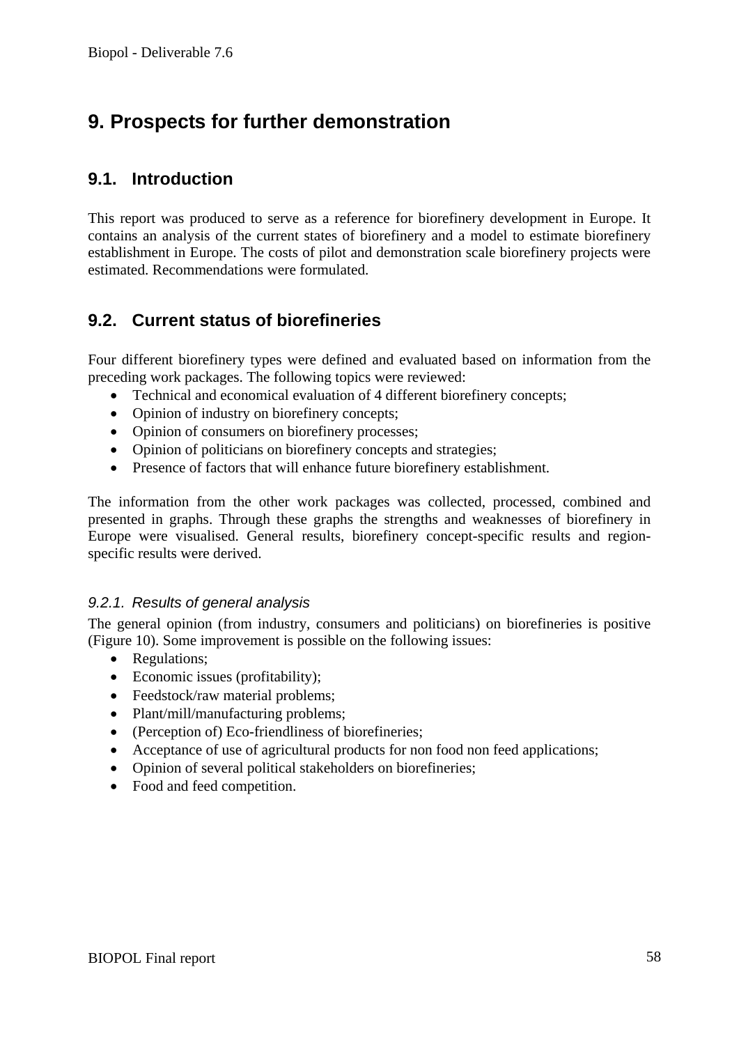# 9. Prospects for further demonstration

## 9.1. Introduction

This report was produced to serve as a reference for biorefinery development in Europe. It contains an analysis of the current states of biorefinery and a model to estimate biorefinery establishment in Europe. The costs of pilot and demonstration scale biorefinery projects were estimated. Recommendations were formulated.

## 9.2. Current status of biorefineries

Four different biorefinery types were defined and evaluated based on information from the preceding work packages. The following topics were reviewed:

- Technical and economical evaluation of 4 different biorefinery concepts;
- Opinion of industry on biorefinery concepts;
- Opinion of consumers on biorefinery processes;
- Opinion of politicians on biorefinery concepts and strategies;
- Presence of factors that will enhance future biorefinery establishment.

The information from the other work packages was collected, processed, combined and presented in graphs. Through these graphs the strengths and weaknesses of biorefinery in Europe were visualised. General results, biorefinery concept-specific results and region-specific results were derived.

### *9.2.1. Results of general analysis*

The general opinion (from industry, consumers and politicians) on biorefineries is positive (Figure 10). Some improvement is possible on the following issues:

- Regulations;
- Economic issues (profitability);
- Feedstock/raw material problems;
- Plant/mill/manufacturing problems;
- (Perception of) Eco-friendliness of biorefineries;
- Acceptance of use of agricultural products for non food non feed applications;
- Opinion of several political stakeholders on biorefineries;
- Food and feed competition.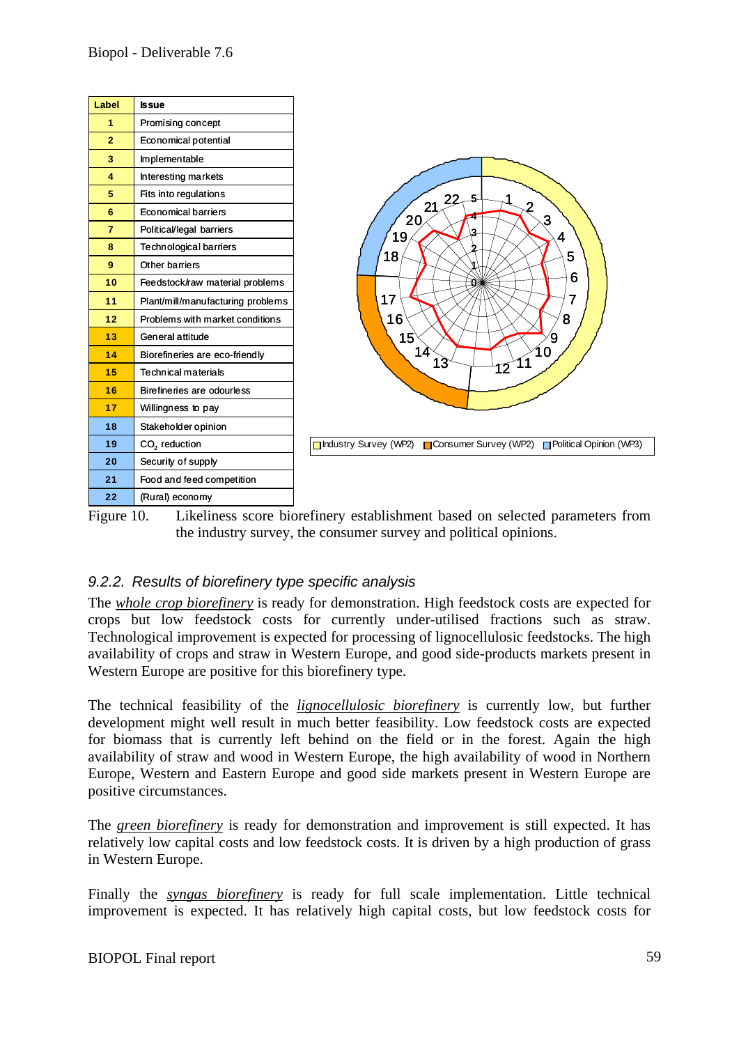| Label | Issue |
|---|---|
| 1 | Promising concept |
| 2 | Economical potential |
| 3 | Implementable |
| 4 | Interesting markets |
| 5 | Fits into regulations |
| 6 | Economical barriers |
| 7 | Political/legal barriers |
| 8 | Technological barriers |
| 9 | Other barriers |
| 10 | Feedstock/raw material problems |
| 11 | Plant/mill/manufacturing problems |
| 12 | Problems with market conditions |
| 13 | General attitude |
| 14 | Biorefineries are eco-friendly |
| 15 | Technical materials |
| 16 | Birefineries are odourless |
| 17 | Willingness to pay |
| 18 | Stakeholder opinion |
| 19 | $CO_2$ reduction |
| 20 | Security of supply |
| 21 | Food and feed competition |
| 22 | (Rural) economy |

Industry Survey (WP2) | Consumer Survey (WP2) | Political Opinion (WP3)

Figure 10. Likeliness score biorefinery establishment based on selected parameters from the industry survey, the consumer survey and political opinions.

### *9.2.2. Results of biorefinery type specific analysis*

The *whole crop biorefinery* is ready for demonstration. High feedstock costs are expected for crops but low feedstock costs for currently under-utilised fractions such as straw. Technological improvement is expected for processing of lignocellulosic feedstocks. The high availability of crops and straw in Western Europe, and good side-products markets present in Western Europe are positive for this biorefinery type.

The technical feasibility of the *lignocellulosic biorefinery* is currently low, but further development might well result in much better feasibility. Low feedstock costs are expected for biomass that is currently left behind on the field or in the forest. Again the high availability of straw and wood in Western Europe, the high availability of wood in Northern Europe, Western and Eastern Europe and good side markets present in Western Europe are positive circumstances.

The *green biorefinery* is ready for demonstration and improvement is still expected. It has relatively low capital costs and low feedstock costs. It is driven by a high production of grass in Western Europe.

Finally the *syngas biorefinery* is ready for full scale implementation. Little technical improvement is expected. It has relatively high capital costs, but low feedstock costs for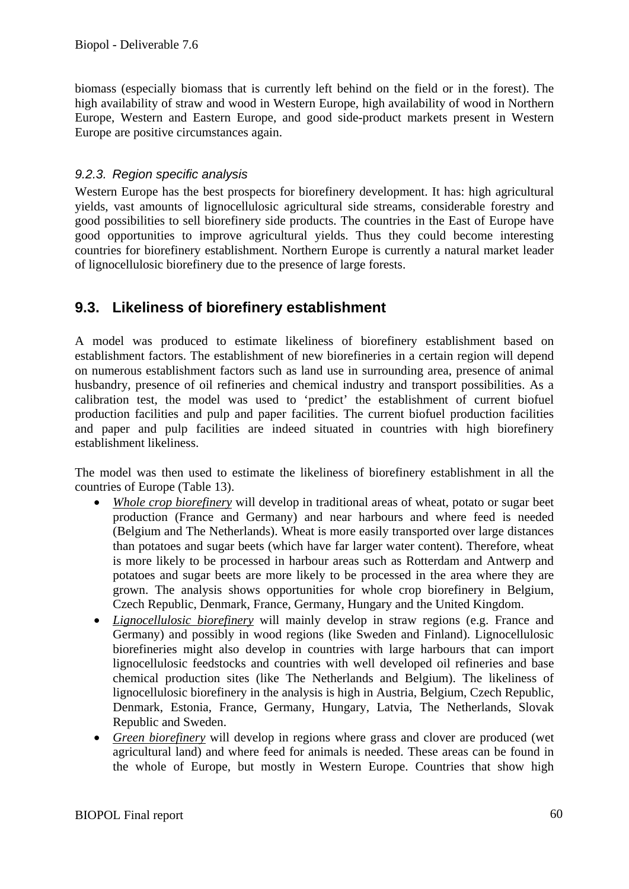biomass (especially biomass that is currently left behind on the field or in the forest). The high availability of straw and wood in Western Europe, high availability of wood in Northern Europe, Western and Eastern Europe, and good side-product markets present in Western Europe are positive circumstances again.

### *9.2.3. Region specific analysis*

Western Europe has the best prospects for biorefinery development. It has: high agricultural yields, vast amounts of lignocellulosic agricultural side streams, considerable forestry and good possibilities to sell biorefinery side products. The countries in the East of Europe have good opportunities to improve agricultural yields. Thus they could become interesting countries for biorefinery establishment. Northern Europe is currently a natural market leader of lignocellulosic biorefinery due to the presence of large forests.

## 9.3. Likeliness of biorefinery establishment

A model was produced to estimate likeliness of biorefinery establishment based on establishment factors. The establishment of new biorefineries in a certain region will depend on numerous establishment factors such as land use in surrounding area, presence of animal husbandry, presence of oil refineries and chemical industry and transport possibilities. As a calibration test, the model was used to 'predict' the establishment of current biofuel production facilities and pulp and paper facilities. The current biofuel production facilities and paper and pulp facilities are indeed situated in countries with high biorefinery establishment likeliness.

The model was then used to estimate the likeliness of biorefinery establishment in all the countries of Europe (Table 13).

- *Whole crop biorefinery* will develop in traditional areas of wheat, potato or sugar beet production (France and Germany) and near harbours and where feed is needed (Belgium and The Netherlands). Wheat is more easily transported over large distances than potatoes and sugar beets (which have far larger water content). Therefore, wheat is more likely to be processed in harbour areas such as Rotterdam and Antwerp and potatoes and sugar beets are more likely to be processed in the area where they are grown. The analysis shows opportunities for whole crop biorefinery in Belgium, Czech Republic, Denmark, France, Germany, Hungary and the United Kingdom.
- *Lignocellulosic biorefinery* will mainly develop in straw regions (e.g. France and Germany) and possibly in wood regions (like Sweden and Finland). Lignocellulosic biorefineries might also develop in countries with large harbours that can import lignocellulosic feedstocks and countries with well developed oil refineries and base chemical production sites (like The Netherlands and Belgium). The likeliness of lignocellulosic biorefinery in the analysis is high in Austria, Belgium, Czech Republic, Denmark, Estonia, France, Germany, Hungary, Latvia, The Netherlands, Slovak Republic and Sweden.
- *Green biorefinery* will develop in regions where grass and clover are produced (wet agricultural land) and where feed for animals is needed. These areas can be found in the whole of Europe, but mostly in Western Europe. Countries that show high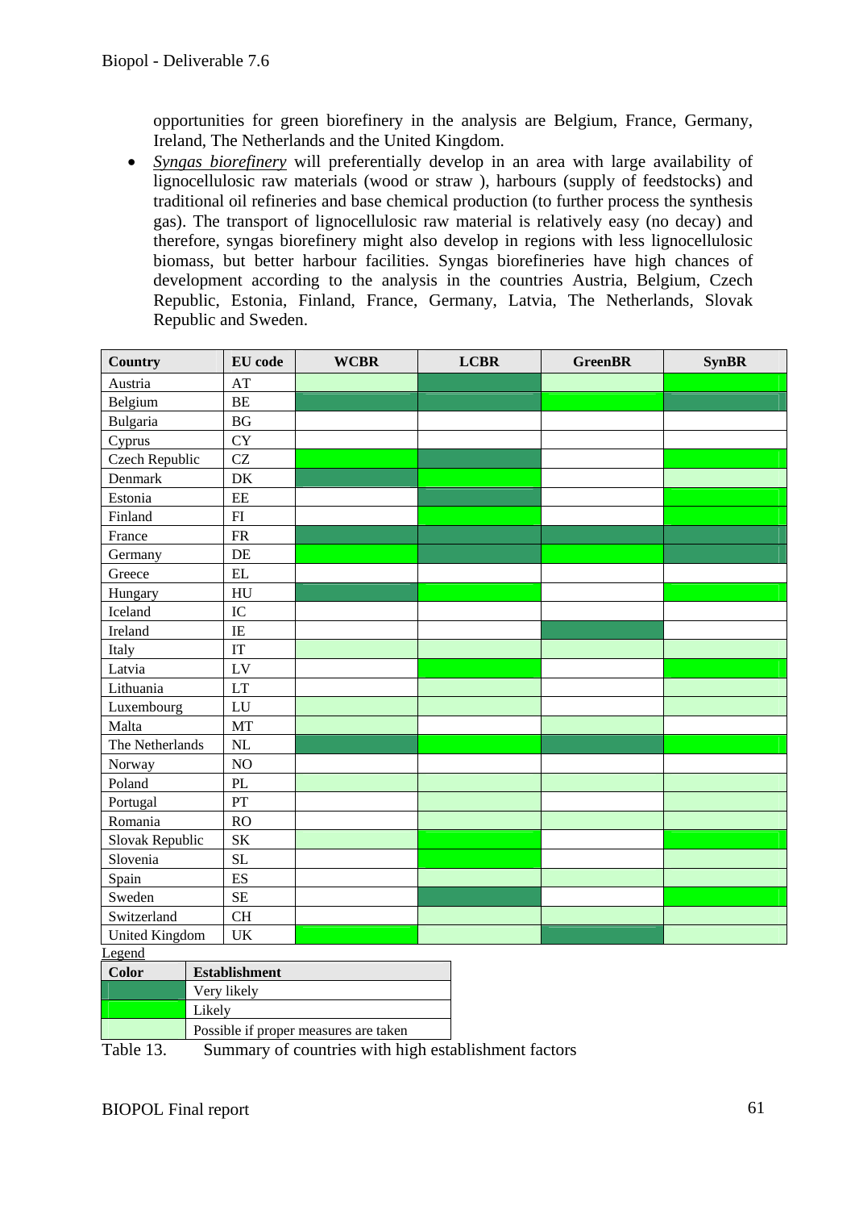opportunities for green biorefinery in the analysis are Belgium, France, Germany, Ireland, The Netherlands and the United Kingdom.

- *Syngas biorefinery* will preferentially develop in an area with large availability of lignocellulosic raw materials (wood or straw ), harbours (supply of feedstocks) and traditional oil refineries and base chemical production (to further process the synthesis gas). The transport of lignocellulosic raw material is relatively easy (no decay) and therefore, syngas biorefinery might also develop in regions with less lignocellulosic biomass, but better harbour facilities. Syngas biorefineries have high chances of development according to the analysis in the countries Austria, Belgium, Czech Republic, Estonia, Finland, France, Germany, Latvia, The Netherlands, Slovak Republic and Sweden.

| Country | EU code | WCBR | LCBR | GreenBR | SynBR |
|---|---|---|---|---|---|
| Austria | AT | Possible if proper measures are taken | Very likely | Possible if proper measures are taken | Likely |
| Belgium | BE | Very likely | Very likely | Likely | Very likely |
| Bulgaria | BG | | | | |
| Cyprus | CY | | | | |
| Czech Republic | CZ | Likely | Very likely | | Likely |
| Denmark | DK | Very likely | Likely | | Possible if proper measures are taken |
| Estonia | EE | | Very likely | | Likely |
| Finland | FI | | Likely | | Likely |
| France | FR | Very likely | Very likely | Very likely | Very likely |
| Germany | DE | Likely | Very likely | Likely | Very likely |
| Greece | EL | | | | |
| Hungary | HU | Very likely | Likely | | Likely |
| Iceland | IC | | | | |
| Ireland | IE | | | Very likely | |
| Italy | IT | Possible if proper measures are taken | Possible if proper measures are taken | Possible if proper measures are taken | Possible if proper measures are taken |
| Latvia | LV | | Likely | | Likely |
| Lithuania | LT | | Possible if proper measures are taken | | Possible if proper measures are taken |
| Luxembourg | LU | Possible if proper measures are taken | Possible if proper measures are taken | | Possible if proper measures are taken |
| Malta | MT | Possible if proper measures are taken | | Possible if proper measures are taken | |
| The Netherlands | NL | Very likely | Likely | Very likely | Likely |
| Norway | NO | | | | |
| Poland | PL | Possible if proper measures are taken | Possible if proper measures are taken | Possible if proper measures are taken | Possible if proper measures are taken |
| Portugal | PT | | Possible if proper measures are taken | Possible if proper measures are taken | Possible if proper measures are taken |
| Romania | RO | | Possible if proper measures are taken | Possible if proper measures are taken | Possible if proper measures are taken |
| Slovak Republic | SK | Possible if proper measures are taken | Likely | | Likely |
| Slovenia | SL | | Likely | | Possible if proper measures are taken |
| Spain | ES | | Possible if proper measures are taken | Possible if proper measures are taken | Possible if proper measures are taken |
| Sweden | SE | | Very likely | | Likely |
| Switzerland | CH | | Possible if proper measures are taken | Possible if proper measures are taken | Possible if proper measures are taken |
| United Kingdom | UK | Likely | Possible if proper measures are taken | Very likely | Possible if proper measures are taken |

Legend

| Color | Establishment |
|---|---|
| Dark green | Very likely |
| Bright green | Likely |
| Light green | Possible if proper measures are taken |

Table 13. Summary of countries with high establishment factors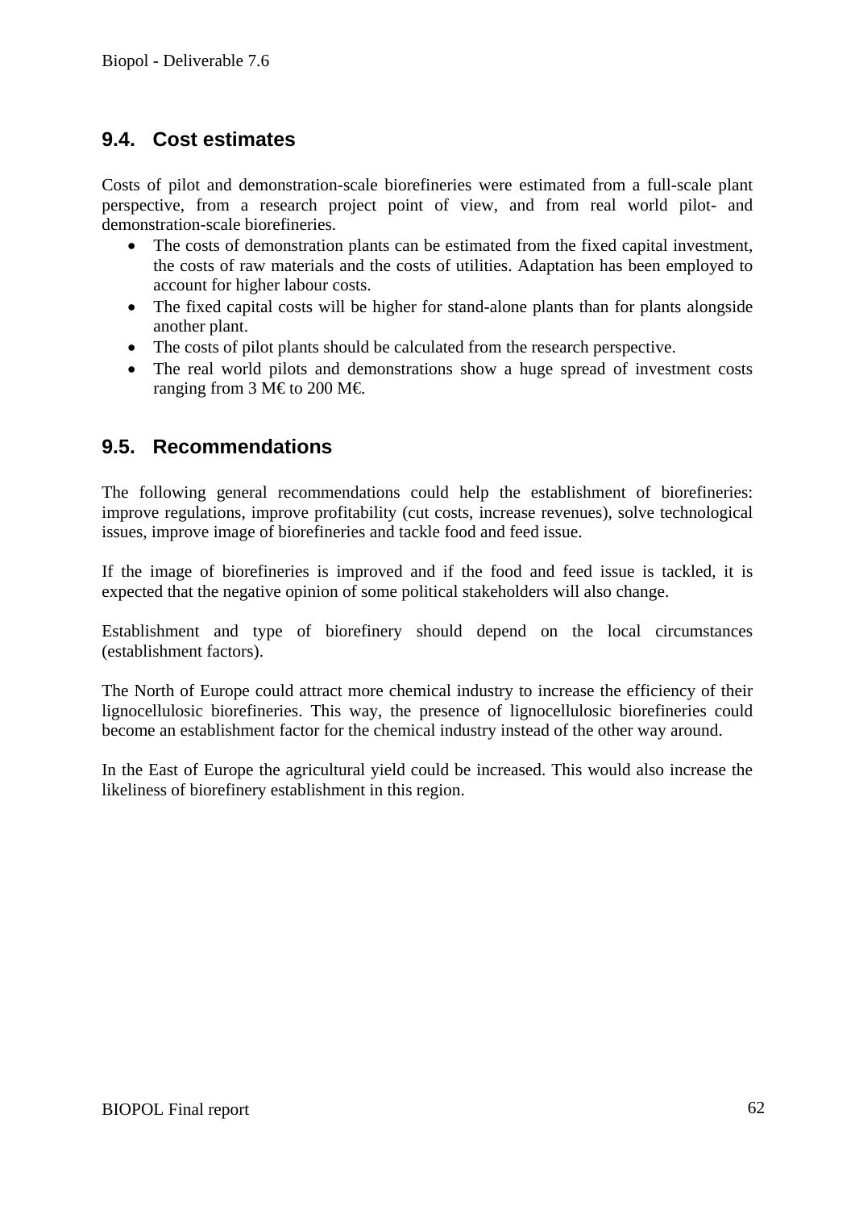## 9.4. Cost estimates

Costs of pilot and demonstration-scale biorefineries were estimated from a full-scale plant perspective, from a research project point of view, and from real world pilot- and demonstration-scale biorefineries.

- The costs of demonstration plants can be estimated from the fixed capital investment, the costs of raw materials and the costs of utilities. Adaptation has been employed to account for higher labour costs.
- The fixed capital costs will be higher for stand-alone plants than for plants alongside another plant.
- The costs of pilot plants should be calculated from the research perspective.
- The real world pilots and demonstrations show a huge spread of investment costs ranging from 3 M€ to 200 M€.

## 9.5. Recommendations

The following general recommendations could help the establishment of biorefineries: improve regulations, improve profitability (cut costs, increase revenues), solve technological issues, improve image of biorefineries and tackle food and feed issue.

If the image of biorefineries is improved and if the food and feed issue is tackled, it is expected that the negative opinion of some political stakeholders will also change.

Establishment and type of biorefinery should depend on the local circumstances (establishment factors).

The North of Europe could attract more chemical industry to increase the efficiency of their lignocellulosic biorefineries. This way, the presence of lignocellulosic biorefineries could become an establishment factor for the chemical industry instead of the other way around.

In the East of Europe the agricultural yield could be increased. This would also increase the likeliness of biorefinery establishment in this region.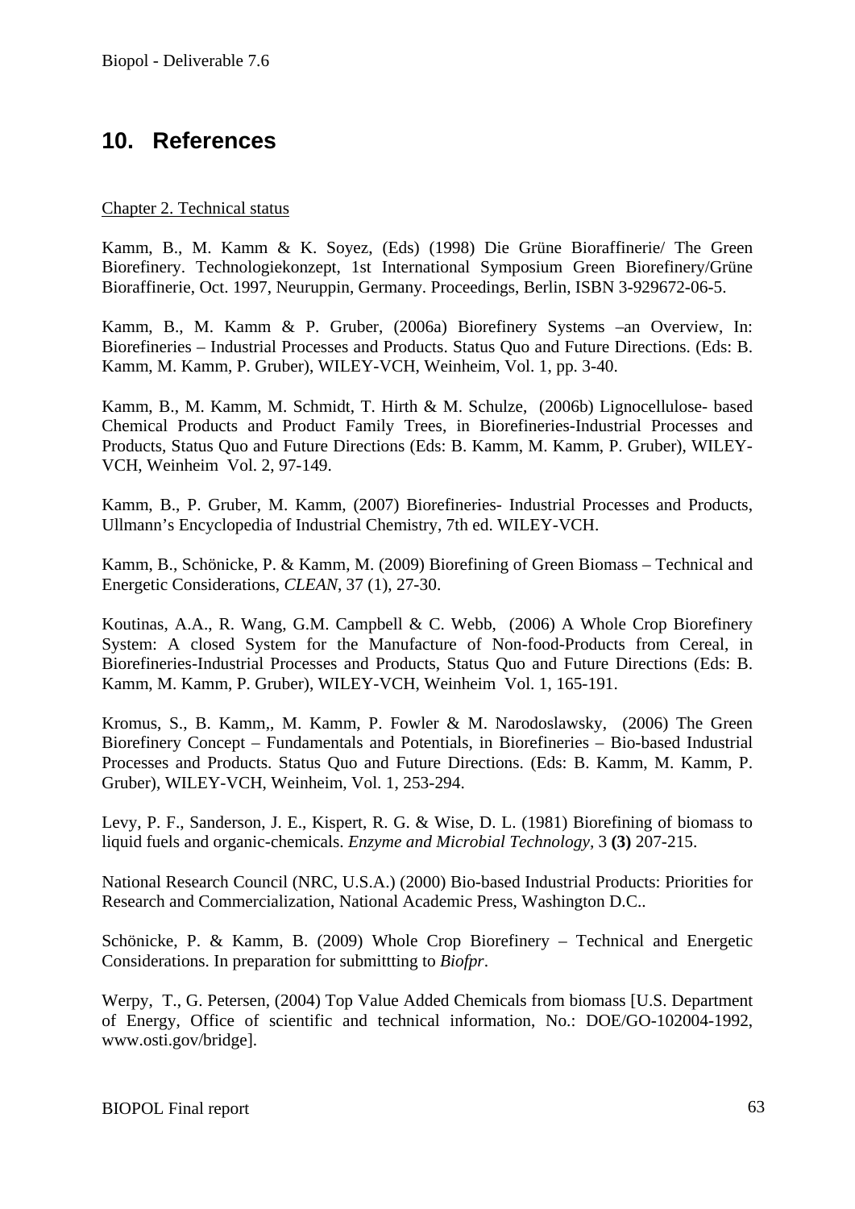# 10. References

Chapter 2. Technical status

Kamm, B., M. Kamm & K. Soyez, (Eds) (1998) Die Grüne Bioraffinerie/ The Green Biorefinery. Technologiekonzept, 1st International Symposium Green Biorefinery/Grüne Bioraffinerie, Oct. 1997, Neuruppin, Germany. Proceedings, Berlin, ISBN 3-929672-06-5.

Kamm, B., M. Kamm & P. Gruber, (2006a) Biorefinery Systems –an Overview, In: Biorefineries – Industrial Processes and Products. Status Quo and Future Directions. (Eds: B. Kamm, M. Kamm, P. Gruber), WILEY-VCH, Weinheim, Vol. 1, pp. 3-40.

Kamm, B., M. Kamm, M. Schmidt, T. Hirth & M. Schulze, (2006b) Lignocellulose- based Chemical Products and Product Family Trees, in Biorefineries-Industrial Processes and Products, Status Quo and Future Directions (Eds: B. Kamm, M. Kamm, P. Gruber), WILEY-VCH, Weinheim Vol. 2, 97-149.

Kamm, B., P. Gruber, M. Kamm, (2007) Biorefineries- Industrial Processes and Products, Ullmann's Encyclopedia of Industrial Chemistry, 7th ed. WILEY-VCH.

Kamm, B., Schönicke, P. & Kamm, M. (2009) Biorefining of Green Biomass – Technical and Energetic Considerations, *CLEAN*, 37 (1), 27-30.

Koutinas, A.A., R. Wang, G.M. Campbell & C. Webb, (2006) A Whole Crop Biorefinery System: A closed System for the Manufacture of Non-food-Products from Cereal, in Biorefineries-Industrial Processes and Products, Status Quo and Future Directions (Eds: B. Kamm, M. Kamm, P. Gruber), WILEY-VCH, Weinheim Vol. 1, 165-191.

Kromus, S., B. Kamm,, M. Kamm, P. Fowler & M. Narodoslawsky, (2006) The Green Biorefinery Concept – Fundamentals and Potentials, in Biorefineries – Bio-based Industrial Processes and Products. Status Quo and Future Directions. (Eds: B. Kamm, M. Kamm, P. Gruber), WILEY-VCH, Weinheim, Vol. 1, 253-294.

Levy, P. F., Sanderson, J. E., Kispert, R. G. & Wise, D. L. (1981) Biorefining of biomass to liquid fuels and organic-chemicals. *Enzyme and Microbial Technology,* 3 **(3)** 207-215.

National Research Council (NRC, U.S.A.) (2000) Bio-based Industrial Products: Priorities for Research and Commercialization, National Academic Press, Washington D.C..

Schönicke, P. & Kamm, B. (2009) Whole Crop Biorefinery – Technical and Energetic Considerations. In preparation for submittting to *Biofpr*.

Werpy, T., G. Petersen, (2004) Top Value Added Chemicals from biomass [U.S. Department of Energy, Office of scientific and technical information, No.: DOE/GO-102004-1992, www.osti.gov/bridge].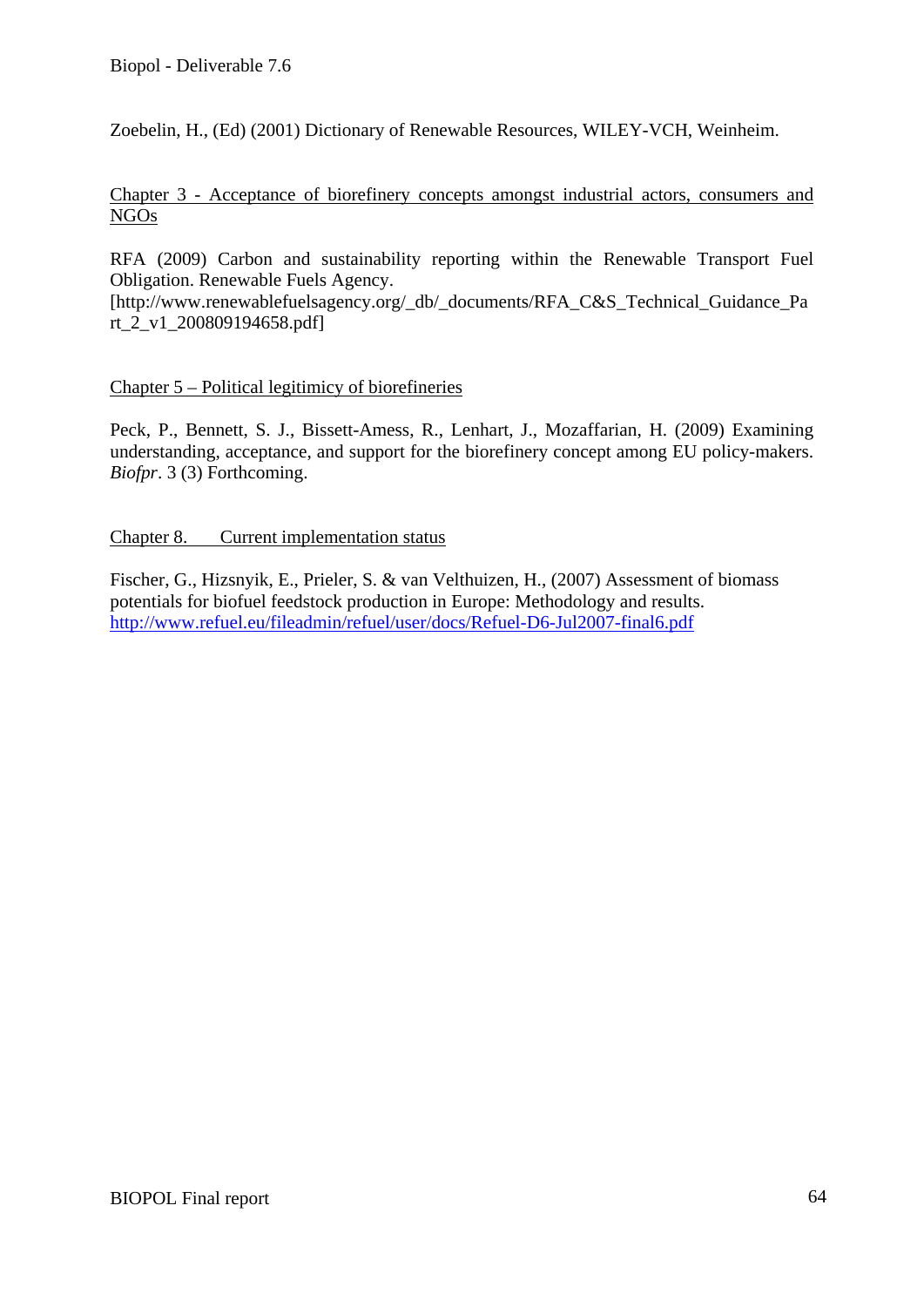Zoebelin, H., (Ed) (2001) Dictionary of Renewable Resources, WILEY-VCH, Weinheim.

Chapter 3 - Acceptance of biorefinery concepts amongst industrial actors, consumers and NGOs

RFA (2009) Carbon and sustainability reporting within the Renewable Transport Fuel Obligation. Renewable Fuels Agency. [http://www.renewablefuelsagency.org/_db/_documents/RFA_C&S_Technical_Guidance_Part_2_v1_200809194658.pdf]

Chapter 5 – Political legitimicy of biorefineries

Peck, P., Bennett, S. J., Bissett-Amess, R., Lenhart, J., Mozaffarian, H. (2009) Examining understanding, acceptance, and support for the biorefinery concept among EU policy-makers. *Biofpr*. 3 (3) Forthcoming.

Chapter 8. Current implementation status

Fischer, G., Hizsnyik, E., Prieler, S. & van Velthuizen, H., (2007) Assessment of biomass potentials for biofuel feedstock production in Europe: Methodology and results. http://www.refuel.eu/fileadmin/refuel/user/docs/Refuel-D6-Jul2007-final6.pdf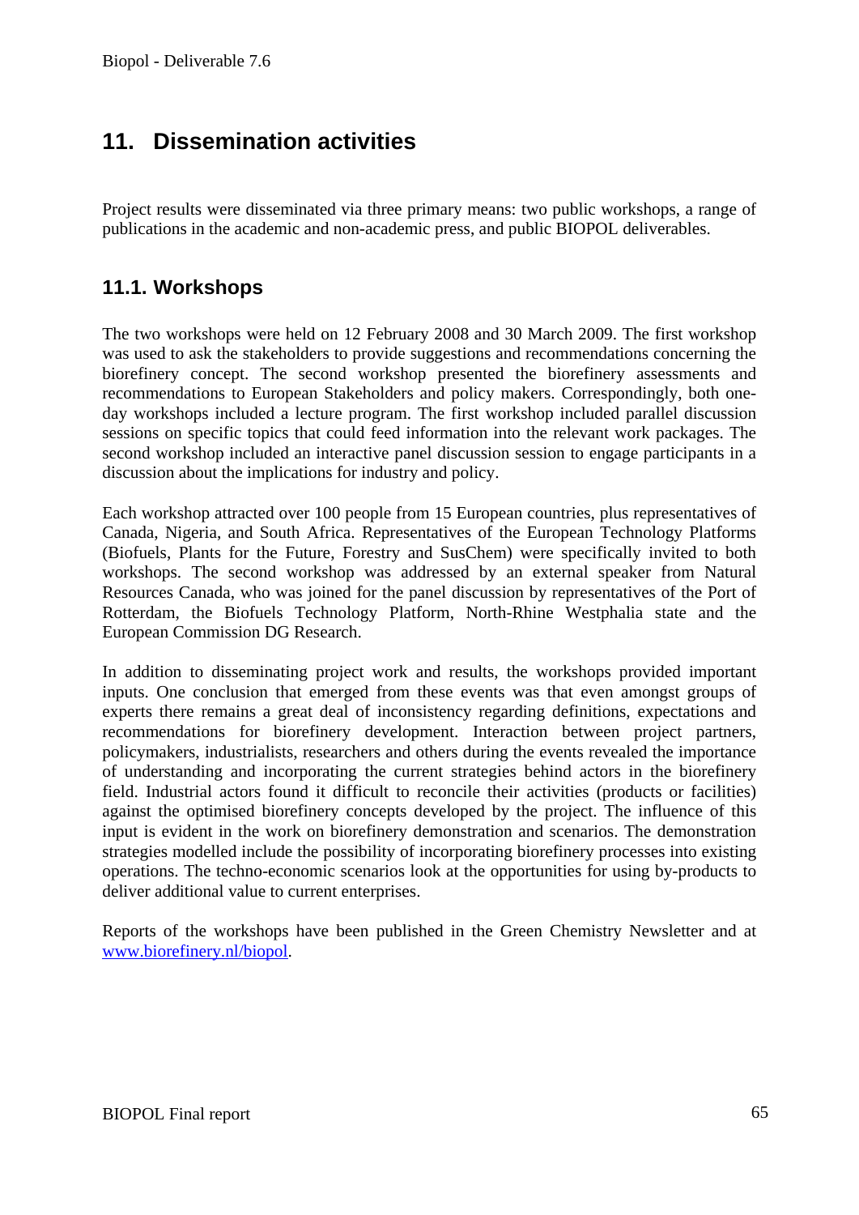## 11. Dissemination activities

Project results were disseminated via three primary means: two public workshops, a range of publications in the academic and non-academic press, and public BIOPOL deliverables.

### 11.1. Workshops

The two workshops were held on 12 February 2008 and 30 March 2009. The first workshop was used to ask the stakeholders to provide suggestions and recommendations concerning the biorefinery concept. The second workshop presented the biorefinery assessments and recommendations to European Stakeholders and policy makers. Correspondingly, both one-day workshops included a lecture program. The first workshop included parallel discussion sessions on specific topics that could feed information into the relevant work packages. The second workshop included an interactive panel discussion session to engage participants in a discussion about the implications for industry and policy.

Each workshop attracted over 100 people from 15 European countries, plus representatives of Canada, Nigeria, and South Africa. Representatives of the European Technology Platforms (Biofuels, Plants for the Future, Forestry and SusChem) were specifically invited to both workshops. The second workshop was addressed by an external speaker from Natural Resources Canada, who was joined for the panel discussion by representatives of the Port of Rotterdam, the Biofuels Technology Platform, North-Rhine Westphalia state and the European Commission DG Research.

In addition to disseminating project work and results, the workshops provided important inputs. One conclusion that emerged from these events was that even amongst groups of experts there remains a great deal of inconsistency regarding definitions, expectations and recommendations for biorefinery development. Interaction between project partners, policymakers, industrialists, researchers and others during the events revealed the importance of understanding and incorporating the current strategies behind actors in the biorefinery field. Industrial actors found it difficult to reconcile their activities (products or facilities) against the optimised biorefinery concepts developed by the project. The influence of this input is evident in the work on biorefinery demonstration and scenarios. The demonstration strategies modelled include the possibility of incorporating biorefinery processes into existing operations. The techno-economic scenarios look at the opportunities for using by-products to deliver additional value to current enterprises.

Reports of the workshops have been published in the Green Chemistry Newsletter and at www.biorefinery.nl/biopol.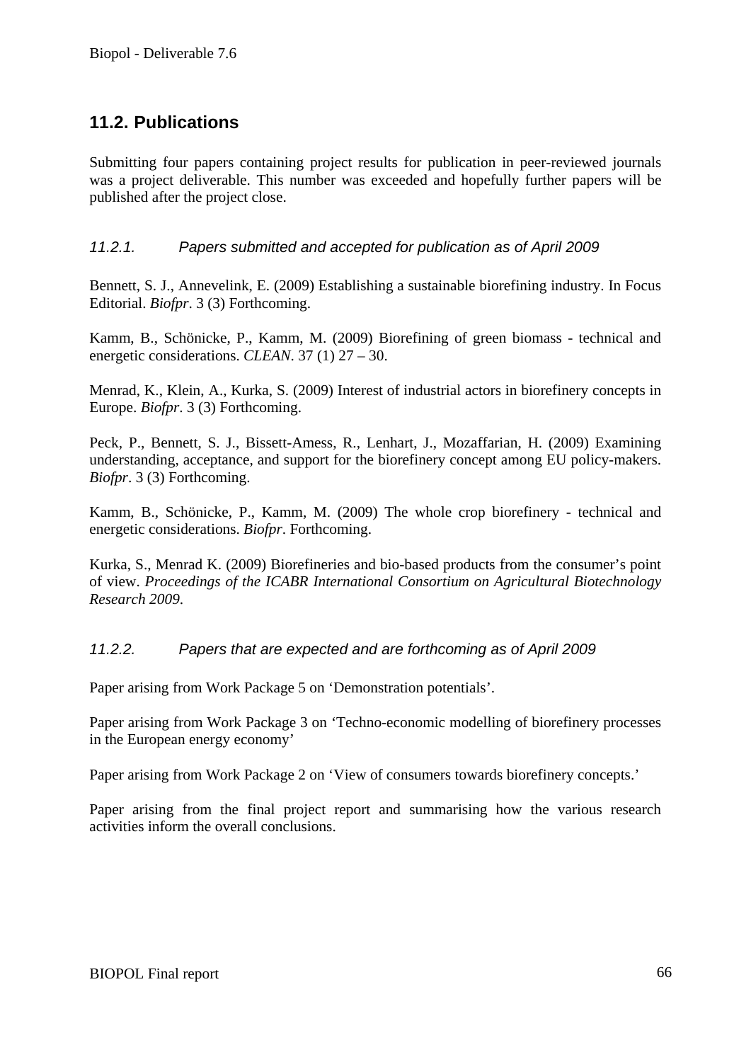## 11.2. Publications

Submitting four papers containing project results for publication in peer-reviewed journals was a project deliverable. This number was exceeded and hopefully further papers will be published after the project close.

### *11.2.1. Papers submitted and accepted for publication as of April 2009*

Bennett, S. J., Annevelink, E. (2009) Establishing a sustainable biorefining industry. In Focus Editorial. *Biofpr*. 3 (3) Forthcoming.

Kamm, B., Schönicke, P., Kamm, M. (2009) Biorefining of green biomass - technical and energetic considerations. *CLEAN*. 37 (1) 27 – 30.

Menrad, K., Klein, A., Kurka, S. (2009) Interest of industrial actors in biorefinery concepts in Europe. *Biofpr*. 3 (3) Forthcoming.

Peck, P., Bennett, S. J., Bissett-Amess, R., Lenhart, J., Mozaffarian, H. (2009) Examining understanding, acceptance, and support for the biorefinery concept among EU policy-makers. *Biofpr*. 3 (3) Forthcoming.

Kamm, B., Schönicke, P., Kamm, M. (2009) The whole crop biorefinery - technical and energetic considerations. *Biofpr*. Forthcoming.

Kurka, S., Menrad K. (2009) Biorefineries and bio-based products from the consumer's point of view. *Proceedings of the ICABR International Consortium on Agricultural Biotechnology Research 2009*.

### *11.2.2. Papers that are expected and are forthcoming as of April 2009*

Paper arising from Work Package 5 on 'Demonstration potentials'.

Paper arising from Work Package 3 on 'Techno-economic modelling of biorefinery processes in the European energy economy'

Paper arising from Work Package 2 on 'View of consumers towards biorefinery concepts.'

Paper arising from the final project report and summarising how the various research activities inform the overall conclusions.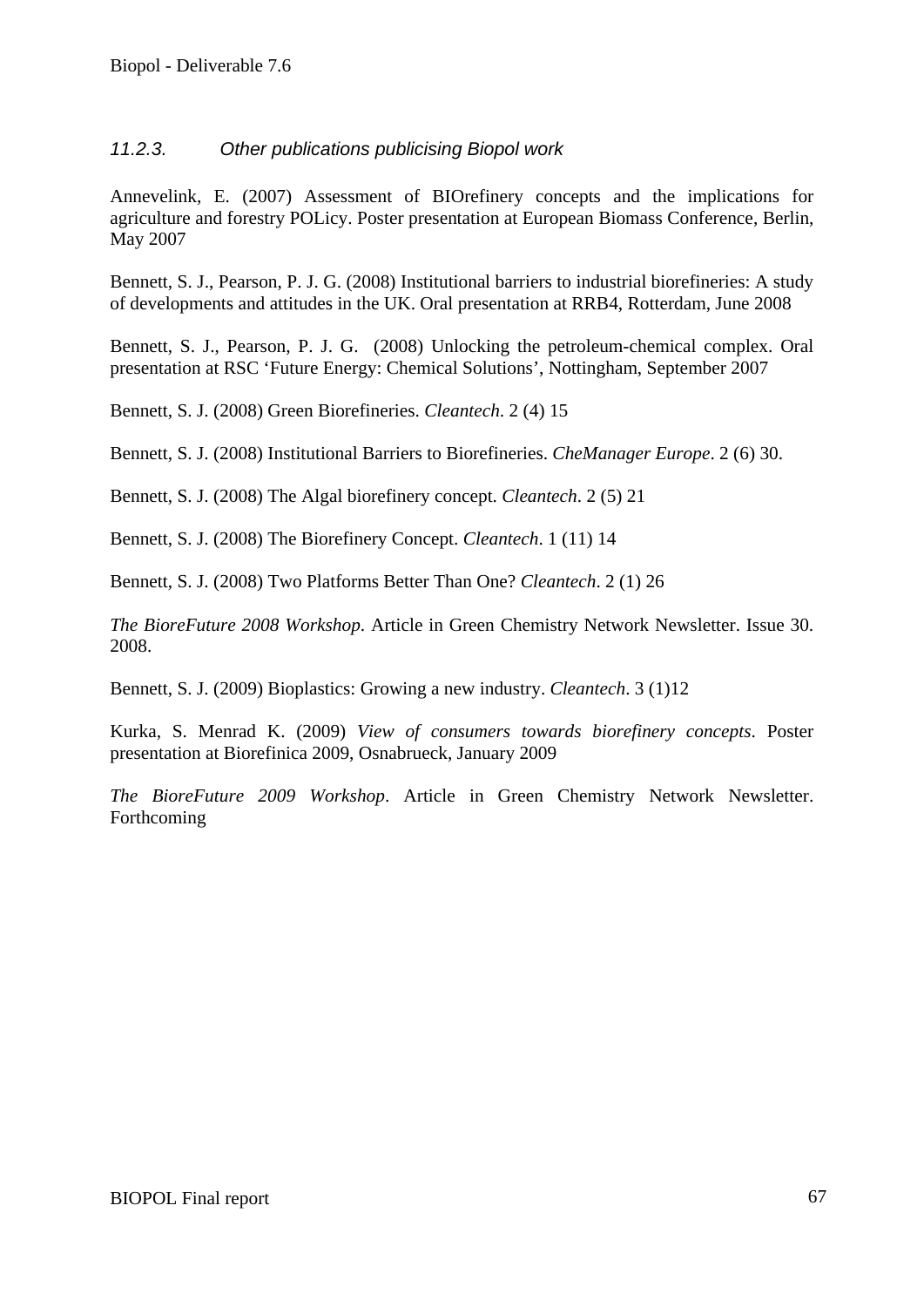### *11.2.3. Other publications publicising Biopol work*

Annevelink, E. (2007) Assessment of BIOrefinery concepts and the implications for agriculture and forestry POLicy. Poster presentation at European Biomass Conference, Berlin, May 2007

Bennett, S. J., Pearson, P. J. G. (2008) Institutional barriers to industrial biorefineries: A study of developments and attitudes in the UK. Oral presentation at RRB4, Rotterdam, June 2008

Bennett, S. J., Pearson, P. J. G. (2008) Unlocking the petroleum-chemical complex. Oral presentation at RSC 'Future Energy: Chemical Solutions', Nottingham, September 2007

Bennett, S. J. (2008) Green Biorefineries. *Cleantech*. 2 (4) 15

Bennett, S. J. (2008) Institutional Barriers to Biorefineries. *CheManager Europe*. 2 (6) 30.

Bennett, S. J. (2008) The Algal biorefinery concept. *Cleantech*. 2 (5) 21

Bennett, S. J. (2008) The Biorefinery Concept. *Cleantech*. 1 (11) 14

Bennett, S. J. (2008) Two Platforms Better Than One? *Cleantech*. 2 (1) 26

*The BioreFuture 2008 Workshop*. Article in Green Chemistry Network Newsletter. Issue 30. 2008.

Bennett, S. J. (2009) Bioplastics: Growing a new industry. *Cleantech*. 3 (1)12

Kurka, S. Menrad K. (2009) *View of consumers towards biorefinery concepts*. Poster presentation at Biorefinica 2009, Osnabrueck, January 2009

*The BioreFuture 2009 Workshop*. Article in Green Chemistry Network Newsletter. Forthcoming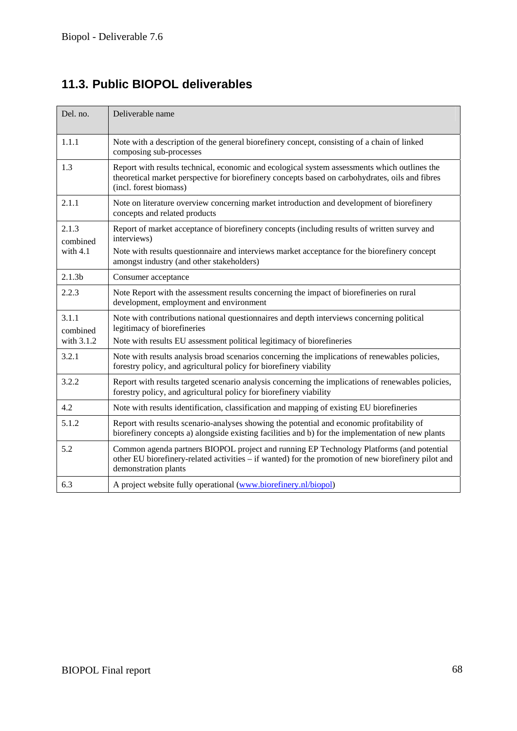## 11.3. Public BIOPOL deliverables

| Del. no. | Deliverable name |
|---|---|
| 1.1.1 | Note with a description of the general biorefinery concept, consisting of a chain of linked composing sub-processes |
| 1.3 | Report with results technical, economic and ecological system assessments which outlines the theoretical market perspective for biorefinery concepts based on carbohydrates, oils and fibres (incl. forest biomass) |
| 2.1.1 | Note on literature overview concerning market introduction and development of biorefinery concepts and related products |
| 2.1.3 combined with 4.1 | Report of market acceptance of biorefinery concepts (including results of written survey and interviews)<br>Note with results questionnaire and interviews market acceptance for the biorefinery concept amongst industry (and other stakeholders) |
| 2.1.3b | Consumer acceptance |
| 2.2.3 | Note Report with the assessment results concerning the impact of biorefineries on rural development, employment and environment |
| 3.1.1 combined with 3.1.2 | Note with contributions national questionnaires and depth interviews concerning political legitimacy of biorefineries<br>Note with results EU assessment political legitimacy of biorefineries |
| 3.2.1 | Note with results analysis broad scenarios concerning the implications of renewables policies, forestry policy, and agricultural policy for biorefinery viability |
| 3.2.2 | Report with results targeted scenario analysis concerning the implications of renewables policies, forestry policy, and agricultural policy for biorefinery viability |
| 4.2 | Note with results identification, classification and mapping of existing EU biorefineries |
| 5.1.2 | Report with results scenario-analyses showing the potential and economic profitability of biorefinery concepts a) alongside existing facilities and b) for the implementation of new plants |
| 5.2 | Common agenda partners BIOPOL project and running EP Technology Platforms (and potential other EU biorefinery-related activities – if wanted) for the promotion of new biorefinery pilot and demonstration plants |
| 6.3 | A project website fully operational (www.biorefinery.nl/biopol) |